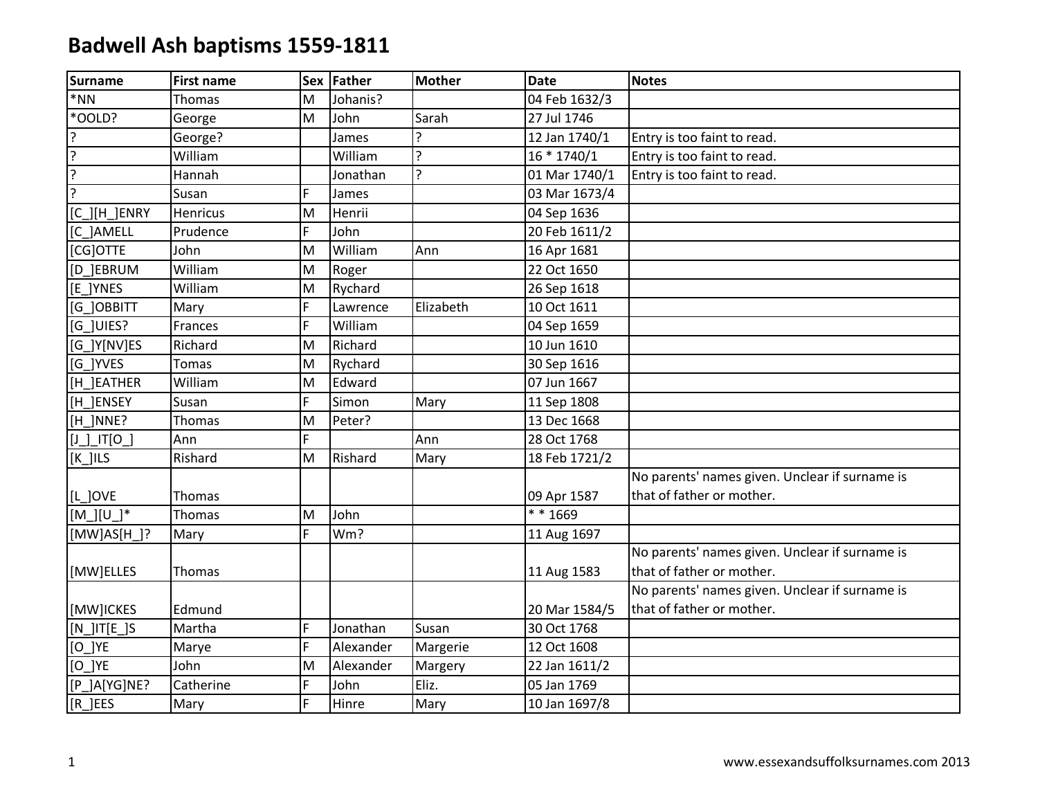# Badwell Ash baptisms 1559-1811

| Surname | First name | Sex | Father | Mother | Date | Notes |
|---|---|---|---|---|---|---|
| *NN | Thomas | M | Johanis? | | 04 Feb 1632/3 | |
| *OOLD? | George | M | John | Sarah | 27 Jul 1746 | |
| ? | George? | | James | ? | 12 Jan 1740/1 | Entry is too faint to read. |
| ? | William | | William | ? | 16 * 1740/1 | Entry is too faint to read. |
| ? | Hannah | | Jonathan | ? | 01 Mar 1740/1 | Entry is too faint to read. |
| ? | Susan | F | James | | 03 Mar 1673/4 | |
| [C_][H_]ENRY | Henricus | M | Henrii | | 04 Sep 1636 | |
| [C_]AMELL | Prudence | F | John | | 20 Feb 1611/2 | |
| [CG]OTTE | John | M | William | Ann | 16 Apr 1681 | |
| [D_]EBRUM | William | M | Roger | | 22 Oct 1650 | |
| [E_]YNES | William | M | Rychard | | 26 Sep 1618 | |
| [G_]OBBITT | Mary | F | Lawrence | Elizabeth | 10 Oct 1611 | |
| [G_]UIES? | Frances | F | William | | 04 Sep 1659 | |
| [G_]Y[NV]ES | Richard | M | Richard | | 10 Jun 1610 | |
| [G_]YVES | Tomas | M | Rychard | | 30 Sep 1616 | |
| [H_]EATHER | William | M | Edward | | 07 Jun 1667 | |
| [H_]ENSEY | Susan | F | Simon | Mary | 11 Sep 1808 | |
| [H_]NNE? | Thomas | M | Peter? | | 13 Dec 1668 | |
| [J_]_IT[O_] | Ann | F | | Ann | 28 Oct 1768 | |
| [K_]ILS | Rishard | M | Rishard | Mary | 18 Feb 1721/2 | |
| [L_]OVE | Thomas | | | | 09 Apr 1587 | No parents' names given. Unclear if surname is that of father or mother. |
| [M_][U_]* | Thomas | M | John | | * * 1669 | |
| [MW]AS[H_]? | Mary | F | Wm? | | 11 Aug 1697 | |
| [MW]ELLES | Thomas | | | | 11 Aug 1583 | No parents' names given. Unclear if surname is that of father or mother. |
| [MW]ICKES | Edmund | | | | 20 Mar 1584/5 | No parents' names given. Unclear if surname is that of father or mother. |
| [N_]IT[E_]S | Martha | F | Jonathan | Susan | 30 Oct 1768 | |
| [O_]YE | Marye | F | Alexander | Margerie | 12 Oct 1608 | |
| [O_]YE | John | M | Alexander | Margery | 22 Jan 1611/2 | |
| [P_]A[YG]NE? | Catherine | F | John | Eliz. | 05 Jan 1769 | |
| [R_]EES | Mary | F | Hinre | Mary | 10 Jan 1697/8 | |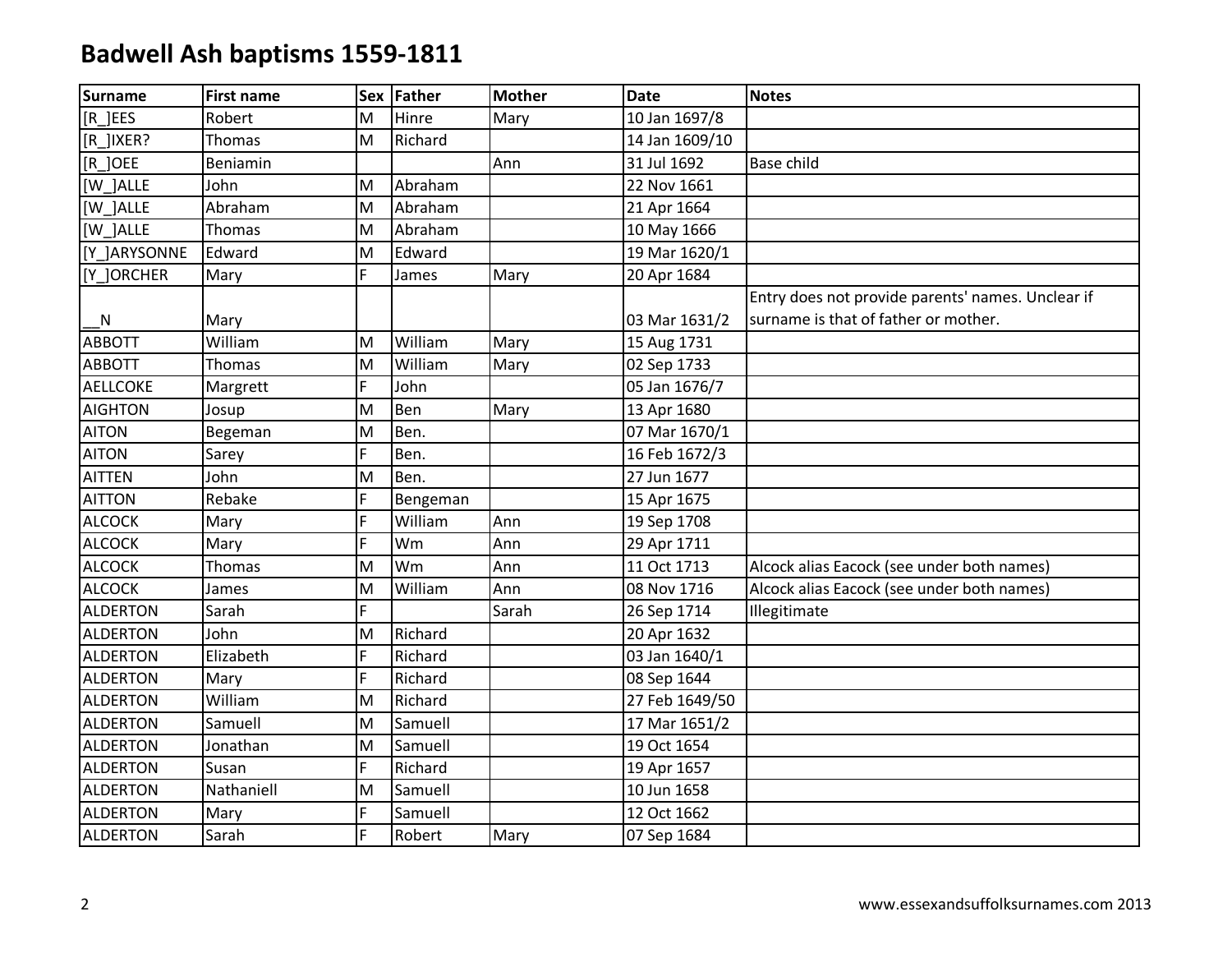# Badwell Ash baptisms 1559-1811

| Surname | First name | Sex | Father | Mother | Date | Notes |
|---|---|---|---|---|---|---|
| [R_]EES | Robert | M | Hinre | Mary | 10 Jan 1697/8 | |
| [R_]IXER? | Thomas | M | Richard | | 14 Jan 1609/10 | |
| [R_]OEE | Beniamin | | | Ann | 31 Jul 1692 | Base child |
| [W_]ALLE | John | M | Abraham | | 22 Nov 1661 | |
| [W_]ALLE | Abraham | M | Abraham | | 21 Apr 1664 | |
| [W_]ALLE | Thomas | M | Abraham | | 10 May 1666 | |
| [Y_]ARYSONNE | Edward | M | Edward | | 19 Mar 1620/1 | |
| [Y_]ORCHER | Mary | F | James | Mary | 20 Apr 1684 | |
| __N | Mary | | | | 03 Mar 1631/2 | Entry does not provide parents' names. Unclear if surname is that of father or mother. |
| ABBOTT | William | M | William | Mary | 15 Aug 1731 | |
| ABBOTT | Thomas | M | William | Mary | 02 Sep 1733 | |
| AELLCOKE | Margrett | F | John | | 05 Jan 1676/7 | |
| AIGHTON | Josup | M | Ben | Mary | 13 Apr 1680 | |
| AITON | Begeman | M | Ben. | | 07 Mar 1670/1 | |
| AITON | Sarey | F | Ben. | | 16 Feb 1672/3 | |
| AITTEN | John | M | Ben. | | 27 Jun 1677 | |
| AITTON | Rebake | F | Bengeman | | 15 Apr 1675 | |
| ALCOCK | Mary | F | William | Ann | 19 Sep 1708 | |
| ALCOCK | Mary | F | Wm | Ann | 29 Apr 1711 | |
| ALCOCK | Thomas | M | Wm | Ann | 11 Oct 1713 | Alcock alias Eacock (see under both names) |
| ALCOCK | James | M | William | Ann | 08 Nov 1716 | Alcock alias Eacock (see under both names) |
| ALDERTON | Sarah | F | | Sarah | 26 Sep 1714 | Illegitimate |
| ALDERTON | John | M | Richard | | 20 Apr 1632 | |
| ALDERTON | Elizabeth | F | Richard | | 03 Jan 1640/1 | |
| ALDERTON | Mary | F | Richard | | 08 Sep 1644 | |
| ALDERTON | William | M | Richard | | 27 Feb 1649/50 | |
| ALDERTON | Samuell | M | Samuell | | 17 Mar 1651/2 | |
| ALDERTON | Jonathan | M | Samuell | | 19 Oct 1654 | |
| ALDERTON | Susan | F | Richard | | 19 Apr 1657 | |
| ALDERTON | Nathaniell | M | Samuell | | 10 Jun 1658 | |
| ALDERTON | Mary | F | Samuell | | 12 Oct 1662 | |
| ALDERTON | Sarah | F | Robert | Mary | 07 Sep 1684 | |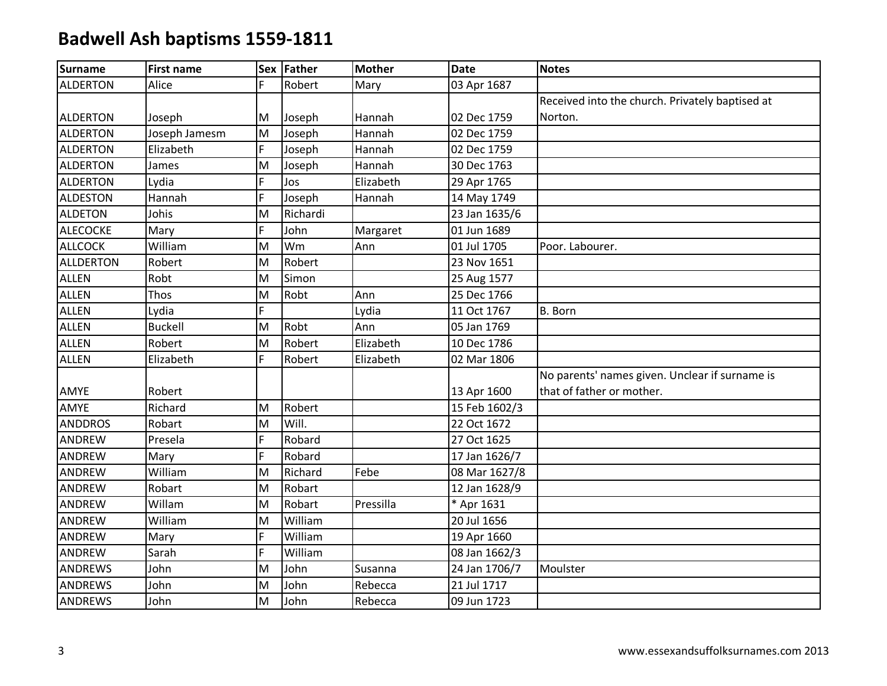# Badwell Ash baptisms 1559-1811

| Surname | First name | Sex | Father | Mother | Date | Notes |
|---|---|---|---|---|---|---|
| ALDERTON | Alice | F | Robert | Mary | 03 Apr 1687 | |
| ALDERTON | Joseph | M | Joseph | Hannah | 02 Dec 1759 | Received into the church. Privately baptised at Norton. |
| ALDERTON | Joseph Jamesm | M | Joseph | Hannah | 02 Dec 1759 | |
| ALDERTON | Elizabeth | F | Joseph | Hannah | 02 Dec 1759 | |
| ALDERTON | James | M | Joseph | Hannah | 30 Dec 1763 | |
| ALDERTON | Lydia | F | Jos | Elizabeth | 29 Apr 1765 | |
| ALDESTON | Hannah | F | Joseph | Hannah | 14 May 1749 | |
| ALDETON | Johis | M | Richardi | | 23 Jan 1635/6 | |
| ALECOCKE | Mary | F | John | Margaret | 01 Jun 1689 | |
| ALLCOCK | William | M | Wm | Ann | 01 Jul 1705 | Poor. Labourer. |
| ALLDERTON | Robert | M | Robert | | 23 Nov 1651 | |
| ALLEN | Robt | M | Simon | | 25 Aug 1577 | |
| ALLEN | Thos | M | Robt | Ann | 25 Dec 1766 | |
| ALLEN | Lydia | F | | Lydia | 11 Oct 1767 | B. Born |
| ALLEN | Buckell | M | Robt | Ann | 05 Jan 1769 | |
| ALLEN | Robert | M | Robert | Elizabeth | 10 Dec 1786 | |
| ALLEN | Elizabeth | F | Robert | Elizabeth | 02 Mar 1806 | |
| AMYE | Robert | | | | 13 Apr 1600 | No parents' names given. Unclear if surname is that of father or mother. |
| AMYE | Richard | M | Robert | | 15 Feb 1602/3 | |
| ANDDROS | Robart | M | Will. | | 22 Oct 1672 | |
| ANDREW | Presela | F | Robard | | 27 Oct 1625 | |
| ANDREW | Mary | F | Robard | | 17 Jan 1626/7 | |
| ANDREW | William | M | Richard | Febe | 08 Mar 1627/8 | |
| ANDREW | Robart | M | Robart | | 12 Jan 1628/9 | |
| ANDREW | Willam | M | Robart | Pressilla | * Apr 1631 | |
| ANDREW | William | M | William | | 20 Jul 1656 | |
| ANDREW | Mary | F | William | | 19 Apr 1660 | |
| ANDREW | Sarah | F | William | | 08 Jan 1662/3 | |
| ANDREWS | John | M | John | Susanna | 24 Jan 1706/7 | Moulster |
| ANDREWS | John | M | John | Rebecca | 21 Jul 1717 | |
| ANDREWS | John | M | John | Rebecca | 09 Jun 1723 | |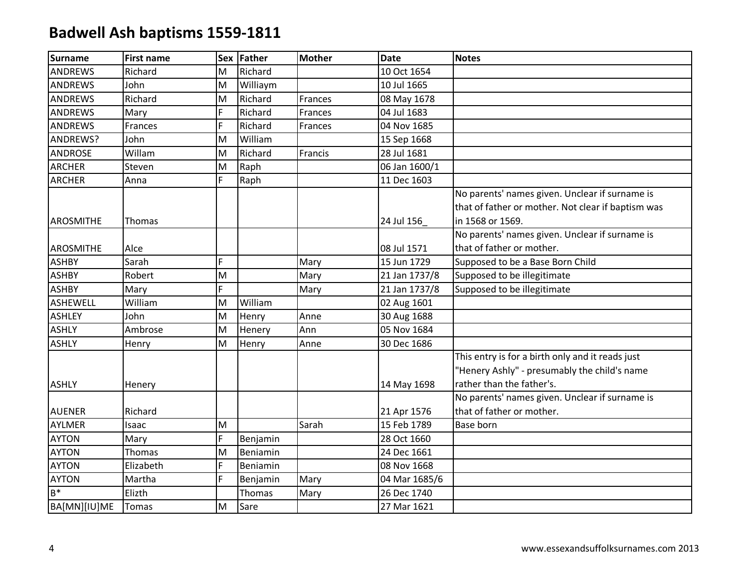# Badwell Ash baptisms 1559-1811

| Surname | First name | Sex | Father | Mother | Date | Notes |
|---|---|---|---|---|---|---|
| ANDREWS | Richard | M | Richard | | 10 Oct 1654 | |
| ANDREWS | John | M | Williaym | | 10 Jul 1665 | |
| ANDREWS | Richard | M | Richard | Frances | 08 May 1678 | |
| ANDREWS | Mary | F | Richard | Frances | 04 Jul 1683 | |
| ANDREWS | Frances | F | Richard | Frances | 04 Nov 1685 | |
| ANDREWS? | John | M | William | | 15 Sep 1668 | |
| ANDROSE | Willam | M | Richard | Francis | 28 Jul 1681 | |
| ARCHER | Steven | M | Raph | | 06 Jan 1600/1 | |
| ARCHER | Anna | F | Raph | | 11 Dec 1603 | |
| AROSMITHE | Thomas | | | | 24 Jul 156_ | No parents' names given. Unclear if surname is that of father or mother. Not clear if baptism was in 1568 or 1569. |
| AROSMITHE | Alce | | | | 08 Jul 1571 | No parents' names given. Unclear if surname is that of father or mother. |
| ASHBY | Sarah | F | | Mary | 15 Jun 1729 | Supposed to be a Base Born Child |
| ASHBY | Robert | M | | Mary | 21 Jan 1737/8 | Supposed to be illegitimate |
| ASHBY | Mary | F | | Mary | 21 Jan 1737/8 | Supposed to be illegitimate |
| ASHEWELL | William | M | William | | 02 Aug 1601 | |
| ASHLEY | John | M | Henry | Anne | 30 Aug 1688 | |
| ASHLY | Ambrose | M | Henery | Ann | 05 Nov 1684 | |
| ASHLY | Henry | M | Henry | Anne | 30 Dec 1686 | |
| ASHLY | Henery | | | | 14 May 1698 | This entry is for a birth only and it reads just "Henery Ashly" - presumably the child's name rather than the father's. |
| AUENER | Richard | | | | 21 Apr 1576 | No parents' names given. Unclear if surname is that of father or mother. |
| AYLMER | Isaac | M | | Sarah | 15 Feb 1789 | Base born |
| AYTON | Mary | F | Benjamin | | 28 Oct 1660 | |
| AYTON | Thomas | M | Beniamin | | 24 Dec 1661 | |
| AYTON | Elizabeth | F | Beniamin | | 08 Nov 1668 | |
| AYTON | Martha | F | Benjamin | Mary | 04 Mar 1685/6 | |
| B* | Elizth | | Thomas | Mary | 26 Dec 1740 | |
| BA[MN][IU]ME | Tomas | M | Sare | | 27 Mar 1621 | |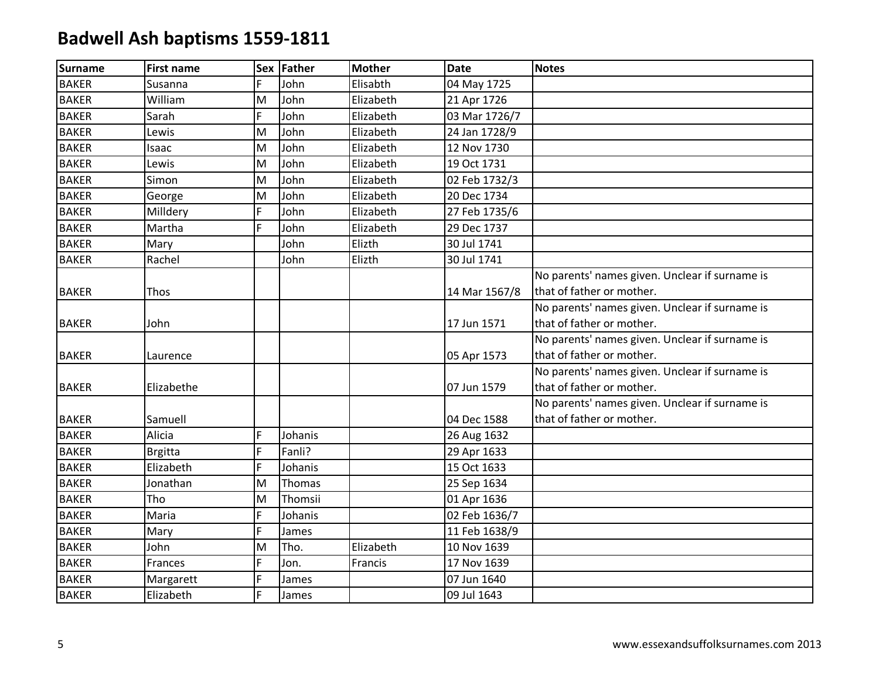# Badwell Ash baptisms 1559-1811

| Surname | First name | Sex | Father | Mother | Date | Notes |
|---|---|---|---|---|---|---|
| BAKER | Susanna | F | John | Elisabth | 04 May 1725 | |
| BAKER | William | M | John | Elizabeth | 21 Apr 1726 | |
| BAKER | Sarah | F | John | Elizabeth | 03 Mar 1726/7 | |
| BAKER | Lewis | M | John | Elizabeth | 24 Jan 1728/9 | |
| BAKER | Isaac | M | John | Elizabeth | 12 Nov 1730 | |
| BAKER | Lewis | M | John | Elizabeth | 19 Oct 1731 | |
| BAKER | Simon | M | John | Elizabeth | 02 Feb 1732/3 | |
| BAKER | George | M | John | Elizabeth | 20 Dec 1734 | |
| BAKER | Milldery | F | John | Elizabeth | 27 Feb 1735/6 | |
| BAKER | Martha | F | John | Elizabeth | 29 Dec 1737 | |
| BAKER | Mary | | John | Elizth | 30 Jul 1741 | |
| BAKER | Rachel | | John | Elizth | 30 Jul 1741 | |
| BAKER | Thos | | | | 14 Mar 1567/8 | No parents' names given. Unclear if surname is that of father or mother. |
| BAKER | John | | | | 17 Jun 1571 | No parents' names given. Unclear if surname is that of father or mother. |
| BAKER | Laurence | | | | 05 Apr 1573 | No parents' names given. Unclear if surname is that of father or mother. |
| BAKER | Elizabethe | | | | 07 Jun 1579 | No parents' names given. Unclear if surname is that of father or mother. |
| BAKER | Samuell | | | | 04 Dec 1588 | No parents' names given. Unclear if surname is that of father or mother. |
| BAKER | Alicia | F | Johanis | | 26 Aug 1632 | |
| BAKER | Brgitta | F | Fanli? | | 29 Apr 1633 | |
| BAKER | Elizabeth | F | Johanis | | 15 Oct 1633 | |
| BAKER | Jonathan | M | Thomas | | 25 Sep 1634 | |
| BAKER | Tho | M | Thomsii | | 01 Apr 1636 | |
| BAKER | Maria | F | Johanis | | 02 Feb 1636/7 | |
| BAKER | Mary | F | James | | 11 Feb 1638/9 | |
| BAKER | John | M | Tho. | Elizabeth | 10 Nov 1639 | |
| BAKER | Frances | F | Jon. | Francis | 17 Nov 1639 | |
| BAKER | Margarett | F | James | | 07 Jun 1640 | |
| BAKER | Elizabeth | F | James | | 09 Jul 1643 | |

www.essexandsuffolksurnames.com 2013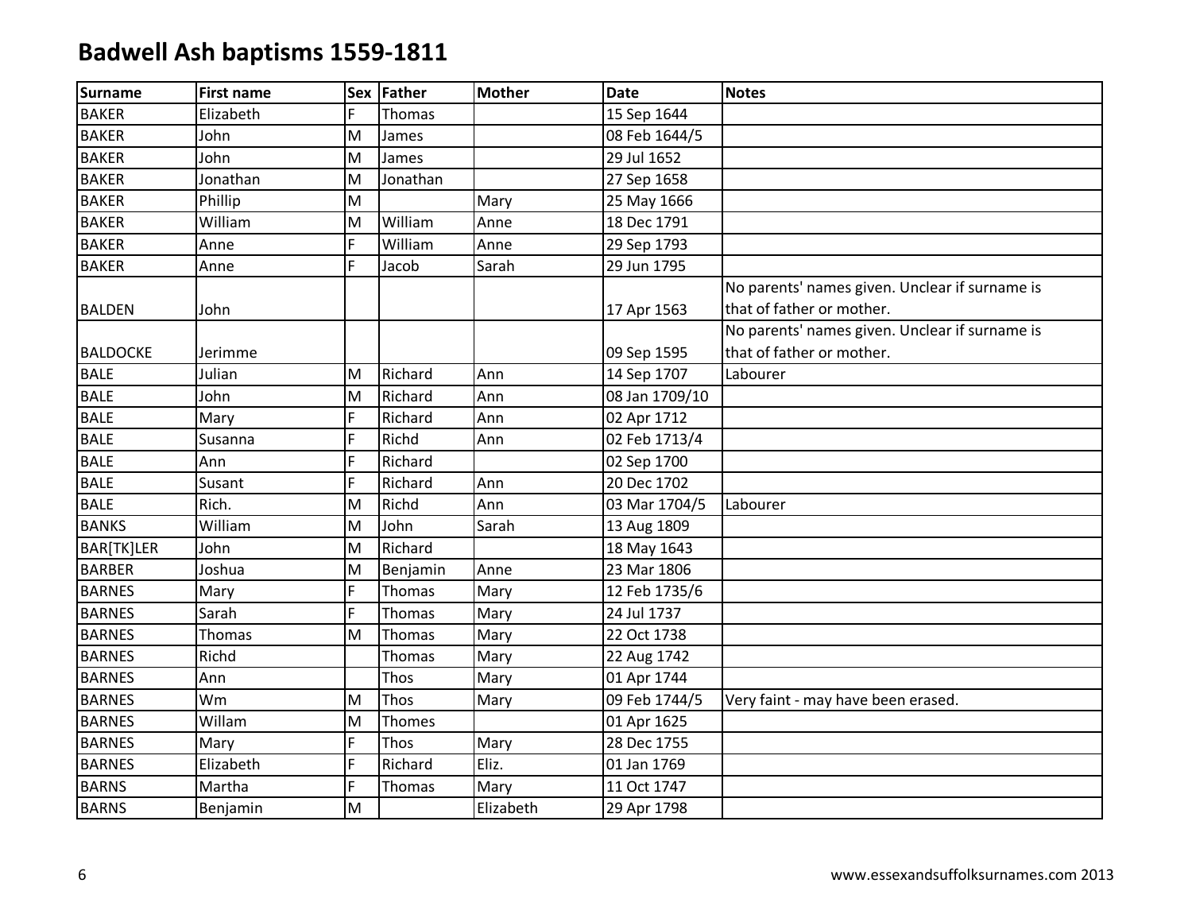# Badwell Ash baptisms 1559-1811

| Surname | First name | Sex | Father | Mother | Date | Notes |
|---|---|---|---|---|---|---|
| BAKER | Elizabeth | F | Thomas | | 15 Sep 1644 | |
| BAKER | John | M | James | | 08 Feb 1644/5 | |
| BAKER | John | M | James | | 29 Jul 1652 | |
| BAKER | Jonathan | M | Jonathan | | 27 Sep 1658 | |
| BAKER | Phillip | M | | Mary | 25 May 1666 | |
| BAKER | William | M | William | Anne | 18 Dec 1791 | |
| BAKER | Anne | F | William | Anne | 29 Sep 1793 | |
| BAKER | Anne | F | Jacob | Sarah | 29 Jun 1795 | |
| BALDEN | John | | | | 17 Apr 1563 | No parents' names given. Unclear if surname is that of father or mother. |
| BALDOCKE | Jerimme | | | | 09 Sep 1595 | No parents' names given. Unclear if surname is that of father or mother. |
| BALE | Julian | M | Richard | Ann | 14 Sep 1707 | Labourer |
| BALE | John | M | Richard | Ann | 08 Jan 1709/10 | |
| BALE | Mary | F | Richard | Ann | 02 Apr 1712 | |
| BALE | Susanna | F | Richd | Ann | 02 Feb 1713/4 | |
| BALE | Ann | F | Richard | | 02 Sep 1700 | |
| BALE | Susant | F | Richard | Ann | 20 Dec 1702 | |
| BALE | Rich. | M | Richd | Ann | 03 Mar 1704/5 | Labourer |
| BANKS | William | M | John | Sarah | 13 Aug 1809 | |
| BAR[TK]LER | John | M | Richard | | 18 May 1643 | |
| BARBER | Joshua | M | Benjamin | Anne | 23 Mar 1806 | |
| BARNES | Mary | F | Thomas | Mary | 12 Feb 1735/6 | |
| BARNES | Sarah | F | Thomas | Mary | 24 Jul 1737 | |
| BARNES | Thomas | M | Thomas | Mary | 22 Oct 1738 | |
| BARNES | Richd | | Thomas | Mary | 22 Aug 1742 | |
| BARNES | Ann | | Thos | Mary | 01 Apr 1744 | |
| BARNES | Wm | M | Thos | Mary | 09 Feb 1744/5 | Very faint - may have been erased. |
| BARNES | Willam | M | Thomes | | 01 Apr 1625 | |
| BARNES | Mary | F | Thos | Mary | 28 Dec 1755 | |
| BARNES | Elizabeth | F | Richard | Eliz. | 01 Jan 1769 | |
| BARNS | Martha | F | Thomas | Mary | 11 Oct 1747 | |
| BARNS | Benjamin | M | | Elizabeth | 29 Apr 1798 | |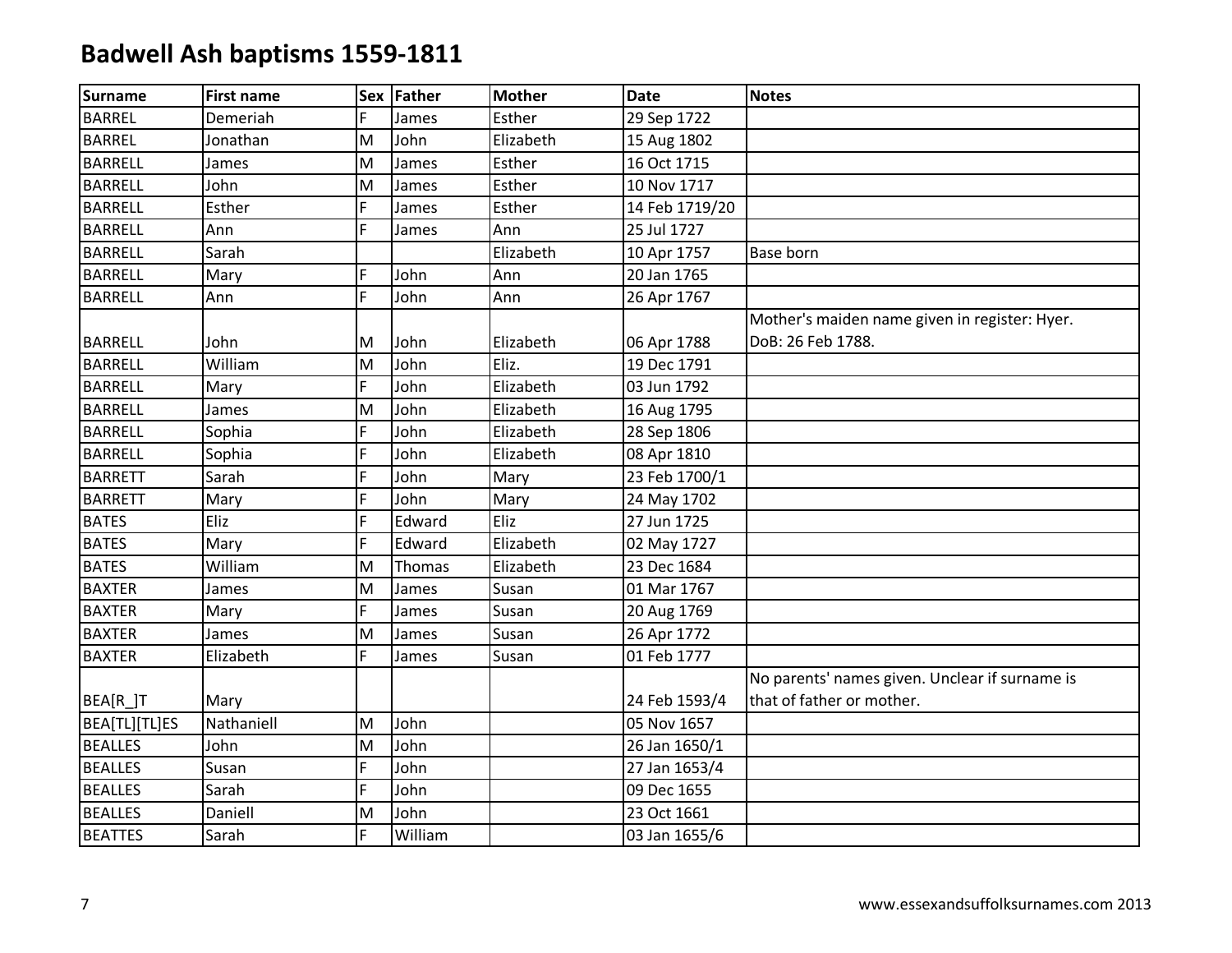# Badwell Ash baptisms 1559-1811

| Surname | First name | Sex | Father | Mother | Date | Notes |
|---|---|---|---|---|---|---|
| BARREL | Demeriah | F | James | Esther | 29 Sep 1722 | |
| BARREL | Jonathan | M | John | Elizabeth | 15 Aug 1802 | |
| BARRELL | James | M | James | Esther | 16 Oct 1715 | |
| BARRELL | John | M | James | Esther | 10 Nov 1717 | |
| BARRELL | Esther | F | James | Esther | 14 Feb 1719/20 | |
| BARRELL | Ann | F | James | Ann | 25 Jul 1727 | |
| BARRELL | Sarah | | | Elizabeth | 10 Apr 1757 | Base born |
| BARRELL | Mary | F | John | Ann | 20 Jan 1765 | |
| BARRELL | Ann | F | John | Ann | 26 Apr 1767 | |
| BARRELL | John | M | John | Elizabeth | 06 Apr 1788 | Mother's maiden name given in register: Hyer. DoB: 26 Feb 1788. |
| BARRELL | William | M | John | Eliz. | 19 Dec 1791 | |
| BARRELL | Mary | F | John | Elizabeth | 03 Jun 1792 | |
| BARRELL | James | M | John | Elizabeth | 16 Aug 1795 | |
| BARRELL | Sophia | F | John | Elizabeth | 28 Sep 1806 | |
| BARRELL | Sophia | F | John | Elizabeth | 08 Apr 1810 | |
| BARRETT | Sarah | F | John | Mary | 23 Feb 1700/1 | |
| BARRETT | Mary | F | John | Mary | 24 May 1702 | |
| BATES | Eliz | F | Edward | Eliz | 27 Jun 1725 | |
| BATES | Mary | F | Edward | Elizabeth | 02 May 1727 | |
| BATES | William | M | Thomas | Elizabeth | 23 Dec 1684 | |
| BAXTER | James | M | James | Susan | 01 Mar 1767 | |
| BAXTER | Mary | F | James | Susan | 20 Aug 1769 | |
| BAXTER | James | M | James | Susan | 26 Apr 1772 | |
| BAXTER | Elizabeth | F | James | Susan | 01 Feb 1777 | |
| BEA[R_]T | Mary | | | | 24 Feb 1593/4 | No parents' names given. Unclear if surname is that of father or mother. |
| BEA[TL][TL]ES | Nathaniell | M | John | | 05 Nov 1657 | |
| BEALLES | John | M | John | | 26 Jan 1650/1 | |
| BEALLES | Susan | F | John | | 27 Jan 1653/4 | |
| BEALLES | Sarah | F | John | | 09 Dec 1655 | |
| BEALLES | Daniell | M | John | | 23 Oct 1661 | |
| BEATTES | Sarah | F | William | | 03 Jan 1655/6 | |

www.essexandsuffolksurnames.com 2013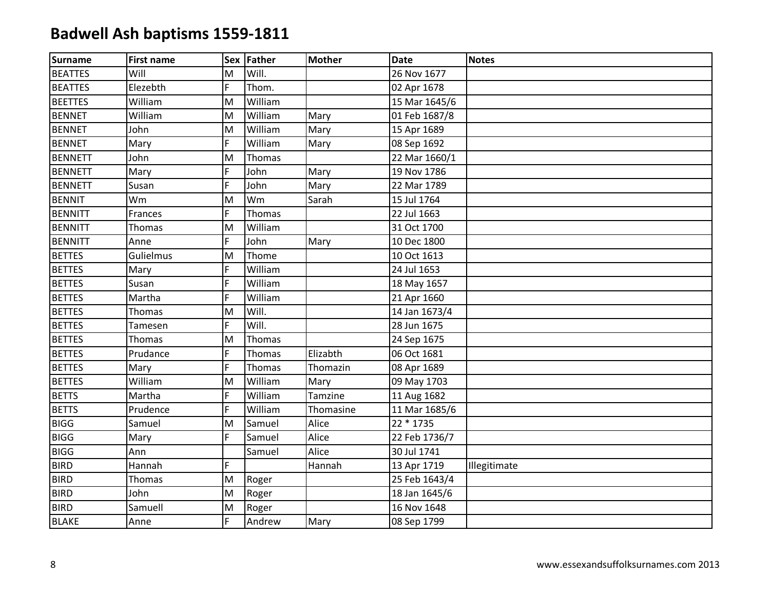# Badwell Ash baptisms 1559-1811

| Surname | First name | Sex | Father | Mother | Date | Notes |
|---|---|---|---|---|---|---|
| BEATTES | Will | M | Will. | | 26 Nov 1677 | |
| BEATTES | Elezebth | F | Thom. | | 02 Apr 1678 | |
| BEETTES | William | M | William | | 15 Mar 1645/6 | |
| BENNET | William | M | William | Mary | 01 Feb 1687/8 | |
| BENNET | John | M | William | Mary | 15 Apr 1689 | |
| BENNET | Mary | F | William | Mary | 08 Sep 1692 | |
| BENNETT | John | M | Thomas | | 22 Mar 1660/1 | |
| BENNETT | Mary | F | John | Mary | 19 Nov 1786 | |
| BENNETT | Susan | F | John | Mary | 22 Mar 1789 | |
| BENNIT | Wm | M | Wm | Sarah | 15 Jul 1764 | |
| BENNITT | Frances | F | Thomas | | 22 Jul 1663 | |
| BENNITT | Thomas | M | William | | 31 Oct 1700 | |
| BENNITT | Anne | F | John | Mary | 10 Dec 1800 | |
| BETTES | Gulielmus | M | Thome | | 10 Oct 1613 | |
| BETTES | Mary | F | William | | 24 Jul 1653 | |
| BETTES | Susan | F | William | | 18 May 1657 | |
| BETTES | Martha | F | William | | 21 Apr 1660 | |
| BETTES | Thomas | M | Will. | | 14 Jan 1673/4 | |
| BETTES | Tamesen | F | Will. | | 28 Jun 1675 | |
| BETTES | Thomas | M | Thomas | | 24 Sep 1675 | |
| BETTES | Prudance | F | Thomas | Elizabth | 06 Oct 1681 | |
| BETTES | Mary | F | Thomas | Thomazin | 08 Apr 1689 | |
| BETTES | William | M | William | Mary | 09 May 1703 | |
| BETTS | Martha | F | William | Tamzine | 11 Aug 1682 | |
| BETTS | Prudence | F | William | Thomasine | 11 Mar 1685/6 | |
| BIGG | Samuel | M | Samuel | Alice | 22 * 1735 | |
| BIGG | Mary | F | Samuel | Alice | 22 Feb 1736/7 | |
| BIGG | Ann | | Samuel | Alice | 30 Jul 1741 | |
| BIRD | Hannah | F | | Hannah | 13 Apr 1719 | Illegitimate |
| BIRD | Thomas | M | Roger | | 25 Feb 1643/4 | |
| BIRD | John | M | Roger | | 18 Jan 1645/6 | |
| BIRD | Samuell | M | Roger | | 16 Nov 1648 | |
| BLAKE | Anne | F | Andrew | Mary | 08 Sep 1799 | |

www.essexandsuffolksurnames.com 2013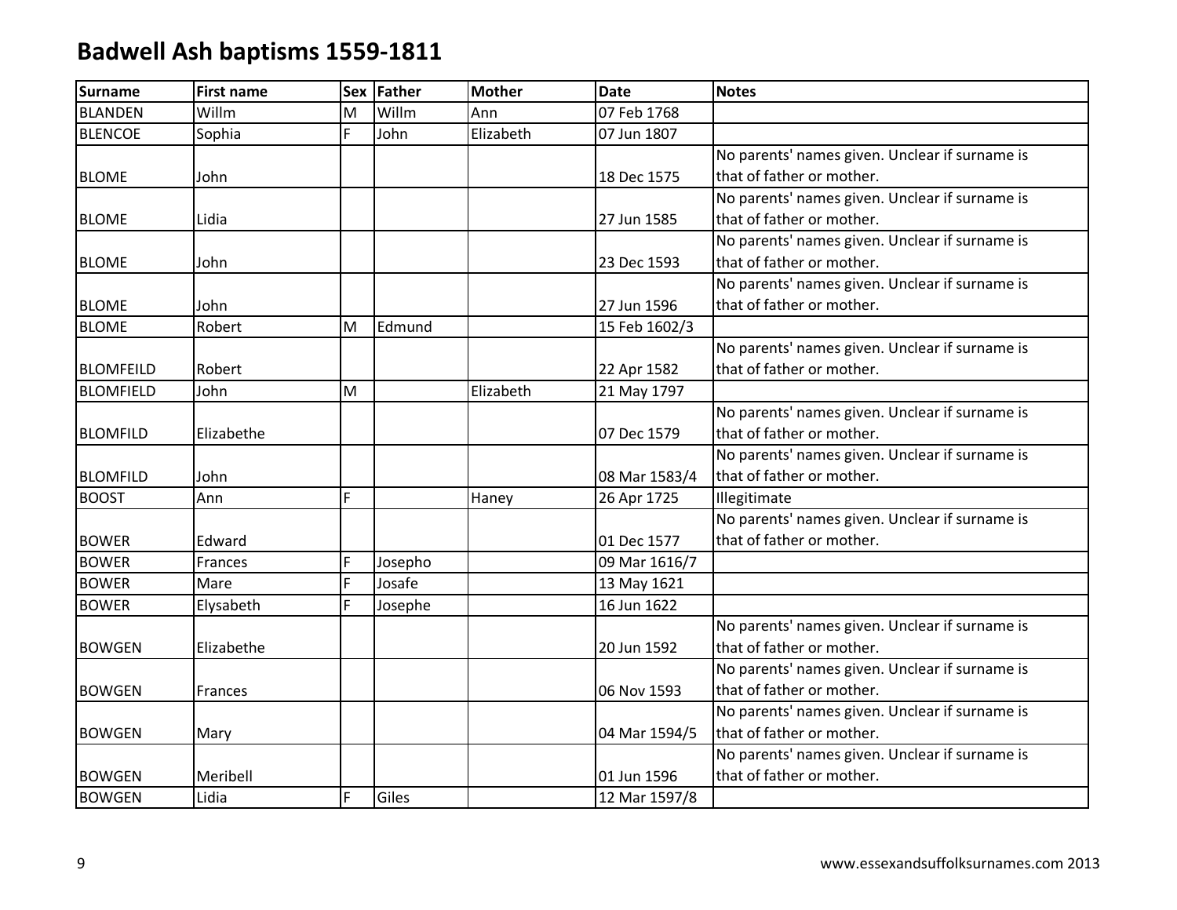# Badwell Ash baptisms 1559-1811

| Surname | First name | Sex | Father | Mother | Date | Notes |
|---|---|---|---|---|---|---|
| BLANDEN | Willm | M | Willm | Ann | 07 Feb 1768 | |
| BLENCOE | Sophia | F | John | Elizabeth | 07 Jun 1807 | |
| BLOME | John | | | | 18 Dec 1575 | No parents' names given. Unclear if surname is that of father or mother. |
| BLOME | Lidia | | | | 27 Jun 1585 | No parents' names given. Unclear if surname is that of father or mother. |
| BLOME | John | | | | 23 Dec 1593 | No parents' names given. Unclear if surname is that of father or mother. |
| BLOME | John | | | | 27 Jun 1596 | No parents' names given. Unclear if surname is that of father or mother. |
| BLOME | Robert | M | Edmund | | 15 Feb 1602/3 | |
| BLOMFEILD | Robert | | | | 22 Apr 1582 | No parents' names given. Unclear if surname is that of father or mother. |
| BLOMFIELD | John | M | | Elizabeth | 21 May 1797 | |
| BLOMFILD | Elizabethe | | | | 07 Dec 1579 | No parents' names given. Unclear if surname is that of father or mother. |
| BLOMFILD | John | | | | 08 Mar 1583/4 | No parents' names given. Unclear if surname is that of father or mother. |
| BOOST | Ann | F | | Haney | 26 Apr 1725 | Illegitimate |
| BOWER | Edward | | | | 01 Dec 1577 | No parents' names given. Unclear if surname is that of father or mother. |
| BOWER | Frances | F | Josepho | | 09 Mar 1616/7 | |
| BOWER | Mare | F | Josafe | | 13 May 1621 | |
| BOWER | Elysabeth | F | Josephe | | 16 Jun 1622 | |
| BOWGEN | Elizabethe | | | | 20 Jun 1592 | No parents' names given. Unclear if surname is that of father or mother. |
| BOWGEN | Frances | | | | 06 Nov 1593 | No parents' names given. Unclear if surname is that of father or mother. |
| BOWGEN | Mary | | | | 04 Mar 1594/5 | No parents' names given. Unclear if surname is that of father or mother. |
| BOWGEN | Meribell | | | | 01 Jun 1596 | No parents' names given. Unclear if surname is that of father or mother. |
| BOWGEN | Lidia | F | Giles | | 12 Mar 1597/8 | |

www.essexandsuffolksurnames.com 2013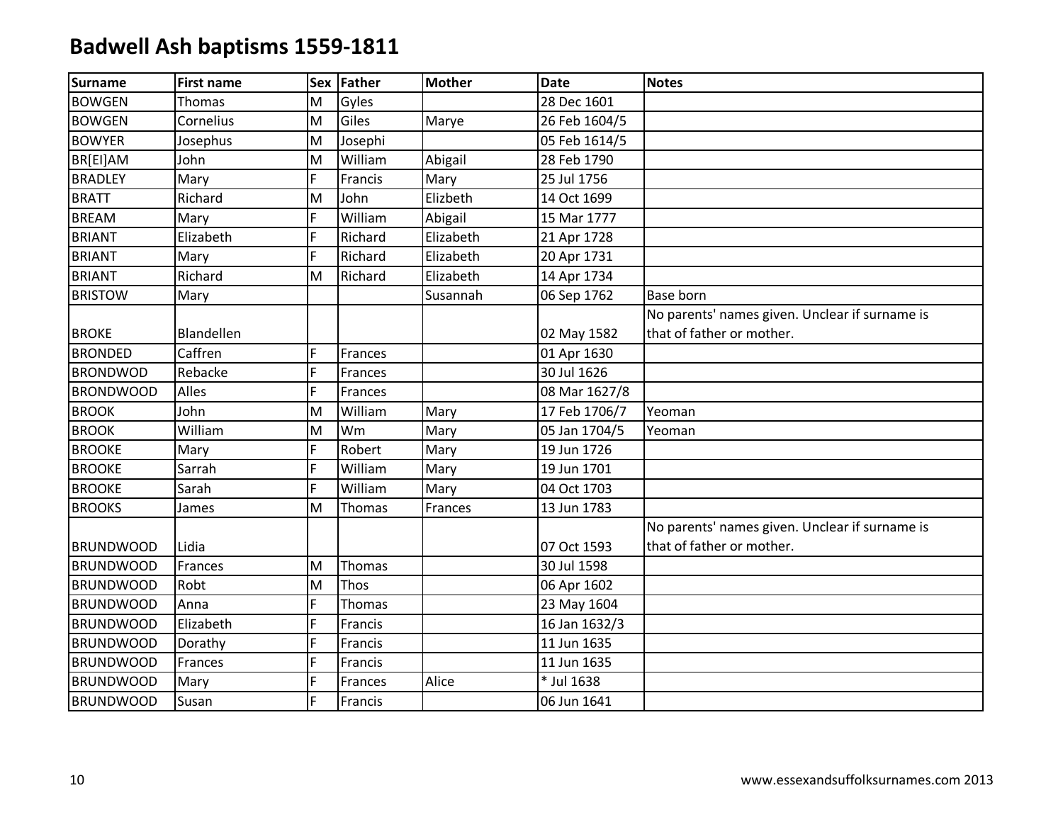# Badwell Ash baptisms 1559-1811

| Surname | First name | Sex | Father | Mother | Date | Notes |
|---|---|---|---|---|---|---|
| BOWGEN | Thomas | M | Gyles | | 28 Dec 1601 | |
| BOWGEN | Cornelius | M | Giles | Marye | 26 Feb 1604/5 | |
| BOWYER | Josephus | M | Josephi | | 05 Feb 1614/5 | |
| BR[EI]AM | John | M | William | Abigail | 28 Feb 1790 | |
| BRADLEY | Mary | F | Francis | Mary | 25 Jul 1756 | |
| BRATT | Richard | M | John | Elizbeth | 14 Oct 1699 | |
| BREAM | Mary | F | William | Abigail | 15 Mar 1777 | |
| BRIANT | Elizabeth | F | Richard | Elizabeth | 21 Apr 1728 | |
| BRIANT | Mary | F | Richard | Elizabeth | 20 Apr 1731 | |
| BRIANT | Richard | M | Richard | Elizabeth | 14 Apr 1734 | |
| BRISTOW | Mary | | | Susannah | 06 Sep 1762 | Base born |
| BROKE | Blandellen | | | | 02 May 1582 | No parents' names given. Unclear if surname is that of father or mother. |
| BRONDED | Caffren | F | Frances | | 01 Apr 1630 | |
| BRONDWOD | Rebacke | F | Frances | | 30 Jul 1626 | |
| BRONDWOOD | Alles | F | Frances | | 08 Mar 1627/8 | |
| BROOK | John | M | William | Mary | 17 Feb 1706/7 | Yeoman |
| BROOK | William | M | Wm | Mary | 05 Jan 1704/5 | Yeoman |
| BROOKE | Mary | F | Robert | Mary | 19 Jun 1726 | |
| BROOKE | Sarrah | F | William | Mary | 19 Jun 1701 | |
| BROOKE | Sarah | F | William | Mary | 04 Oct 1703 | |
| BROOKS | James | M | Thomas | Frances | 13 Jun 1783 | |
| BRUNDWOOD | Lidia | | | | 07 Oct 1593 | No parents' names given. Unclear if surname is that of father or mother. |
| BRUNDWOOD | Frances | M | Thomas | | 30 Jul 1598 | |
| BRUNDWOOD | Robt | M | Thos | | 06 Apr 1602 | |
| BRUNDWOOD | Anna | F | Thomas | | 23 May 1604 | |
| BRUNDWOOD | Elizabeth | F | Francis | | 16 Jan 1632/3 | |
| BRUNDWOOD | Dorathy | F | Francis | | 11 Jun 1635 | |
| BRUNDWOOD | Frances | F | Francis | | 11 Jun 1635 | |
| BRUNDWOOD | Mary | F | Frances | Alice | * Jul 1638 | |
| BRUNDWOOD | Susan | F | Francis | | 06 Jun 1641 | |

www.essexandsuffolksurnames.com 2013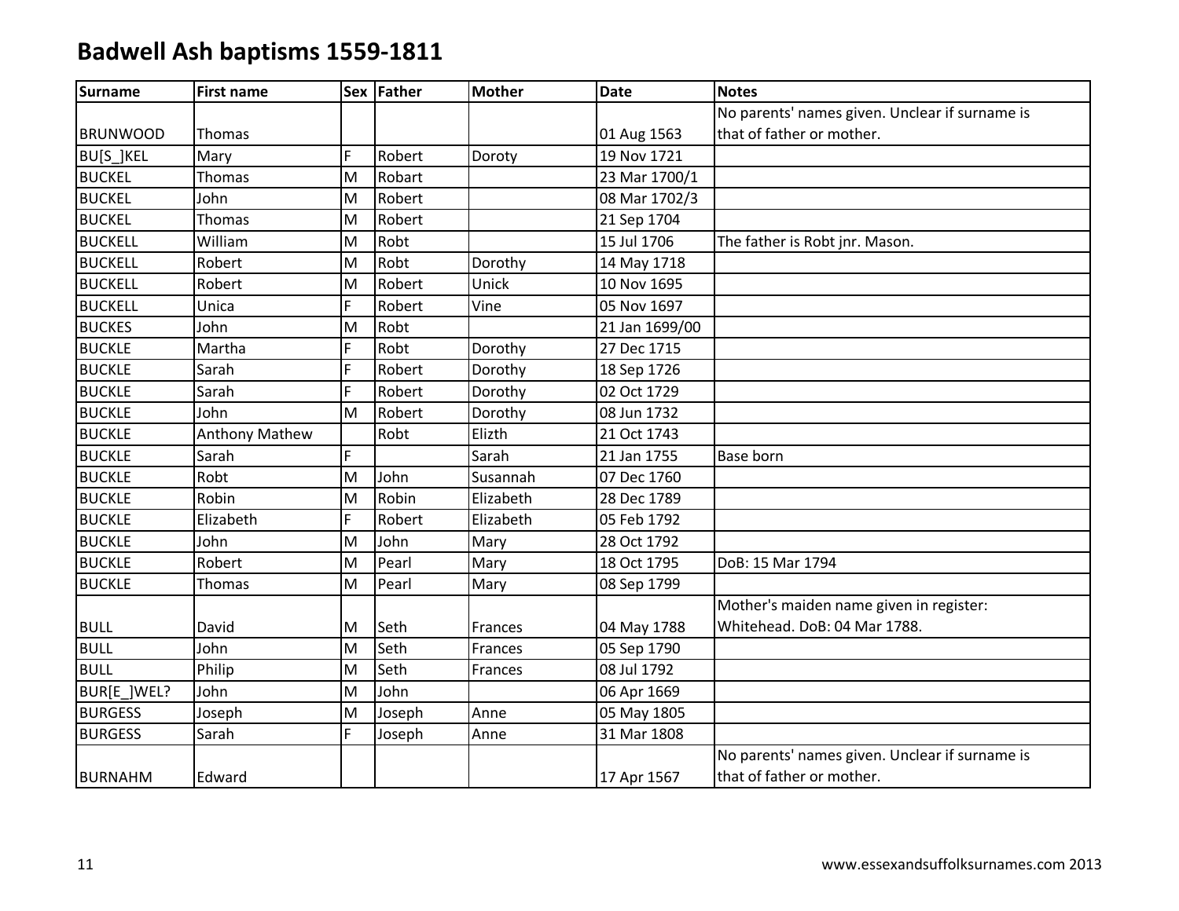# Badwell Ash baptisms 1559-1811

| Surname | First name | Sex | Father | Mother | Date | Notes |
|---|---|---|---|---|---|---|
| BRUNWOOD | Thomas | | | | 01 Aug 1563 | No parents' names given. Unclear if surname is that of father or mother. |
| BU[S_]KEL | Mary | F | Robert | Doroty | 19 Nov 1721 | |
| BUCKEL | Thomas | M | Robart | | 23 Mar 1700/1 | |
| BUCKEL | John | M | Robert | | 08 Mar 1702/3 | |
| BUCKEL | Thomas | M | Robert | | 21 Sep 1704 | |
| BUCKELL | William | M | Robt | | 15 Jul 1706 | The father is Robt jnr. Mason. |
| BUCKELL | Robert | M | Robt | Dorothy | 14 May 1718 | |
| BUCKELL | Robert | M | Robert | Unick | 10 Nov 1695 | |
| BUCKELL | Unica | F | Robert | Vine | 05 Nov 1697 | |
| BUCKES | John | M | Robt | | 21 Jan 1699/00 | |
| BUCKLE | Martha | F | Robt | Dorothy | 27 Dec 1715 | |
| BUCKLE | Sarah | F | Robert | Dorothy | 18 Sep 1726 | |
| BUCKLE | Sarah | F | Robert | Dorothy | 02 Oct 1729 | |
| BUCKLE | John | M | Robert | Dorothy | 08 Jun 1732 | |
| BUCKLE | Anthony Mathew | | Robt | Elizth | 21 Oct 1743 | |
| BUCKLE | Sarah | F | | Sarah | 21 Jan 1755 | Base born |
| BUCKLE | Robt | M | John | Susannah | 07 Dec 1760 | |
| BUCKLE | Robin | M | Robin | Elizabeth | 28 Dec 1789 | |
| BUCKLE | Elizabeth | F | Robert | Elizabeth | 05 Feb 1792 | |
| BUCKLE | John | M | John | Mary | 28 Oct 1792 | |
| BUCKLE | Robert | M | Pearl | Mary | 18 Oct 1795 | DoB: 15 Mar 1794 |
| BUCKLE | Thomas | M | Pearl | Mary | 08 Sep 1799 | |
| BULL | David | M | Seth | Frances | 04 May 1788 | Mother's maiden name given in register: Whitehead. DoB: 04 Mar 1788. |
| BULL | John | M | Seth | Frances | 05 Sep 1790 | |
| BULL | Philip | M | Seth | Frances | 08 Jul 1792 | |
| BUR[E_]WEL? | John | M | John | | 06 Apr 1669 | |
| BURGESS | Joseph | M | Joseph | Anne | 05 May 1805 | |
| BURGESS | Sarah | F | Joseph | Anne | 31 Mar 1808 | |
| BURNAHM | Edward | | | | 17 Apr 1567 | No parents' names given. Unclear if surname is that of father or mother. |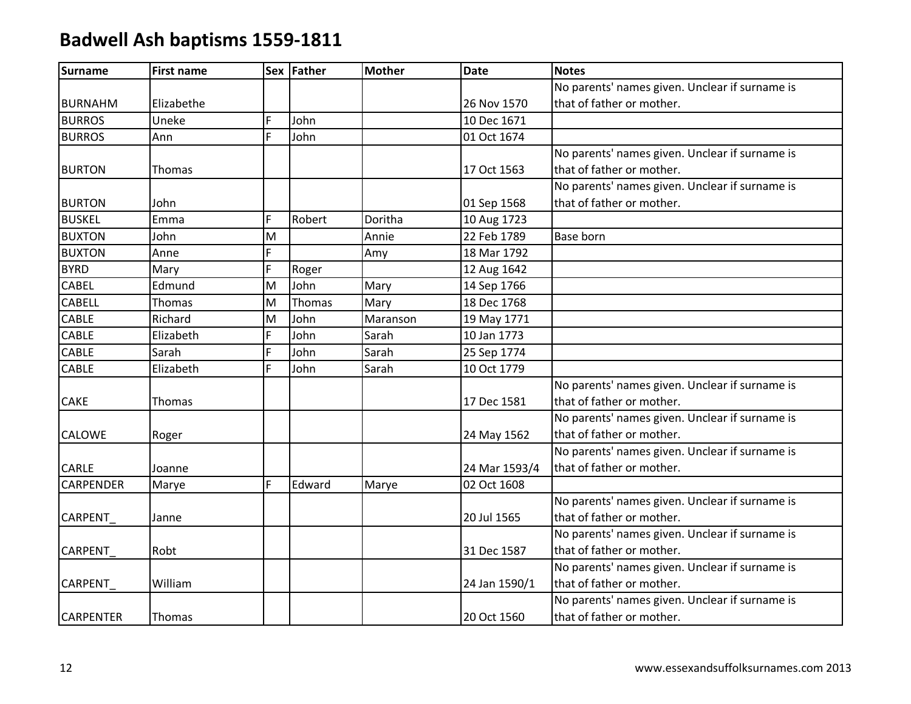# Badwell Ash baptisms 1559-1811

| Surname | First name | Sex | Father | Mother | Date | Notes |
|---|---|---|---|---|---|---|
| BURNAHM | Elizabethe | | | | 26 Nov 1570 | No parents' names given. Unclear if surname is that of father or mother. |
| BURROS | Uneke | F | John | | 10 Dec 1671 | |
| BURROS | Ann | F | John | | 01 Oct 1674 | |
| BURTON | Thomas | | | | 17 Oct 1563 | No parents' names given. Unclear if surname is that of father or mother. |
| BURTON | John | | | | 01 Sep 1568 | No parents' names given. Unclear if surname is that of father or mother. |
| BUSKEL | Emma | F | Robert | Doritha | 10 Aug 1723 | |
| BUXTON | John | M | | Annie | 22 Feb 1789 | Base born |
| BUXTON | Anne | F | | Amy | 18 Mar 1792 | |
| BYRD | Mary | F | Roger | | 12 Aug 1642 | |
| CABEL | Edmund | M | John | Mary | 14 Sep 1766 | |
| CABELL | Thomas | M | Thomas | Mary | 18 Dec 1768 | |
| CABLE | Richard | M | John | Maranson | 19 May 1771 | |
| CABLE | Elizabeth | F | John | Sarah | 10 Jan 1773 | |
| CABLE | Sarah | F | John | Sarah | 25 Sep 1774 | |
| CABLE | Elizabeth | F | John | Sarah | 10 Oct 1779 | |
| CAKE | Thomas | | | | 17 Dec 1581 | No parents' names given. Unclear if surname is that of father or mother. |
| CALOWE | Roger | | | | 24 May 1562 | No parents' names given. Unclear if surname is that of father or mother. |
| CARLE | Joanne | | | | 24 Mar 1593/4 | No parents' names given. Unclear if surname is that of father or mother. |
| CARPENDER | Marye | F | Edward | Marye | 02 Oct 1608 | |
| CARPENT_ | Janne | | | | 20 Jul 1565 | No parents' names given. Unclear if surname is that of father or mother. |
| CARPENT_ | Robt | | | | 31 Dec 1587 | No parents' names given. Unclear if surname is that of father or mother. |
| CARPENT_ | William | | | | 24 Jan 1590/1 | No parents' names given. Unclear if surname is that of father or mother. |
| CARPENTER | Thomas | | | | 20 Oct 1560 | No parents' names given. Unclear if surname is that of father or mother. |

www.essexandsuffolksurnames.com 2013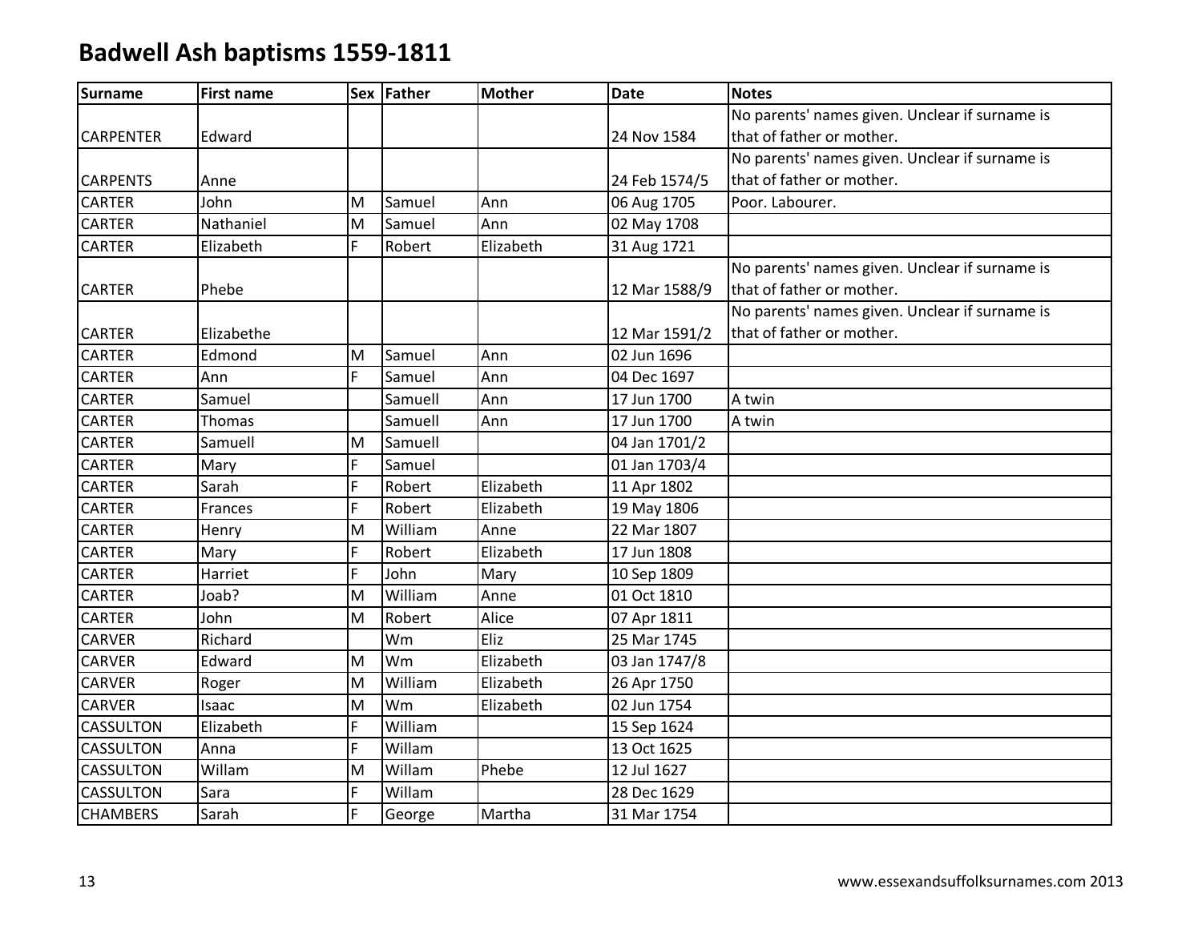# Badwell Ash baptisms 1559-1811

| Surname | First name | Sex | Father | Mother | Date | Notes |
|---|---|---|---|---|---|---|
| CARPENTER | Edward | | | | 24 Nov 1584 | No parents' names given. Unclear if surname is that of father or mother. |
| CARPENTS | Anne | | | | 24 Feb 1574/5 | No parents' names given. Unclear if surname is that of father or mother. |
| CARTER | John | M | Samuel | Ann | 06 Aug 1705 | Poor. Labourer. |
| CARTER | Nathaniel | M | Samuel | Ann | 02 May 1708 | |
| CARTER | Elizabeth | F | Robert | Elizabeth | 31 Aug 1721 | |
| CARTER | Phebe | | | | 12 Mar 1588/9 | No parents' names given. Unclear if surname is that of father or mother. |
| CARTER | Elizabethe | | | | 12 Mar 1591/2 | No parents' names given. Unclear if surname is that of father or mother. |
| CARTER | Edmond | M | Samuel | Ann | 02 Jun 1696 | |
| CARTER | Ann | F | Samuel | Ann | 04 Dec 1697 | |
| CARTER | Samuel | | Samuell | Ann | 17 Jun 1700 | A twin |
| CARTER | Thomas | | Samuell | Ann | 17 Jun 1700 | A twin |
| CARTER | Samuell | M | Samuell | | 04 Jan 1701/2 | |
| CARTER | Mary | F | Samuel | | 01 Jan 1703/4 | |
| CARTER | Sarah | F | Robert | Elizabeth | 11 Apr 1802 | |
| CARTER | Frances | F | Robert | Elizabeth | 19 May 1806 | |
| CARTER | Henry | M | William | Anne | 22 Mar 1807 | |
| CARTER | Mary | F | Robert | Elizabeth | 17 Jun 1808 | |
| CARTER | Harriet | F | John | Mary | 10 Sep 1809 | |
| CARTER | Joab? | M | William | Anne | 01 Oct 1810 | |
| CARTER | John | M | Robert | Alice | 07 Apr 1811 | |
| CARVER | Richard | | Wm | Eliz | 25 Mar 1745 | |
| CARVER | Edward | M | Wm | Elizabeth | 03 Jan 1747/8 | |
| CARVER | Roger | M | William | Elizabeth | 26 Apr 1750 | |
| CARVER | Isaac | M | Wm | Elizabeth | 02 Jun 1754 | |
| CASSULTON | Elizabeth | F | William | | 15 Sep 1624 | |
| CASSULTON | Anna | F | Willam | | 13 Oct 1625 | |
| CASSULTON | Willam | M | Willam | Phebe | 12 Jul 1627 | |
| CASSULTON | Sara | F | Willam | | 28 Dec 1629 | |
| CHAMBERS | Sarah | F | George | Martha | 31 Mar 1754 | |

www.essexandsuffolksurnames.com 2013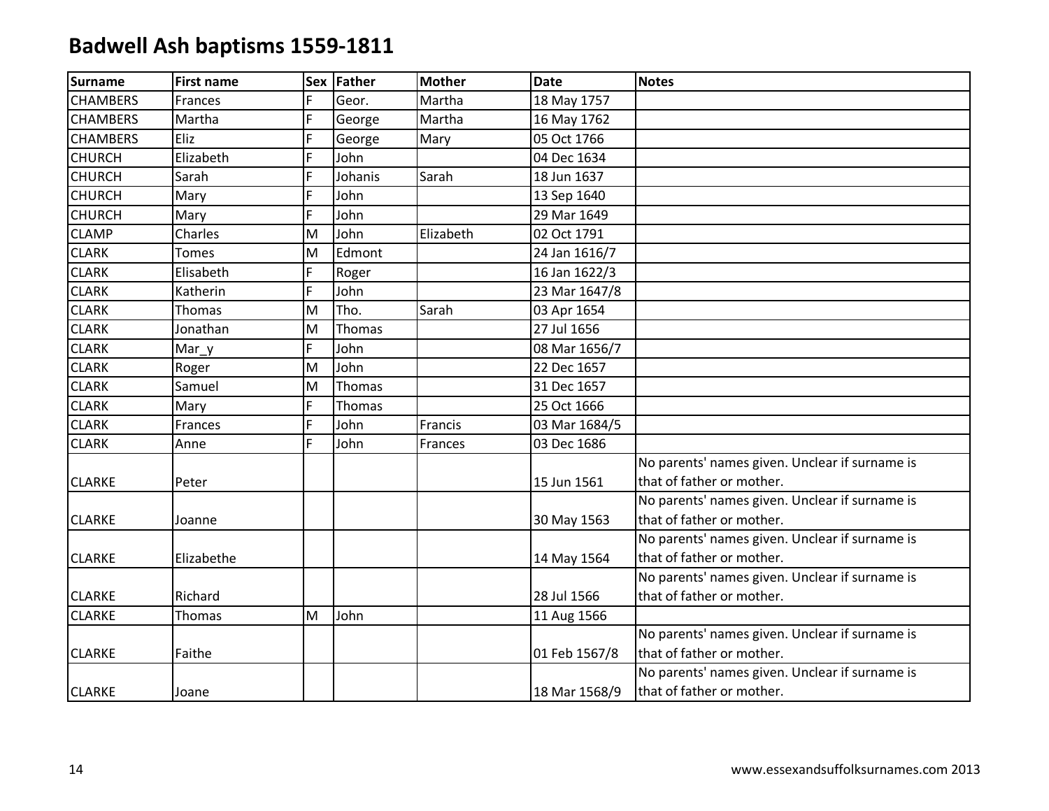# Badwell Ash baptisms 1559-1811

| Surname | First name | Sex | Father | Mother | Date | Notes |
|---|---|---|---|---|---|---|
| CHAMBERS | Frances | F | Geor. | Martha | 18 May 1757 | |
| CHAMBERS | Martha | F | George | Martha | 16 May 1762 | |
| CHAMBERS | Eliz | F | George | Mary | 05 Oct 1766 | |
| CHURCH | Elizabeth | F | John | | 04 Dec 1634 | |
| CHURCH | Sarah | F | Johanis | Sarah | 18 Jun 1637 | |
| CHURCH | Mary | F | John | | 13 Sep 1640 | |
| CHURCH | Mary | F | John | | 29 Mar 1649 | |
| CLAMP | Charles | M | John | Elizabeth | 02 Oct 1791 | |
| CLARK | Tomes | M | Edmont | | 24 Jan 1616/7 | |
| CLARK | Elisabeth | F | Roger | | 16 Jan 1622/3 | |
| CLARK | Katherin | F | John | | 23 Mar 1647/8 | |
| CLARK | Thomas | M | Tho. | Sarah | 03 Apr 1654 | |
| CLARK | Jonathan | M | Thomas | | 27 Jul 1656 | |
| CLARK | Mar_y | F | John | | 08 Mar 1656/7 | |
| CLARK | Roger | M | John | | 22 Dec 1657 | |
| CLARK | Samuel | M | Thomas | | 31 Dec 1657 | |
| CLARK | Mary | F | Thomas | | 25 Oct 1666 | |
| CLARK | Frances | F | John | Francis | 03 Mar 1684/5 | |
| CLARK | Anne | F | John | Frances | 03 Dec 1686 | |
| CLARKE | Peter | | | | 15 Jun 1561 | No parents' names given. Unclear if surname is that of father or mother. |
| CLARKE | Joanne | | | | 30 May 1563 | No parents' names given. Unclear if surname is that of father or mother. |
| CLARKE | Elizabethe | | | | 14 May 1564 | No parents' names given. Unclear if surname is that of father or mother. |
| CLARKE | Richard | | | | 28 Jul 1566 | No parents' names given. Unclear if surname is that of father or mother. |
| CLARKE | Thomas | M | John | | 11 Aug 1566 | |
| CLARKE | Faithe | | | | 01 Feb 1567/8 | No parents' names given. Unclear if surname is that of father or mother. |
| CLARKE | Joane | | | | 18 Mar 1568/9 | No parents' names given. Unclear if surname is that of father or mother. |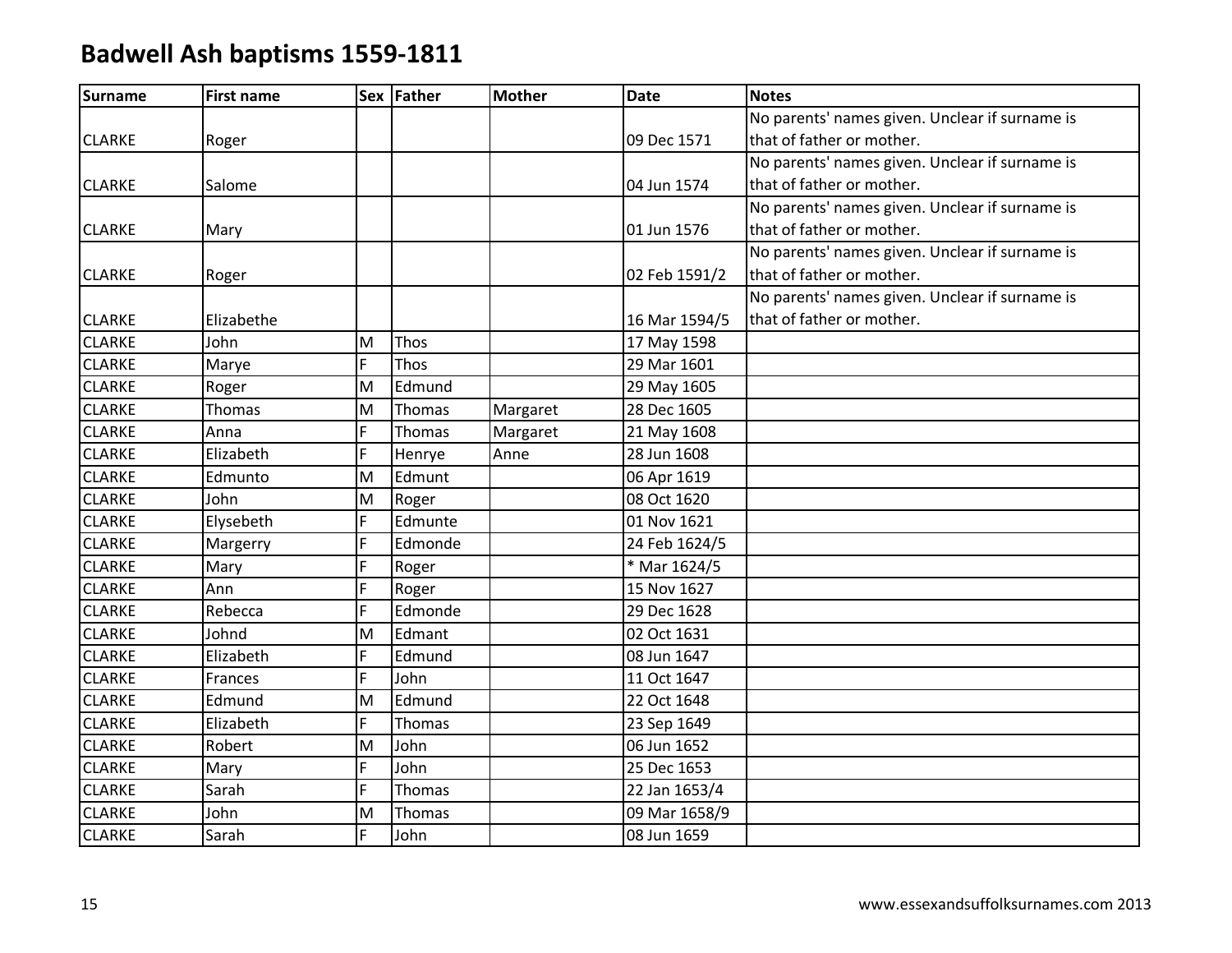# Badwell Ash baptisms 1559-1811

| Surname | First name | Sex | Father | Mother | Date | Notes |
| --- | --- | --- | --- | --- | --- | --- |
| CLARKE | Roger | | | | 09 Dec 1571 | No parents' names given. Unclear if surname is that of father or mother. |
| CLARKE | Salome | | | | 04 Jun 1574 | No parents' names given. Unclear if surname is that of father or mother. |
| CLARKE | Mary | | | | 01 Jun 1576 | No parents' names given. Unclear if surname is that of father or mother. |
| CLARKE | Roger | | | | 02 Feb 1591/2 | No parents' names given. Unclear if surname is that of father or mother. |
| CLARKE | Elizabethe | | | | 16 Mar 1594/5 | No parents' names given. Unclear if surname is that of father or mother. |
| CLARKE | John | M | Thos | | 17 May 1598 | |
| CLARKE | Marye | F | Thos | | 29 Mar 1601 | |
| CLARKE | Roger | M | Edmund | | 29 May 1605 | |
| CLARKE | Thomas | M | Thomas | Margaret | 28 Dec 1605 | |
| CLARKE | Anna | F | Thomas | Margaret | 21 May 1608 | |
| CLARKE | Elizabeth | F | Henrye | Anne | 28 Jun 1608 | |
| CLARKE | Edmunto | M | Edmunt | | 06 Apr 1619 | |
| CLARKE | John | M | Roger | | 08 Oct 1620 | |
| CLARKE | Elysebeth | F | Edmunte | | 01 Nov 1621 | |
| CLARKE | Margerry | F | Edmonde | | 24 Feb 1624/5 | |
| CLARKE | Mary | F | Roger | | * Mar 1624/5 | |
| CLARKE | Ann | F | Roger | | 15 Nov 1627 | |
| CLARKE | Rebecca | F | Edmonde | | 29 Dec 1628 | |
| CLARKE | Johnd | M | Edmant | | 02 Oct 1631 | |
| CLARKE | Elizabeth | F | Edmund | | 08 Jun 1647 | |
| CLARKE | Frances | F | John | | 11 Oct 1647 | |
| CLARKE | Edmund | M | Edmund | | 22 Oct 1648 | |
| CLARKE | Elizabeth | F | Thomas | | 23 Sep 1649 | |
| CLARKE | Robert | M | John | | 06 Jun 1652 | |
| CLARKE | Mary | F | John | | 25 Dec 1653 | |
| CLARKE | Sarah | F | Thomas | | 22 Jan 1653/4 | |
| CLARKE | John | M | Thomas | | 09 Mar 1658/9 | |
| CLARKE | Sarah | F | John | | 08 Jun 1659 | |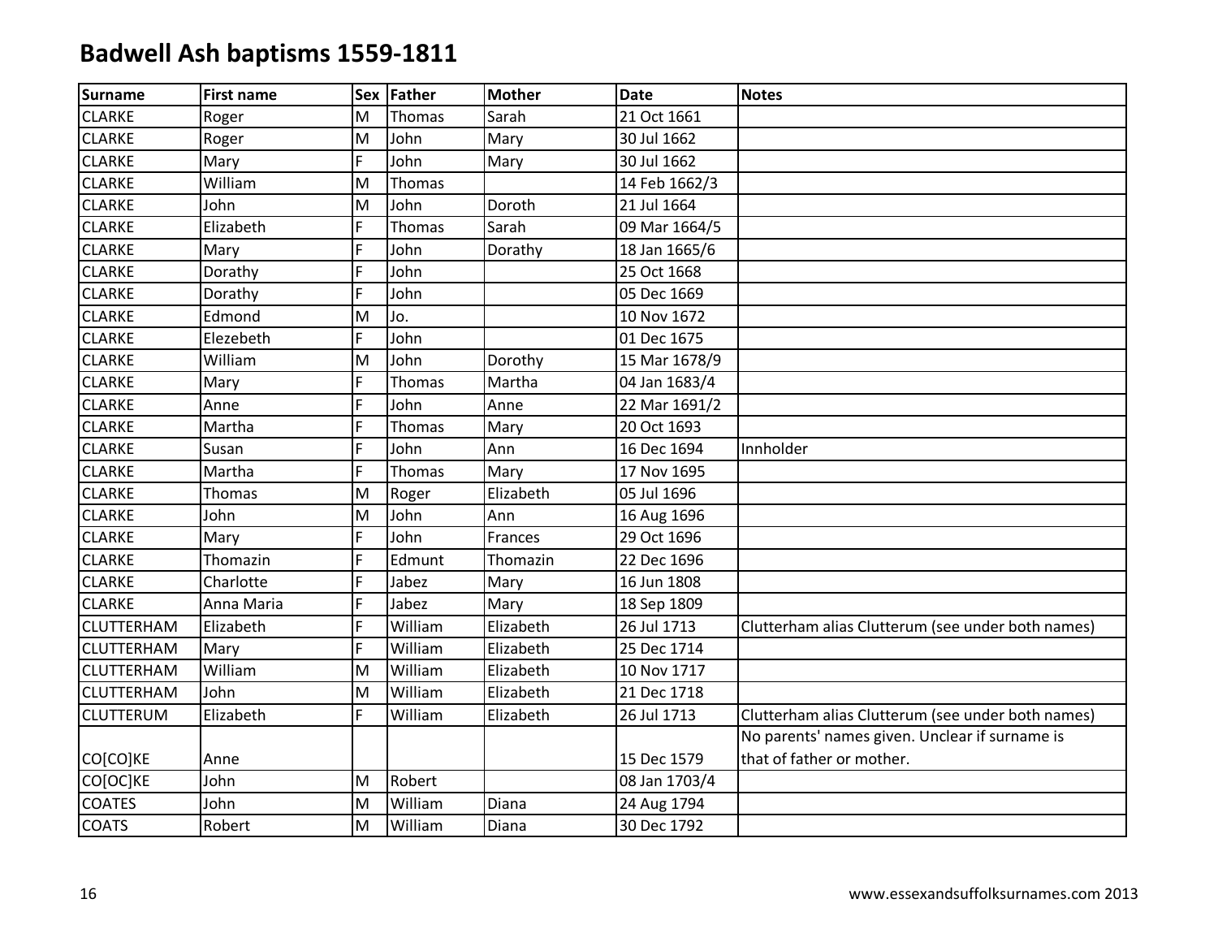# Badwell Ash baptisms 1559-1811

| Surname | First name | Sex | Father | Mother | Date | Notes |
|---|---|---|---|---|---|---|
| CLARKE | Roger | M | Thomas | Sarah | 21 Oct 1661 | |
| CLARKE | Roger | M | John | Mary | 30 Jul 1662 | |
| CLARKE | Mary | F | John | Mary | 30 Jul 1662 | |
| CLARKE | William | M | Thomas | | 14 Feb 1662/3 | |
| CLARKE | John | M | John | Doroth | 21 Jul 1664 | |
| CLARKE | Elizabeth | F | Thomas | Sarah | 09 Mar 1664/5 | |
| CLARKE | Mary | F | John | Dorathy | 18 Jan 1665/6 | |
| CLARKE | Dorathy | F | John | | 25 Oct 1668 | |
| CLARKE | Dorathy | F | John | | 05 Dec 1669 | |
| CLARKE | Edmond | M | Jo. | | 10 Nov 1672 | |
| CLARKE | Elezebeth | F | John | | 01 Dec 1675 | |
| CLARKE | William | M | John | Dorothy | 15 Mar 1678/9 | |
| CLARKE | Mary | F | Thomas | Martha | 04 Jan 1683/4 | |
| CLARKE | Anne | F | John | Anne | 22 Mar 1691/2 | |
| CLARKE | Martha | F | Thomas | Mary | 20 Oct 1693 | |
| CLARKE | Susan | F | John | Ann | 16 Dec 1694 | Innholder |
| CLARKE | Martha | F | Thomas | Mary | 17 Nov 1695 | |
| CLARKE | Thomas | M | Roger | Elizabeth | 05 Jul 1696 | |
| CLARKE | John | M | John | Ann | 16 Aug 1696 | |
| CLARKE | Mary | F | John | Frances | 29 Oct 1696 | |
| CLARKE | Thomazin | F | Edmunt | Thomazin | 22 Dec 1696 | |
| CLARKE | Charlotte | F | Jabez | Mary | 16 Jun 1808 | |
| CLARKE | Anna Maria | F | Jabez | Mary | 18 Sep 1809 | |
| CLUTTERHAM | Elizabeth | F | William | Elizabeth | 26 Jul 1713 | Clutterham alias Clutterum (see under both names) |
| CLUTTERHAM | Mary | F | William | Elizabeth | 25 Dec 1714 | |
| CLUTTERHAM | William | M | William | Elizabeth | 10 Nov 1717 | |
| CLUTTERHAM | John | M | William | Elizabeth | 21 Dec 1718 | |
| CLUTTERUM | Elizabeth | F | William | Elizabeth | 26 Jul 1713 | Clutterham alias Clutterum (see under both names) |
| CO[CO]KE | Anne | | | | 15 Dec 1579 | No parents' names given. Unclear if surname is that of father or mother. |
| CO[OC]KE | John | M | Robert | | 08 Jan 1703/4 | |
| COATES | John | M | William | Diana | 24 Aug 1794 | |
| COATS | Robert | M | William | Diana | 30 Dec 1792 | |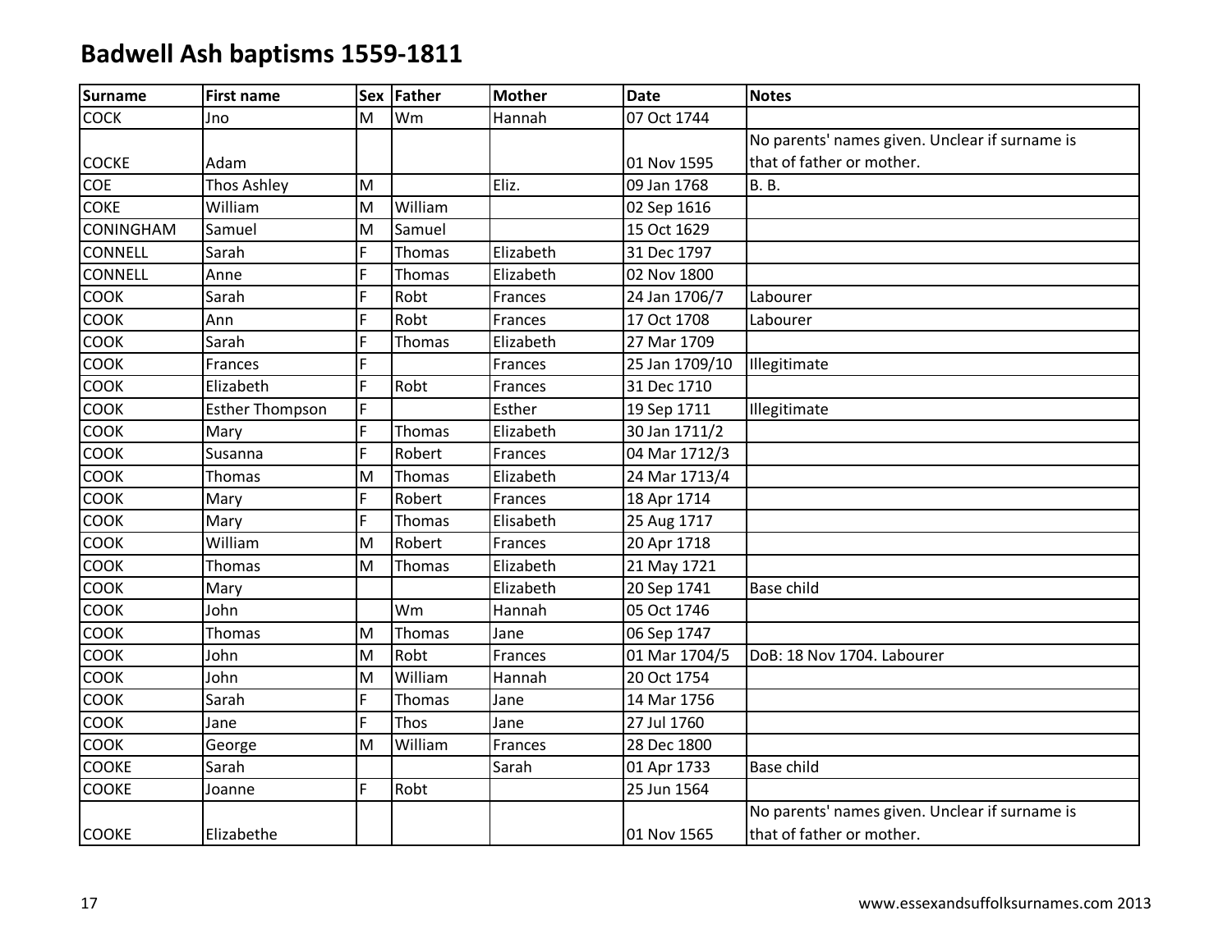# Badwell Ash baptisms 1559-1811

| Surname | First name | Sex | Father | Mother | Date | Notes |
|---|---|---|---|---|---|---|
| COCK | Jno | M | Wm | Hannah | 07 Oct 1744 | |
| COCKE | Adam | | | | 01 Nov 1595 | No parents' names given. Unclear if surname is that of father or mother. |
| COE | Thos Ashley | M | | Eliz. | 09 Jan 1768 | B. B. |
| COKE | William | M | William | | 02 Sep 1616 | |
| CONINGHAM | Samuel | M | Samuel | | 15 Oct 1629 | |
| CONNELL | Sarah | F | Thomas | Elizabeth | 31 Dec 1797 | |
| CONNELL | Anne | F | Thomas | Elizabeth | 02 Nov 1800 | |
| COOK | Sarah | F | Robt | Frances | 24 Jan 1706/7 | Labourer |
| COOK | Ann | F | Robt | Frances | 17 Oct 1708 | Labourer |
| COOK | Sarah | F | Thomas | Elizabeth | 27 Mar 1709 | |
| COOK | Frances | F | | Frances | 25 Jan 1709/10 | Illegitimate |
| COOK | Elizabeth | F | Robt | Frances | 31 Dec 1710 | |
| COOK | Esther Thompson | F | | Esther | 19 Sep 1711 | Illegitimate |
| COOK | Mary | F | Thomas | Elizabeth | 30 Jan 1711/2 | |
| COOK | Susanna | F | Robert | Frances | 04 Mar 1712/3 | |
| COOK | Thomas | M | Thomas | Elizabeth | 24 Mar 1713/4 | |
| COOK | Mary | F | Robert | Frances | 18 Apr 1714 | |
| COOK | Mary | F | Thomas | Elisabeth | 25 Aug 1717 | |
| COOK | William | M | Robert | Frances | 20 Apr 1718 | |
| COOK | Thomas | M | Thomas | Elizabeth | 21 May 1721 | |
| COOK | Mary | | | Elizabeth | 20 Sep 1741 | Base child |
| COOK | John | | Wm | Hannah | 05 Oct 1746 | |
| COOK | Thomas | M | Thomas | Jane | 06 Sep 1747 | |
| COOK | John | M | Robt | Frances | 01 Mar 1704/5 | DoB: 18 Nov 1704. Labourer |
| COOK | John | M | William | Hannah | 20 Oct 1754 | |
| COOK | Sarah | F | Thomas | Jane | 14 Mar 1756 | |
| COOK | Jane | F | Thos | Jane | 27 Jul 1760 | |
| COOK | George | M | William | Frances | 28 Dec 1800 | |
| COOKE | Sarah | | | Sarah | 01 Apr 1733 | Base child |
| COOKE | Joanne | F | Robt | | 25 Jun 1564 | |
| COOKE | Elizabethe | | | | 01 Nov 1565 | No parents' names given. Unclear if surname is that of father or mother. |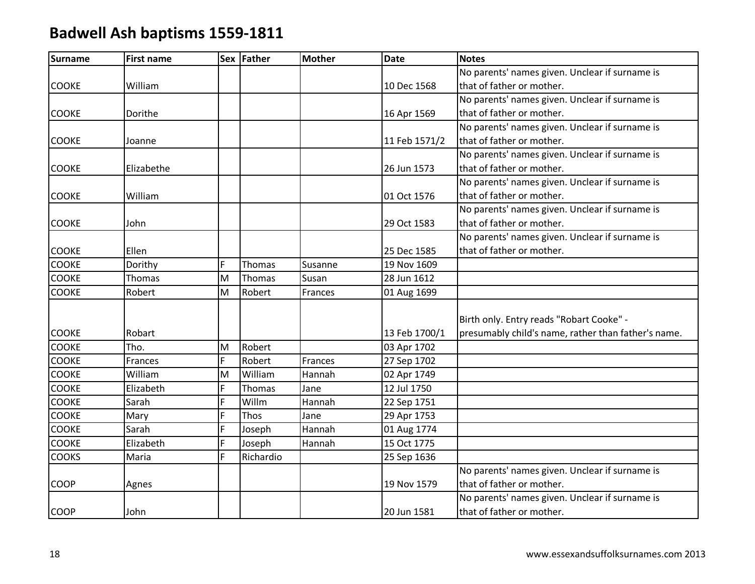# Badwell Ash baptisms 1559-1811

| Surname | First name | Sex | Father | Mother | Date | Notes |
|---|---|---|---|---|---|---|
| COOKE | William | | | | 10 Dec 1568 | No parents' names given. Unclear if surname is that of father or mother. |
| COOKE | Dorithe | | | | 16 Apr 1569 | No parents' names given. Unclear if surname is that of father or mother. |
| COOKE | Joanne | | | | 11 Feb 1571/2 | No parents' names given. Unclear if surname is that of father or mother. |
| COOKE | Elizabethe | | | | 26 Jun 1573 | No parents' names given. Unclear if surname is that of father or mother. |
| COOKE | William | | | | 01 Oct 1576 | No parents' names given. Unclear if surname is that of father or mother. |
| COOKE | John | | | | 29 Oct 1583 | No parents' names given. Unclear if surname is that of father or mother. |
| COOKE | Ellen | | | | 25 Dec 1585 | No parents' names given. Unclear if surname is that of father or mother. |
| COOKE | Dorithy | F | Thomas | Susanne | 19 Nov 1609 | |
| COOKE | Thomas | M | Thomas | Susan | 28 Jun 1612 | |
| COOKE | Robert | M | Robert | Frances | 01 Aug 1699 | |
| COOKE | Robart | | | | 13 Feb 1700/1 | Birth only. Entry reads "Robart Cooke" - presumably child's name, rather than father's name. |
| COOKE | Tho. | M | Robert | | 03 Apr 1702 | |
| COOKE | Frances | F | Robert | Frances | 27 Sep 1702 | |
| COOKE | William | M | William | Hannah | 02 Apr 1749 | |
| COOKE | Elizabeth | F | Thomas | Jane | 12 Jul 1750 | |
| COOKE | Sarah | F | Willm | Hannah | 22 Sep 1751 | |
| COOKE | Mary | F | Thos | Jane | 29 Apr 1753 | |
| COOKE | Sarah | F | Joseph | Hannah | 01 Aug 1774 | |
| COOKE | Elizabeth | F | Joseph | Hannah | 15 Oct 1775 | |
| COOKS | Maria | F | Richardio | | 25 Sep 1636 | |
| COOP | Agnes | | | | 19 Nov 1579 | No parents' names given. Unclear if surname is that of father or mother. |
| COOP | John | | | | 20 Jun 1581 | No parents' names given. Unclear if surname is that of father or mother. |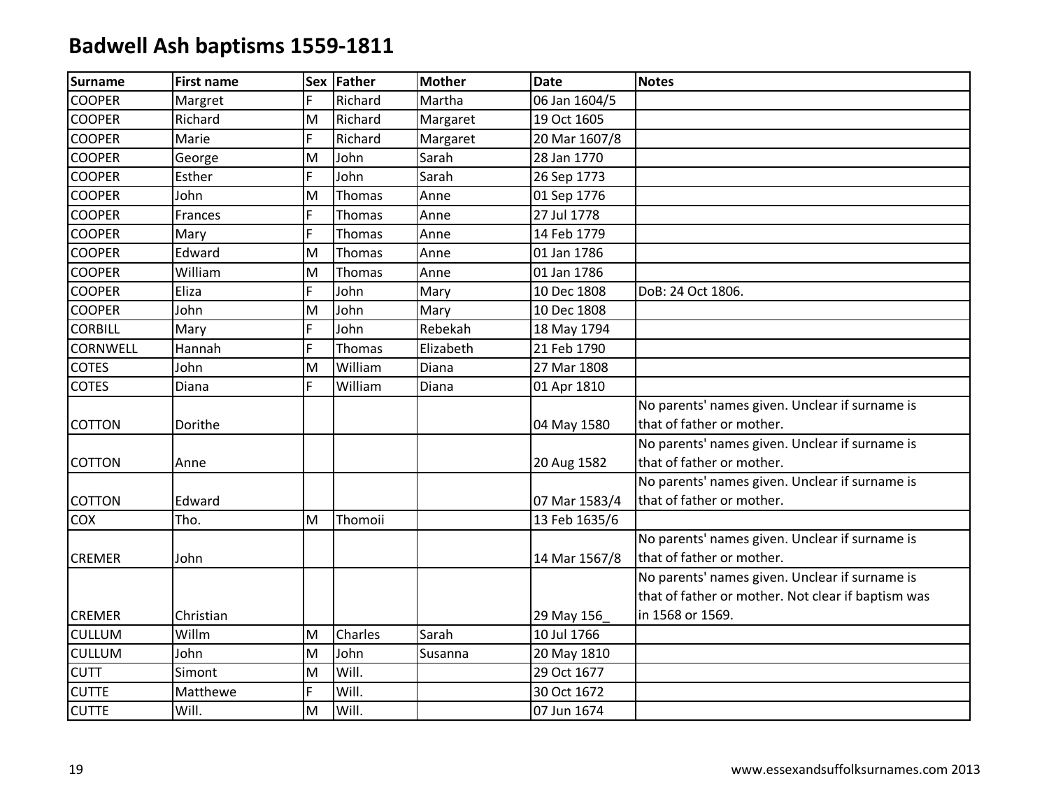# Badwell Ash baptisms 1559-1811

| Surname | First name | Sex | Father | Mother | Date | Notes |
|---|---|---|---|---|---|---|
| COOPER | Margret | F | Richard | Martha | 06 Jan 1604/5 | |
| COOPER | Richard | M | Richard | Margaret | 19 Oct 1605 | |
| COOPER | Marie | F | Richard | Margaret | 20 Mar 1607/8 | |
| COOPER | George | M | John | Sarah | 28 Jan 1770 | |
| COOPER | Esther | F | John | Sarah | 26 Sep 1773 | |
| COOPER | John | M | Thomas | Anne | 01 Sep 1776 | |
| COOPER | Frances | F | Thomas | Anne | 27 Jul 1778 | |
| COOPER | Mary | F | Thomas | Anne | 14 Feb 1779 | |
| COOPER | Edward | M | Thomas | Anne | 01 Jan 1786 | |
| COOPER | William | M | Thomas | Anne | 01 Jan 1786 | |
| COOPER | Eliza | F | John | Mary | 10 Dec 1808 | DoB: 24 Oct 1806. |
| COOPER | John | M | John | Mary | 10 Dec 1808 | |
| CORBILL | Mary | F | John | Rebekah | 18 May 1794 | |
| CORNWELL | Hannah | F | Thomas | Elizabeth | 21 Feb 1790 | |
| COTES | John | M | William | Diana | 27 Mar 1808 | |
| COTES | Diana | F | William | Diana | 01 Apr 1810 | |
| COTTON | Dorithe | | | | 04 May 1580 | No parents' names given. Unclear if surname is that of father or mother. |
| COTTON | Anne | | | | 20 Aug 1582 | No parents' names given. Unclear if surname is that of father or mother. |
| COTTON | Edward | | | | 07 Mar 1583/4 | No parents' names given. Unclear if surname is that of father or mother. |
| COX | Tho. | M | Thomoii | | 13 Feb 1635/6 | |
| CREMER | John | | | | 14 Mar 1567/8 | No parents' names given. Unclear if surname is that of father or mother. |
| CREMER | Christian | | | | 29 May 156_ | No parents' names given. Unclear if surname is that of father or mother. Not clear if baptism was in 1568 or 1569. |
| CULLUM | Willm | M | Charles | Sarah | 10 Jul 1766 | |
| CULLUM | John | M | John | Susanna | 20 May 1810 | |
| CUTT | Simont | M | Will. | | 29 Oct 1677 | |
| CUTTE | Matthewe | F | Will. | | 30 Oct 1672 | |
| CUTTE | Will. | M | Will. | | 07 Jun 1674 | |

www.essexandsuffolksurnames.com 2013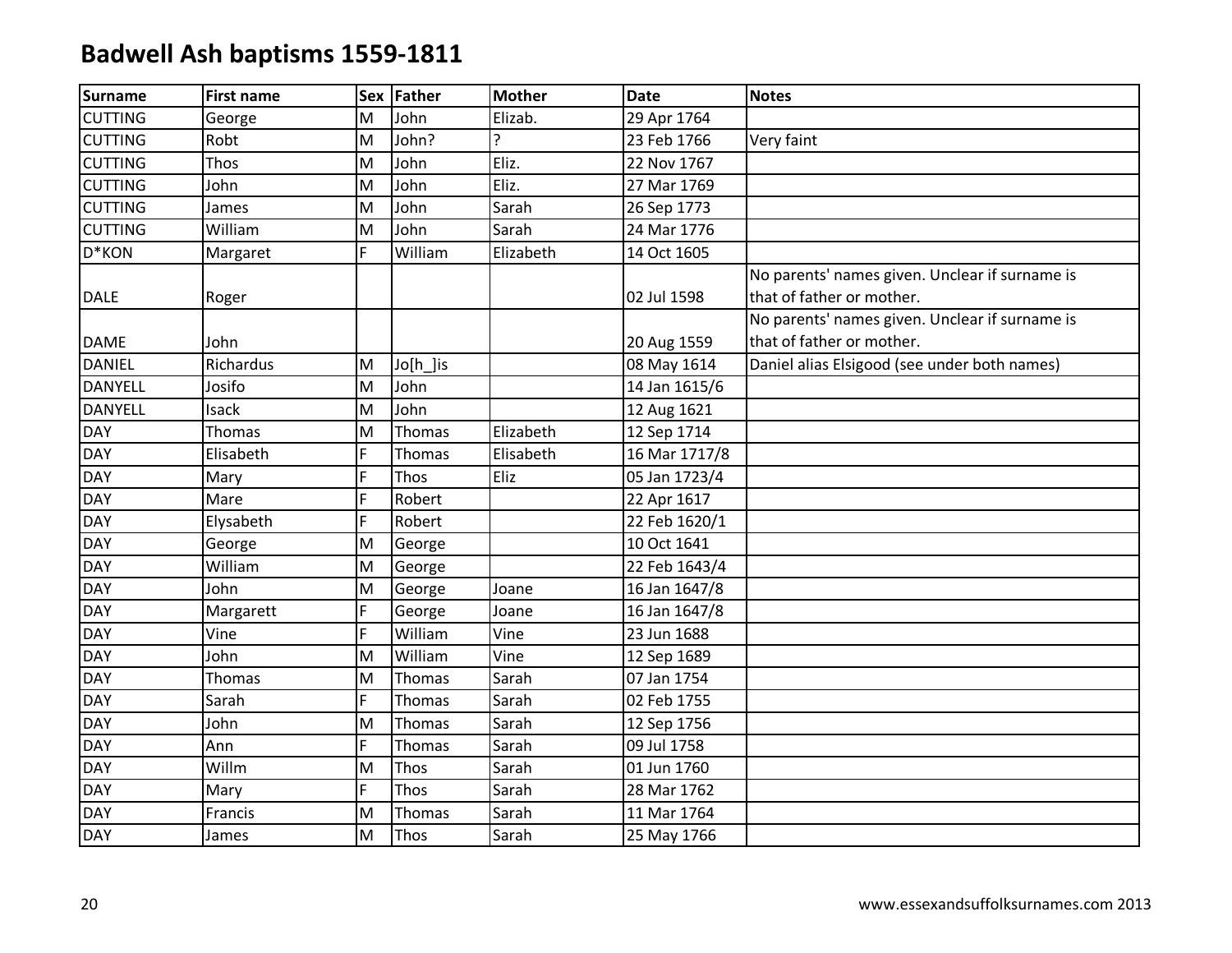# Badwell Ash baptisms 1559-1811

| Surname | First name | Sex | Father | Mother | Date | Notes |
|---|---|---|---|---|---|---|
| CUTTING | George | M | John | Elizab. | 29 Apr 1764 | |
| CUTTING | Robt | M | John? | ? | 23 Feb 1766 | Very faint |
| CUTTING | Thos | M | John | Eliz. | 22 Nov 1767 | |
| CUTTING | John | M | John | Eliz. | 27 Mar 1769 | |
| CUTTING | James | M | John | Sarah | 26 Sep 1773 | |
| CUTTING | William | M | John | Sarah | 24 Mar 1776 | |
| D*KON | Margaret | F | William | Elizabeth | 14 Oct 1605 | |
| DALE | Roger | | | | 02 Jul 1598 | No parents' names given. Unclear if surname is that of father or mother. |
| DAME | John | | | | 20 Aug 1559 | No parents' names given. Unclear if surname is that of father or mother. |
| DANIEL | Richardus | M | Jo[h_]is | | 08 May 1614 | Daniel alias Elsigood (see under both names) |
| DANYELL | Josifo | M | John | | 14 Jan 1615/6 | |
| DANYELL | Isack | M | John | | 12 Aug 1621 | |
| DAY | Thomas | M | Thomas | Elizabeth | 12 Sep 1714 | |
| DAY | Elisabeth | F | Thomas | Elisabeth | 16 Mar 1717/8 | |
| DAY | Mary | F | Thos | Eliz | 05 Jan 1723/4 | |
| DAY | Mare | F | Robert | | 22 Apr 1617 | |
| DAY | Elysabeth | F | Robert | | 22 Feb 1620/1 | |
| DAY | George | M | George | | 10 Oct 1641 | |
| DAY | William | M | George | | 22 Feb 1643/4 | |
| DAY | John | M | George | Joane | 16 Jan 1647/8 | |
| DAY | Margarett | F | George | Joane | 16 Jan 1647/8 | |
| DAY | Vine | F | William | Vine | 23 Jun 1688 | |
| DAY | John | M | William | Vine | 12 Sep 1689 | |
| DAY | Thomas | M | Thomas | Sarah | 07 Jan 1754 | |
| DAY | Sarah | F | Thomas | Sarah | 02 Feb 1755 | |
| DAY | John | M | Thomas | Sarah | 12 Sep 1756 | |
| DAY | Ann | F | Thomas | Sarah | 09 Jul 1758 | |
| DAY | Willm | M | Thos | Sarah | 01 Jun 1760 | |
| DAY | Mary | F | Thos | Sarah | 28 Mar 1762 | |
| DAY | Francis | M | Thomas | Sarah | 11 Mar 1764 | |
| DAY | James | M | Thos | Sarah | 25 May 1766 | |

www.essexandsuffolksurnames.com 2013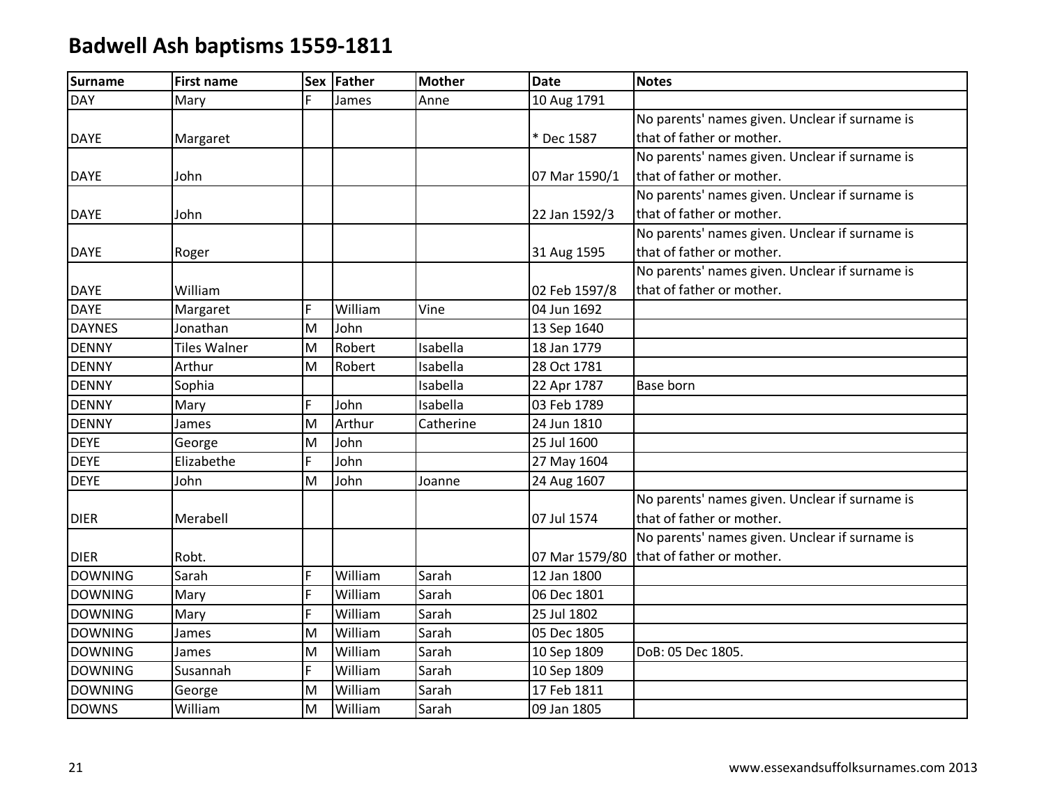# Badwell Ash baptisms 1559-1811

| Surname | First name | Sex | Father | Mother | Date | Notes |
|---|---|---|---|---|---|---|
| DAY | Mary | F | James | Anne | 10 Aug 1791 | |
| DAYE | Margaret | | | | * Dec 1587 | No parents' names given. Unclear if surname is that of father or mother. |
| DAYE | John | | | | 07 Mar 1590/1 | No parents' names given. Unclear if surname is that of father or mother. |
| DAYE | John | | | | 22 Jan 1592/3 | No parents' names given. Unclear if surname is that of father or mother. |
| DAYE | Roger | | | | 31 Aug 1595 | No parents' names given. Unclear if surname is that of father or mother. |
| DAYE | William | | | | 02 Feb 1597/8 | No parents' names given. Unclear if surname is that of father or mother. |
| DAYE | Margaret | F | William | Vine | 04 Jun 1692 | |
| DAYNES | Jonathan | M | John | | 13 Sep 1640 | |
| DENNY | Tiles Walner | M | Robert | Isabella | 18 Jan 1779 | |
| DENNY | Arthur | M | Robert | Isabella | 28 Oct 1781 | |
| DENNY | Sophia | | | Isabella | 22 Apr 1787 | Base born |
| DENNY | Mary | F | John | Isabella | 03 Feb 1789 | |
| DENNY | James | M | Arthur | Catherine | 24 Jun 1810 | |
| DEYE | George | M | John | | 25 Jul 1600 | |
| DEYE | Elizabethe | F | John | | 27 May 1604 | |
| DEYE | John | M | John | Joanne | 24 Aug 1607 | |
| DIER | Merabell | | | | 07 Jul 1574 | No parents' names given. Unclear if surname is that of father or mother. |
| DIER | Robt. | | | | 07 Mar 1579/80 | No parents' names given. Unclear if surname is that of father or mother. |
| DOWNING | Sarah | F | William | Sarah | 12 Jan 1800 | |
| DOWNING | Mary | F | William | Sarah | 06 Dec 1801 | |
| DOWNING | Mary | F | William | Sarah | 25 Jul 1802 | |
| DOWNING | James | M | William | Sarah | 05 Dec 1805 | |
| DOWNING | James | M | William | Sarah | 10 Sep 1809 | DoB: 05 Dec 1805. |
| DOWNING | Susannah | F | William | Sarah | 10 Sep 1809 | |
| DOWNING | George | M | William | Sarah | 17 Feb 1811 | |
| DOWNS | William | M | William | Sarah | 09 Jan 1805 | |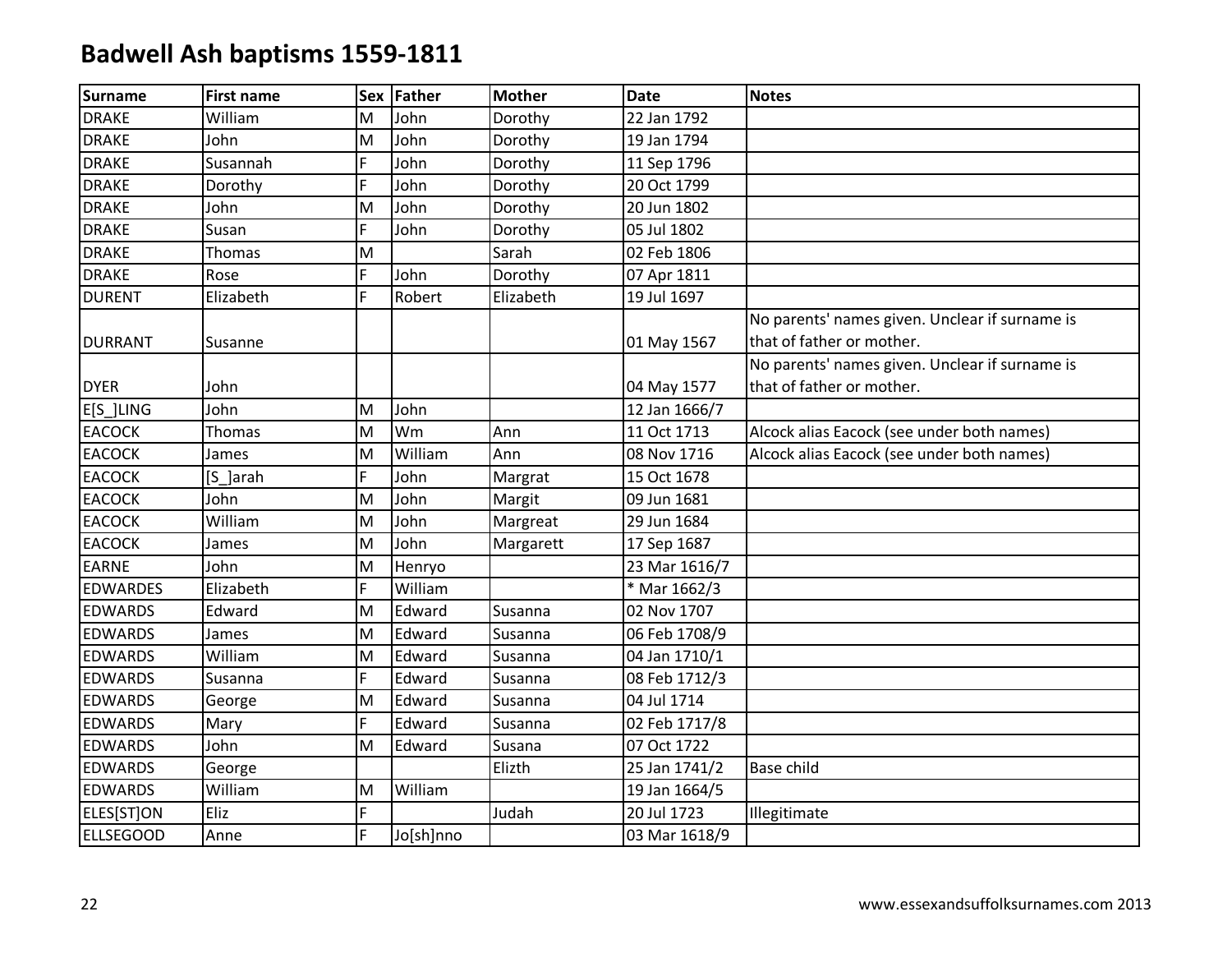# Badwell Ash baptisms 1559-1811

| Surname | First name | Sex | Father | Mother | Date | Notes |
|---|---|---|---|---|---|---|
| DRAKE | William | M | John | Dorothy | 22 Jan 1792 | |
| DRAKE | John | M | John | Dorothy | 19 Jan 1794 | |
| DRAKE | Susannah | F | John | Dorothy | 11 Sep 1796 | |
| DRAKE | Dorothy | F | John | Dorothy | 20 Oct 1799 | |
| DRAKE | John | M | John | Dorothy | 20 Jun 1802 | |
| DRAKE | Susan | F | John | Dorothy | 05 Jul 1802 | |
| DRAKE | Thomas | M | | Sarah | 02 Feb 1806 | |
| DRAKE | Rose | F | John | Dorothy | 07 Apr 1811 | |
| DURENT | Elizabeth | F | Robert | Elizabeth | 19 Jul 1697 | |
| DURRANT | Susanne | | | | 01 May 1567 | No parents' names given. Unclear if surname is that of father or mother. |
| DYER | John | | | | 04 May 1577 | No parents' names given. Unclear if surname is that of father or mother. |
| E[S_]LING | John | M | John | | 12 Jan 1666/7 | |
| EACOCK | Thomas | M | Wm | Ann | 11 Oct 1713 | Alcock alias Eacock (see under both names) |
| EACOCK | James | M | William | Ann | 08 Nov 1716 | Alcock alias Eacock (see under both names) |
| EACOCK | [S_]arah | F | John | Margrat | 15 Oct 1678 | |
| EACOCK | John | M | John | Margit | 09 Jun 1681 | |
| EACOCK | William | M | John | Margreat | 29 Jun 1684 | |
| EACOCK | James | M | John | Margarett | 17 Sep 1687 | |
| EARNE | John | M | Henryo | | 23 Mar 1616/7 | |
| EDWARDES | Elizabeth | F | William | | * Mar 1662/3 | |
| EDWARDS | Edward | M | Edward | Susanna | 02 Nov 1707 | |
| EDWARDS | James | M | Edward | Susanna | 06 Feb 1708/9 | |
| EDWARDS | William | M | Edward | Susanna | 04 Jan 1710/1 | |
| EDWARDS | Susanna | F | Edward | Susanna | 08 Feb 1712/3 | |
| EDWARDS | George | M | Edward | Susanna | 04 Jul 1714 | |
| EDWARDS | Mary | F | Edward | Susanna | 02 Feb 1717/8 | |
| EDWARDS | John | M | Edward | Susana | 07 Oct 1722 | |
| EDWARDS | George | | | Elizth | 25 Jan 1741/2 | Base child |
| EDWARDS | William | M | William | | 19 Jan 1664/5 | |
| ELES[ST]ON | Eliz | F | | Judah | 20 Jul 1723 | Illegitimate |
| ELLSEGOOD | Anne | F | Jo[sh]nno | | 03 Mar 1618/9 | |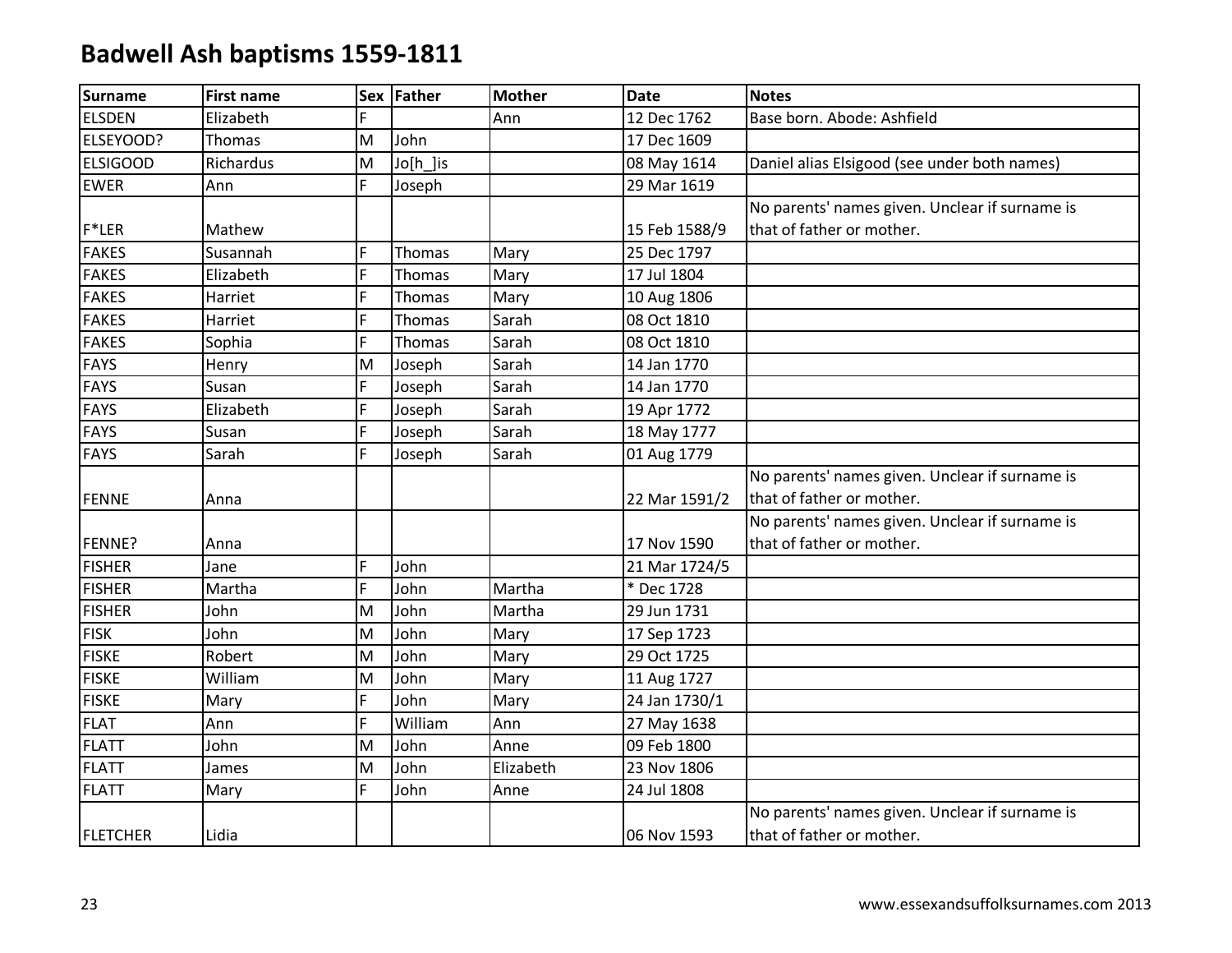# Badwell Ash baptisms 1559-1811

| Surname | First name | Sex | Father | Mother | Date | Notes |
|---|---|---|---|---|---|---|
| ELSDEN | Elizabeth | F | | Ann | 12 Dec 1762 | Base born. Abode: Ashfield |
| ELSEYOOD? | Thomas | M | John | | 17 Dec 1609 | |
| ELSIGOOD | Richardus | M | Jo[h_]is | | 08 May 1614 | Daniel alias Elsigood (see under both names) |
| EWER | Ann | F | Joseph | | 29 Mar 1619 | |
| F*LER | Mathew | | | | 15 Feb 1588/9 | No parents' names given. Unclear if surname is that of father or mother. |
| FAKES | Susannah | F | Thomas | Mary | 25 Dec 1797 | |
| FAKES | Elizabeth | F | Thomas | Mary | 17 Jul 1804 | |
| FAKES | Harriet | F | Thomas | Mary | 10 Aug 1806 | |
| FAKES | Harriet | F | Thomas | Sarah | 08 Oct 1810 | |
| FAKES | Sophia | F | Thomas | Sarah | 08 Oct 1810 | |
| FAYS | Henry | M | Joseph | Sarah | 14 Jan 1770 | |
| FAYS | Susan | F | Joseph | Sarah | 14 Jan 1770 | |
| FAYS | Elizabeth | F | Joseph | Sarah | 19 Apr 1772 | |
| FAYS | Susan | F | Joseph | Sarah | 18 May 1777 | |
| FAYS | Sarah | F | Joseph | Sarah | 01 Aug 1779 | |
| FENNE | Anna | | | | 22 Mar 1591/2 | No parents' names given. Unclear if surname is that of father or mother. |
| FENNE? | Anna | | | | 17 Nov 1590 | No parents' names given. Unclear if surname is that of father or mother. |
| FISHER | Jane | F | John | | 21 Mar 1724/5 | |
| FISHER | Martha | F | John | Martha | * Dec 1728 | |
| FISHER | John | M | John | Martha | 29 Jun 1731 | |
| FISK | John | M | John | Mary | 17 Sep 1723 | |
| FISKE | Robert | M | John | Mary | 29 Oct 1725 | |
| FISKE | William | M | John | Mary | 11 Aug 1727 | |
| FISKE | Mary | F | John | Mary | 24 Jan 1730/1 | |
| FLAT | Ann | F | William | Ann | 27 May 1638 | |
| FLATT | John | M | John | Anne | 09 Feb 1800 | |
| FLATT | James | M | John | Elizabeth | 23 Nov 1806 | |
| FLATT | Mary | F | John | Anne | 24 Jul 1808 | |
| FLETCHER | Lidia | | | | 06 Nov 1593 | No parents' names given. Unclear if surname is that of father or mother. |

www.essexandsuffolksurnames.com 2013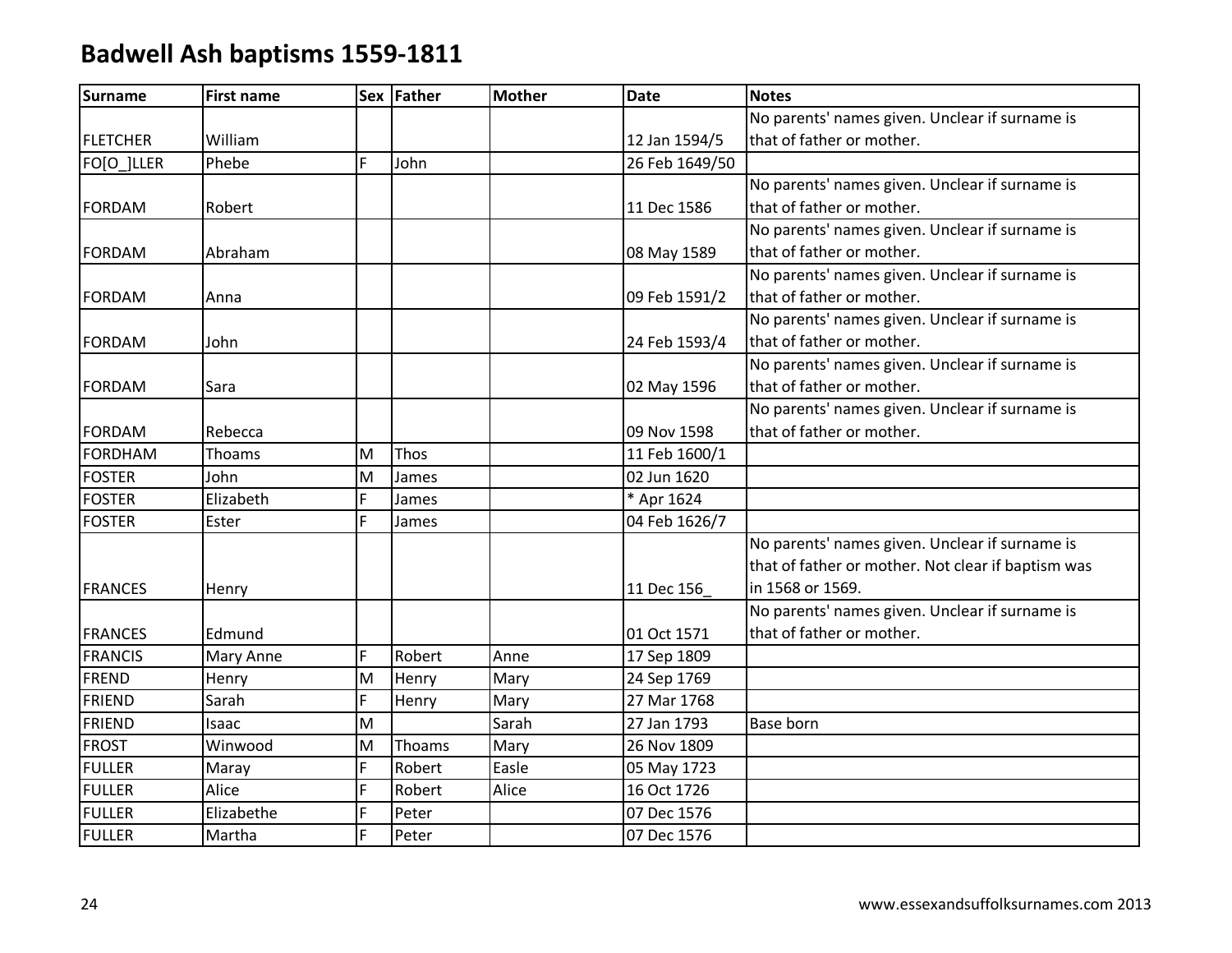# Badwell Ash baptisms 1559-1811

| Surname | First name | Sex | Father | Mother | Date | Notes |
|---|---|---|---|---|---|---|
| FLETCHER | William | | | | 12 Jan 1594/5 | No parents' names given. Unclear if surname is that of father or mother. |
| FO[O_]LLER | Phebe | F | John | | 26 Feb 1649/50 | |
| FORDAM | Robert | | | | 11 Dec 1586 | No parents' names given. Unclear if surname is that of father or mother. |
| FORDAM | Abraham | | | | 08 May 1589 | No parents' names given. Unclear if surname is that of father or mother. |
| FORDAM | Anna | | | | 09 Feb 1591/2 | No parents' names given. Unclear if surname is that of father or mother. |
| FORDAM | John | | | | 24 Feb 1593/4 | No parents' names given. Unclear if surname is that of father or mother. |
| FORDAM | Sara | | | | 02 May 1596 | No parents' names given. Unclear if surname is that of father or mother. |
| FORDAM | Rebecca | | | | 09 Nov 1598 | No parents' names given. Unclear if surname is that of father or mother. |
| FORDHAM | Thoams | M | Thos | | 11 Feb 1600/1 | |
| FOSTER | John | M | James | | 02 Jun 1620 | |
| FOSTER | Elizabeth | F | James | | * Apr 1624 | |
| FOSTER | Ester | F | James | | 04 Feb 1626/7 | |
| FRANCES | Henry | | | | 11 Dec 156_ | No parents' names given. Unclear if surname is that of father or mother. Not clear if baptism was in 1568 or 1569. |
| FRANCES | Edmund | | | | 01 Oct 1571 | No parents' names given. Unclear if surname is that of father or mother. |
| FRANCIS | Mary Anne | F | Robert | Anne | 17 Sep 1809 | |
| FREND | Henry | M | Henry | Mary | 24 Sep 1769 | |
| FRIEND | Sarah | F | Henry | Mary | 27 Mar 1768 | |
| FRIEND | Isaac | M | | Sarah | 27 Jan 1793 | Base born |
| FROST | Winwood | M | Thoams | Mary | 26 Nov 1809 | |
| FULLER | Maray | F | Robert | Easle | 05 May 1723 | |
| FULLER | Alice | F | Robert | Alice | 16 Oct 1726 | |
| FULLER | Elizabethe | F | Peter | | 07 Dec 1576 | |
| FULLER | Martha | F | Peter | | 07 Dec 1576 | |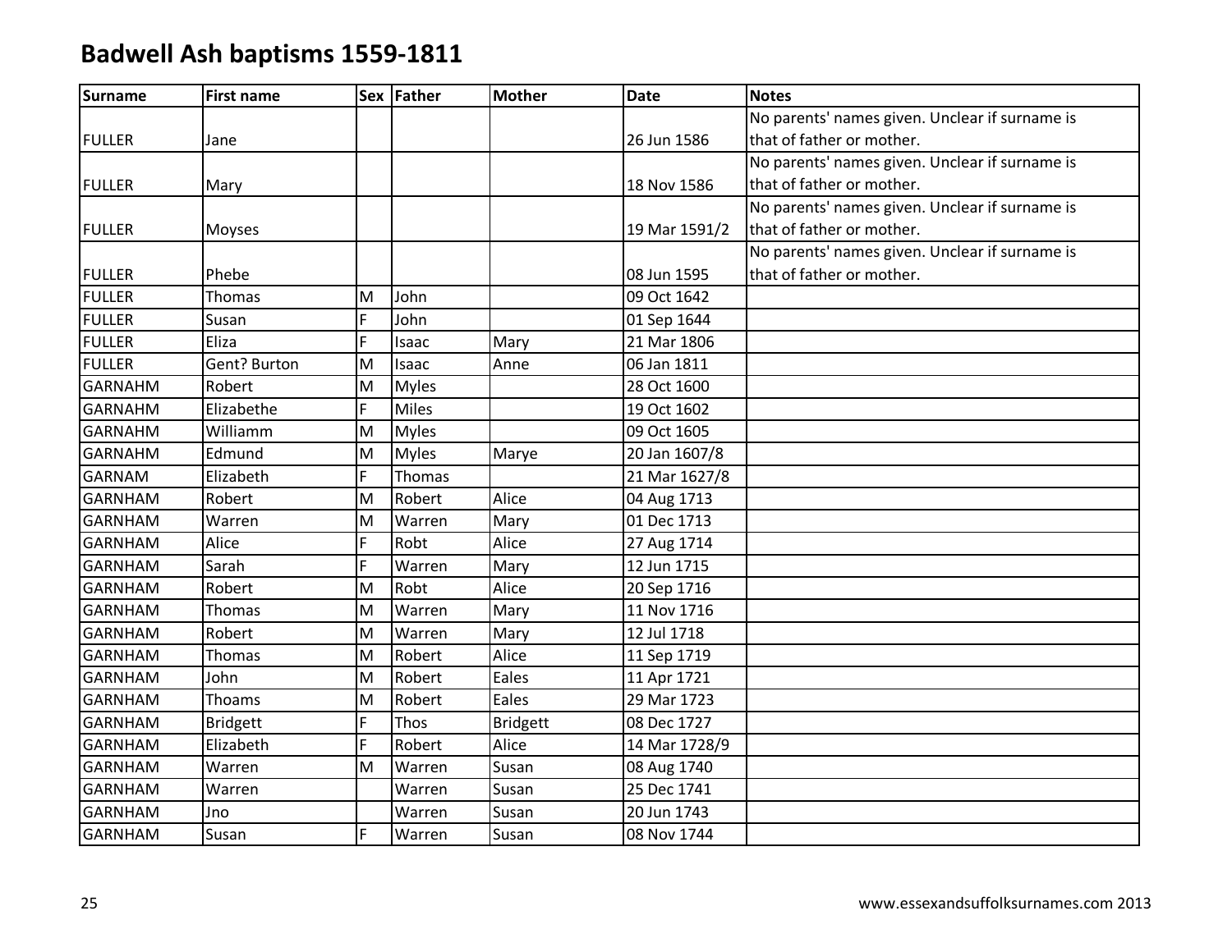# Badwell Ash baptisms 1559-1811

| Surname | First name | Sex | Father | Mother | Date | Notes |
|---|---|---|---|---|---|---|
| FULLER | Jane | | | | 26 Jun 1586 | No parents' names given. Unclear if surname is that of father or mother. |
| FULLER | Mary | | | | 18 Nov 1586 | No parents' names given. Unclear if surname is that of father or mother. |
| FULLER | Moyses | | | | 19 Mar 1591/2 | No parents' names given. Unclear if surname is that of father or mother. |
| FULLER | Phebe | | | | 08 Jun 1595 | No parents' names given. Unclear if surname is that of father or mother. |
| FULLER | Thomas | M | John | | 09 Oct 1642 | |
| FULLER | Susan | F | John | | 01 Sep 1644 | |
| FULLER | Eliza | F | Isaac | Mary | 21 Mar 1806 | |
| FULLER | Gent? Burton | M | Isaac | Anne | 06 Jan 1811 | |
| GARNAHM | Robert | M | Myles | | 28 Oct 1600 | |
| GARNAHM | Elizabethe | F | Miles | | 19 Oct 1602 | |
| GARNAHM | Williamm | M | Myles | | 09 Oct 1605 | |
| GARNAHM | Edmund | M | Myles | Marye | 20 Jan 1607/8 | |
| GARNAM | Elizabeth | F | Thomas | | 21 Mar 1627/8 | |
| GARNHAM | Robert | M | Robert | Alice | 04 Aug 1713 | |
| GARNHAM | Warren | M | Warren | Mary | 01 Dec 1713 | |
| GARNHAM | Alice | F | Robt | Alice | 27 Aug 1714 | |
| GARNHAM | Sarah | F | Warren | Mary | 12 Jun 1715 | |
| GARNHAM | Robert | M | Robt | Alice | 20 Sep 1716 | |
| GARNHAM | Thomas | M | Warren | Mary | 11 Nov 1716 | |
| GARNHAM | Robert | M | Warren | Mary | 12 Jul 1718 | |
| GARNHAM | Thomas | M | Robert | Alice | 11 Sep 1719 | |
| GARNHAM | John | M | Robert | Eales | 11 Apr 1721 | |
| GARNHAM | Thoams | M | Robert | Eales | 29 Mar 1723 | |
| GARNHAM | Bridgett | F | Thos | Bridgett | 08 Dec 1727 | |
| GARNHAM | Elizabeth | F | Robert | Alice | 14 Mar 1728/9 | |
| GARNHAM | Warren | M | Warren | Susan | 08 Aug 1740 | |
| GARNHAM | Warren | | Warren | Susan | 25 Dec 1741 | |
| GARNHAM | Jno | | Warren | Susan | 20 Jun 1743 | |
| GARNHAM | Susan | F | Warren | Susan | 08 Nov 1744 | |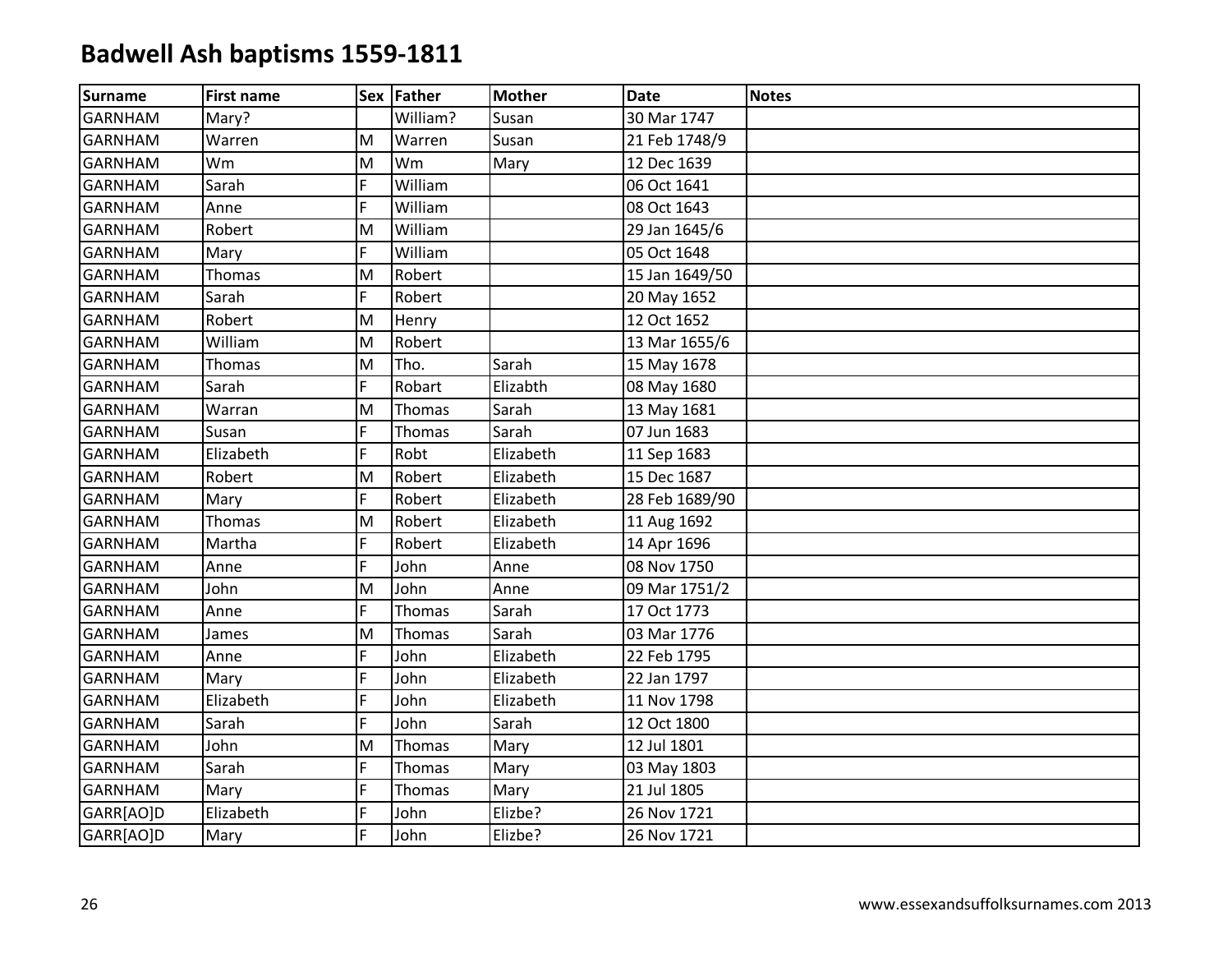# Badwell Ash baptisms 1559-1811

| Surname | First name | Sex | Father | Mother | Date | Notes |
|---|---|---|---|---|---|---|
| GARNHAM | Mary? | | William? | Susan | 30 Mar 1747 | |
| GARNHAM | Warren | M | Warren | Susan | 21 Feb 1748/9 | |
| GARNHAM | Wm | M | Wm | Mary | 12 Dec 1639 | |
| GARNHAM | Sarah | F | William | | 06 Oct 1641 | |
| GARNHAM | Anne | F | William | | 08 Oct 1643 | |
| GARNHAM | Robert | M | William | | 29 Jan 1645/6 | |
| GARNHAM | Mary | F | William | | 05 Oct 1648 | |
| GARNHAM | Thomas | M | Robert | | 15 Jan 1649/50 | |
| GARNHAM | Sarah | F | Robert | | 20 May 1652 | |
| GARNHAM | Robert | M | Henry | | 12 Oct 1652 | |
| GARNHAM | William | M | Robert | | 13 Mar 1655/6 | |
| GARNHAM | Thomas | M | Tho. | Sarah | 15 May 1678 | |
| GARNHAM | Sarah | F | Robart | Elizabth | 08 May 1680 | |
| GARNHAM | Warran | M | Thomas | Sarah | 13 May 1681 | |
| GARNHAM | Susan | F | Thomas | Sarah | 07 Jun 1683 | |
| GARNHAM | Elizabeth | F | Robt | Elizabeth | 11 Sep 1683 | |
| GARNHAM | Robert | M | Robert | Elizabeth | 15 Dec 1687 | |
| GARNHAM | Mary | F | Robert | Elizabeth | 28 Feb 1689/90 | |
| GARNHAM | Thomas | M | Robert | Elizabeth | 11 Aug 1692 | |
| GARNHAM | Martha | F | Robert | Elizabeth | 14 Apr 1696 | |
| GARNHAM | Anne | F | John | Anne | 08 Nov 1750 | |
| GARNHAM | John | M | John | Anne | 09 Mar 1751/2 | |
| GARNHAM | Anne | F | Thomas | Sarah | 17 Oct 1773 | |
| GARNHAM | James | M | Thomas | Sarah | 03 Mar 1776 | |
| GARNHAM | Anne | F | John | Elizabeth | 22 Feb 1795 | |
| GARNHAM | Mary | F | John | Elizabeth | 22 Jan 1797 | |
| GARNHAM | Elizabeth | F | John | Elizabeth | 11 Nov 1798 | |
| GARNHAM | Sarah | F | John | Sarah | 12 Oct 1800 | |
| GARNHAM | John | M | Thomas | Mary | 12 Jul 1801 | |
| GARNHAM | Sarah | F | Thomas | Mary | 03 May 1803 | |
| GARNHAM | Mary | F | Thomas | Mary | 21 Jul 1805 | |
| GARR[AO]D | Elizabeth | F | John | Elizbe? | 26 Nov 1721 | |
| GARR[AO]D | Mary | F | John | Elizbe? | 26 Nov 1721 | |

www.essexandsuffolksurnames.com 2013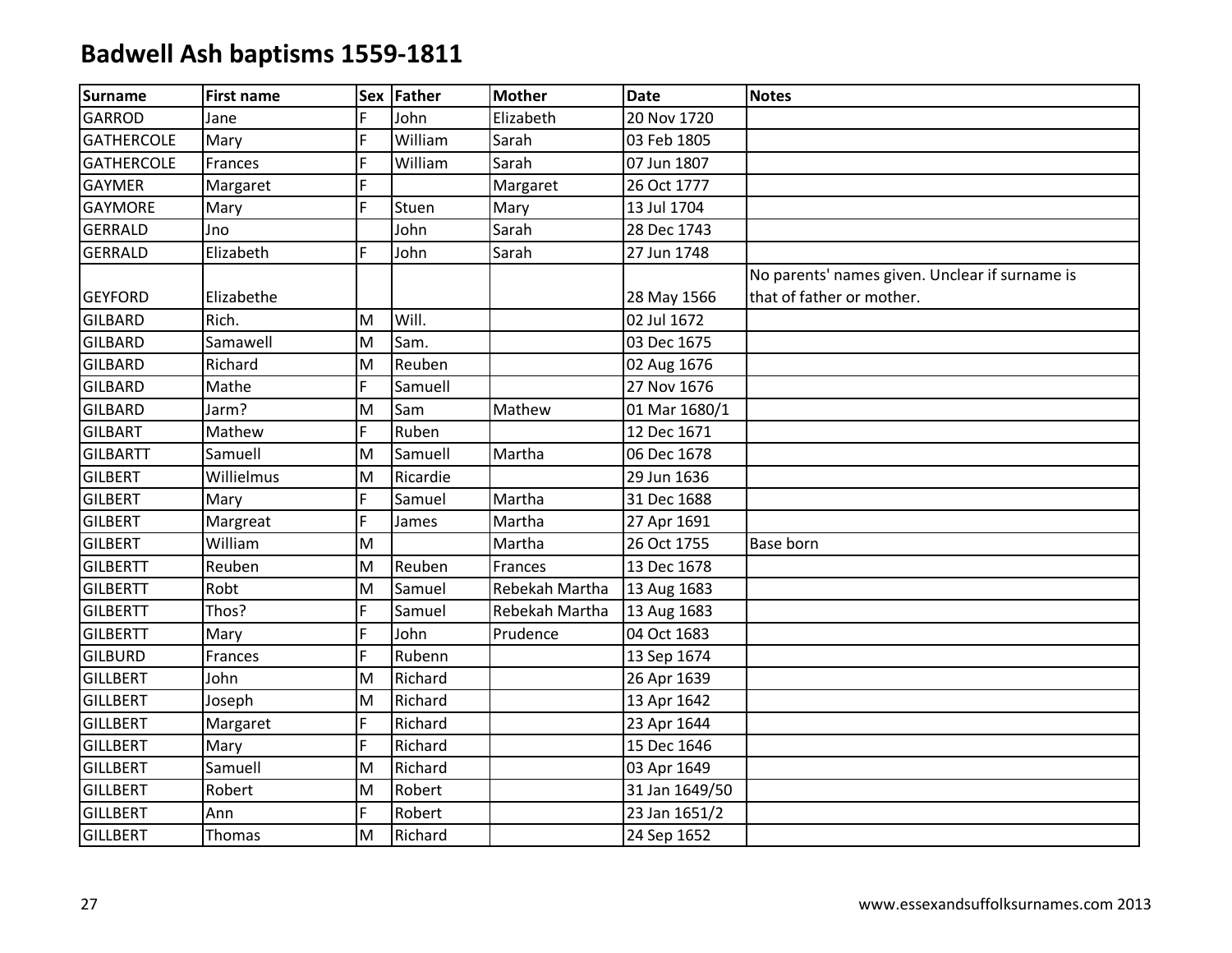# Badwell Ash baptisms 1559-1811

| Surname | First name | Sex | Father | Mother | Date | Notes |
|---|---|---|---|---|---|---|
| GARROD | Jane | F | John | Elizabeth | 20 Nov 1720 | |
| GATHERCOLE | Mary | F | William | Sarah | 03 Feb 1805 | |
| GATHERCOLE | Frances | F | William | Sarah | 07 Jun 1807 | |
| GAYMER | Margaret | F | | Margaret | 26 Oct 1777 | |
| GAYMORE | Mary | F | Stuen | Mary | 13 Jul 1704 | |
| GERRALD | Jno | | John | Sarah | 28 Dec 1743 | |
| GERRALD | Elizabeth | F | John | Sarah | 27 Jun 1748 | |
| GEYFORD | Elizabethe | | | | 28 May 1566 | No parents' names given. Unclear if surname is that of father or mother. |
| GILBARD | Rich. | M | Will. | | 02 Jul 1672 | |
| GILBARD | Samawell | M | Sam. | | 03 Dec 1675 | |
| GILBARD | Richard | M | Reuben | | 02 Aug 1676 | |
| GILBARD | Mathe | F | Samuell | | 27 Nov 1676 | |
| GILBARD | Jarm? | M | Sam | Mathew | 01 Mar 1680/1 | |
| GILBART | Mathew | F | Ruben | | 12 Dec 1671 | |
| GILBARTT | Samuell | M | Samuell | Martha | 06 Dec 1678 | |
| GILBERT | Willielmus | M | Ricardie | | 29 Jun 1636 | |
| GILBERT | Mary | F | Samuel | Martha | 31 Dec 1688 | |
| GILBERT | Margreat | F | James | Martha | 27 Apr 1691 | |
| GILBERT | William | M | | Martha | 26 Oct 1755 | Base born |
| GILBERTT | Reuben | M | Reuben | Frances | 13 Dec 1678 | |
| GILBERTT | Robt | M | Samuel | Rebekah Martha | 13 Aug 1683 | |
| GILBERTT | Thos? | F | Samuel | Rebekah Martha | 13 Aug 1683 | |
| GILBERTT | Mary | F | John | Prudence | 04 Oct 1683 | |
| GILBURD | Frances | F | Rubenn | | 13 Sep 1674 | |
| GILLBERT | John | M | Richard | | 26 Apr 1639 | |
| GILLBERT | Joseph | M | Richard | | 13 Apr 1642 | |
| GILLBERT | Margaret | F | Richard | | 23 Apr 1644 | |
| GILLBERT | Mary | F | Richard | | 15 Dec 1646 | |
| GILLBERT | Samuell | M | Richard | | 03 Apr 1649 | |
| GILLBERT | Robert | M | Robert | | 31 Jan 1649/50 | |
| GILLBERT | Ann | F | Robert | | 23 Jan 1651/2 | |
| GILLBERT | Thomas | M | Richard | | 24 Sep 1652 | |

www.essexandsuffolksurnames.com 2013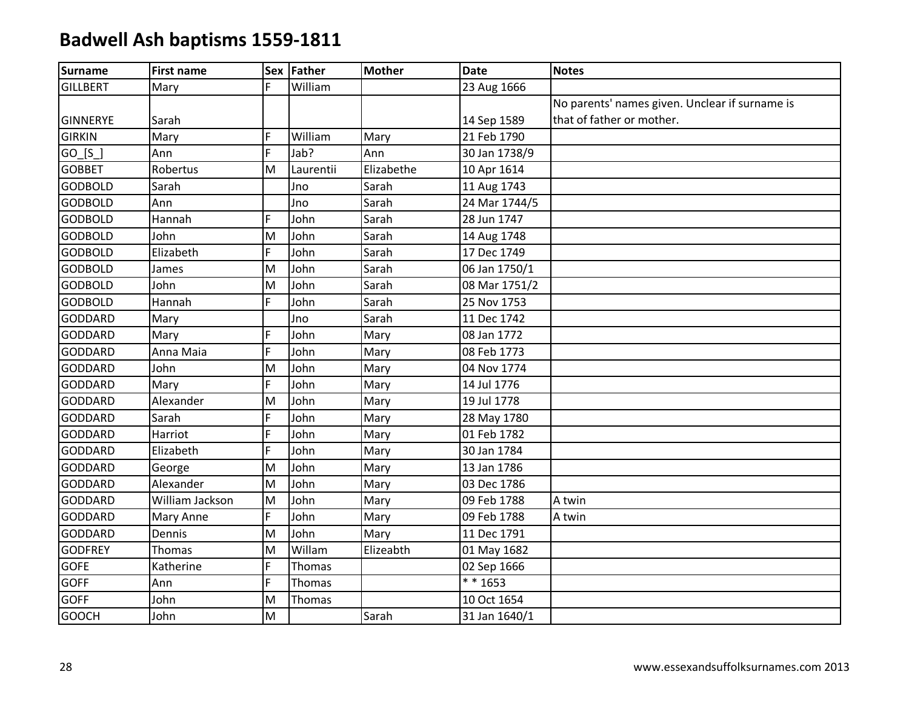# Badwell Ash baptisms 1559-1811

| Surname | First name | Sex | Father | Mother | Date | Notes |
|---|---|---|---|---|---|---|
| GILLBERT | Mary | F | William | | 23 Aug 1666 | |
| GINNERYE | Sarah | | | | 14 Sep 1589 | No parents' names given. Unclear if surname is that of father or mother. |
| GIRKIN | Mary | F | William | Mary | 21 Feb 1790 | |
| GO_[S_] | Ann | F | Jab? | Ann | 30 Jan 1738/9 | |
| GOBBET | Robertus | M | Laurentii | Elizabethe | 10 Apr 1614 | |
| GODBOLD | Sarah | | Jno | Sarah | 11 Aug 1743 | |
| GODBOLD | Ann | | Jno | Sarah | 24 Mar 1744/5 | |
| GODBOLD | Hannah | F | John | Sarah | 28 Jun 1747 | |
| GODBOLD | John | M | John | Sarah | 14 Aug 1748 | |
| GODBOLD | Elizabeth | F | John | Sarah | 17 Dec 1749 | |
| GODBOLD | James | M | John | Sarah | 06 Jan 1750/1 | |
| GODBOLD | John | M | John | Sarah | 08 Mar 1751/2 | |
| GODBOLD | Hannah | F | John | Sarah | 25 Nov 1753 | |
| GODDARD | Mary | | Jno | Sarah | 11 Dec 1742 | |
| GODDARD | Mary | F | John | Mary | 08 Jan 1772 | |
| GODDARD | Anna Maia | F | John | Mary | 08 Feb 1773 | |
| GODDARD | John | M | John | Mary | 04 Nov 1774 | |
| GODDARD | Mary | F | John | Mary | 14 Jul 1776 | |
| GODDARD | Alexander | M | John | Mary | 19 Jul 1778 | |
| GODDARD | Sarah | F | John | Mary | 28 May 1780 | |
| GODDARD | Harriot | F | John | Mary | 01 Feb 1782 | |
| GODDARD | Elizabeth | F | John | Mary | 30 Jan 1784 | |
| GODDARD | George | M | John | Mary | 13 Jan 1786 | |
| GODDARD | Alexander | M | John | Mary | 03 Dec 1786 | |
| GODDARD | William Jackson | M | John | Mary | 09 Feb 1788 | A twin |
| GODDARD | Mary Anne | F | John | Mary | 09 Feb 1788 | A twin |
| GODDARD | Dennis | M | John | Mary | 11 Dec 1791 | |
| GODFREY | Thomas | M | Willam | Elizeabth | 01 May 1682 | |
| GOFE | Katherine | F | Thomas | | 02 Sep 1666 | |
| GOFF | Ann | F | Thomas | | * * 1653 | |
| GOFF | John | M | Thomas | | 10 Oct 1654 | |
| GOOCH | John | M | | Sarah | 31 Jan 1640/1 | |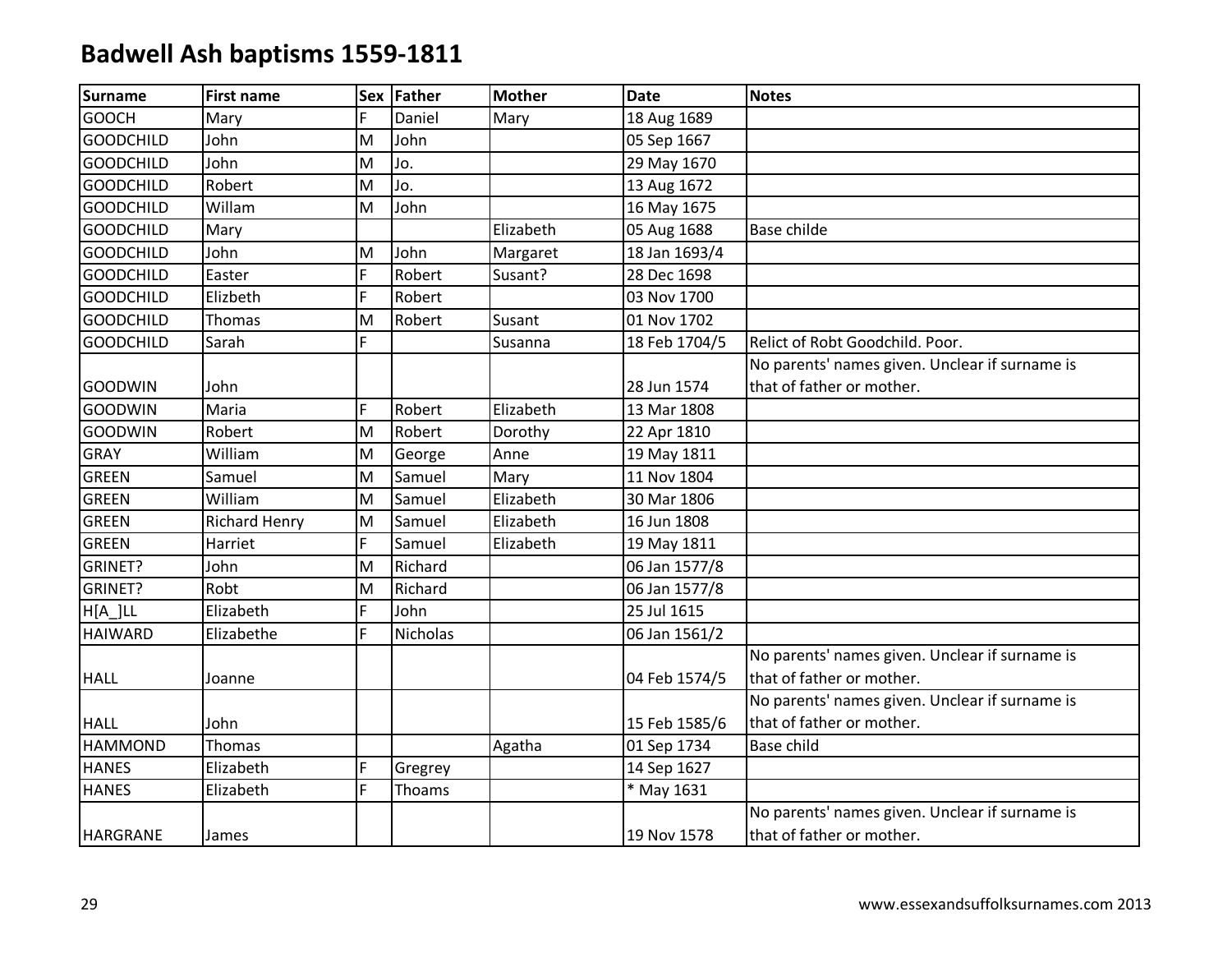# Badwell Ash baptisms 1559-1811

| Surname | First name | Sex | Father | Mother | Date | Notes |
|---|---|---|---|---|---|---|
| GOOCH | Mary | F | Daniel | Mary | 18 Aug 1689 | |
| GOODCHILD | John | M | John | | 05 Sep 1667 | |
| GOODCHILD | John | M | Jo. | | 29 May 1670 | |
| GOODCHILD | Robert | M | Jo. | | 13 Aug 1672 | |
| GOODCHILD | Willam | M | John | | 16 May 1675 | |
| GOODCHILD | Mary | | | Elizabeth | 05 Aug 1688 | Base childe |
| GOODCHILD | John | M | John | Margaret | 18 Jan 1693/4 | |
| GOODCHILD | Easter | F | Robert | Susant? | 28 Dec 1698 | |
| GOODCHILD | Elizbeth | F | Robert | | 03 Nov 1700 | |
| GOODCHILD | Thomas | M | Robert | Susant | 01 Nov 1702 | |
| GOODCHILD | Sarah | F | | Susanna | 18 Feb 1704/5 | Relict of Robt Goodchild. Poor. |
| GOODWIN | John | | | | 28 Jun 1574 | No parents' names given. Unclear if surname is that of father or mother. |
| GOODWIN | Maria | F | Robert | Elizabeth | 13 Mar 1808 | |
| GOODWIN | Robert | M | Robert | Dorothy | 22 Apr 1810 | |
| GRAY | William | M | George | Anne | 19 May 1811 | |
| GREEN | Samuel | M | Samuel | Mary | 11 Nov 1804 | |
| GREEN | William | M | Samuel | Elizabeth | 30 Mar 1806 | |
| GREEN | Richard Henry | M | Samuel | Elizabeth | 16 Jun 1808 | |
| GREEN | Harriet | F | Samuel | Elizabeth | 19 May 1811 | |
| GRINET? | John | M | Richard | | 06 Jan 1577/8 | |
| GRINET? | Robt | M | Richard | | 06 Jan 1577/8 | |
| H[A_]LL | Elizabeth | F | John | | 25 Jul 1615 | |
| HAIWARD | Elizabethe | F | Nicholas | | 06 Jan 1561/2 | |
| HALL | Joanne | | | | 04 Feb 1574/5 | No parents' names given. Unclear if surname is that of father or mother. |
| HALL | John | | | | 15 Feb 1585/6 | No parents' names given. Unclear if surname is that of father or mother. |
| HAMMOND | Thomas | | | Agatha | 01 Sep 1734 | Base child |
| HANES | Elizabeth | F | Gregrey | | 14 Sep 1627 | |
| HANES | Elizabeth | F | Thoams | | * May 1631 | |
| HARGRANE | James | | | | 19 Nov 1578 | No parents' names given. Unclear if surname is that of father or mother. |

www.essexandsuffolksurnames.com 2013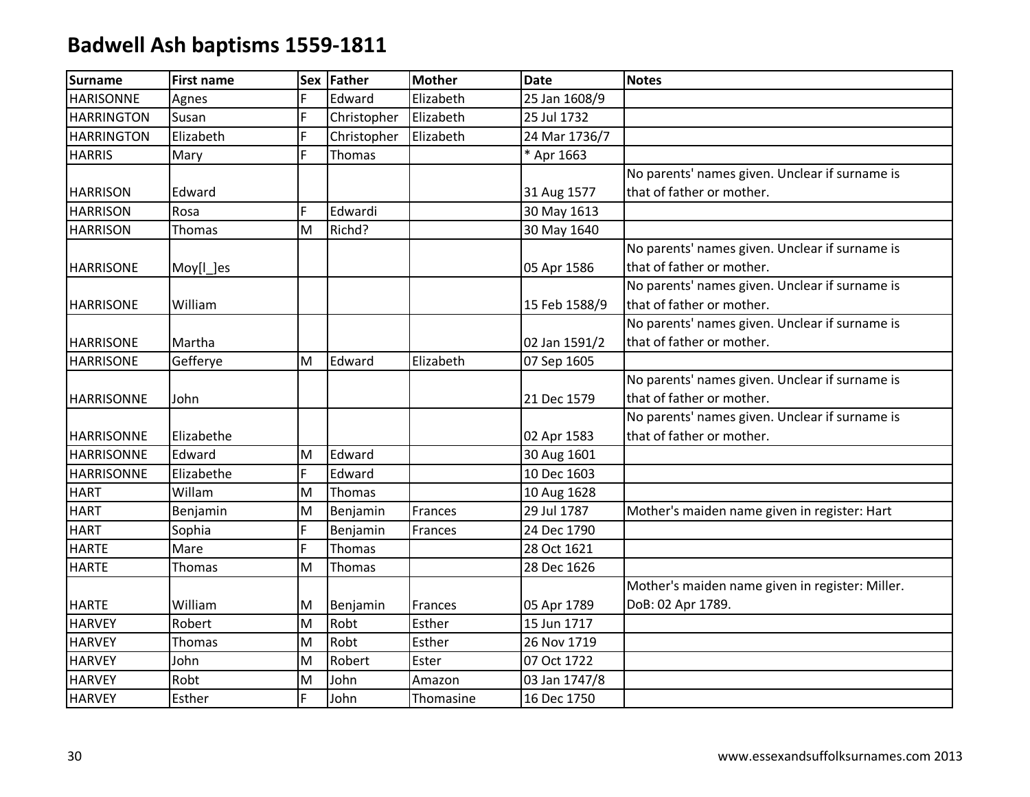# Badwell Ash baptisms 1559-1811

| Surname | First name | Sex | Father | Mother | Date | Notes |
|---|---|---|---|---|---|---|
| HARISONNE | Agnes | F | Edward | Elizabeth | 25 Jan 1608/9 | |
| HARRINGTON | Susan | F | Christopher | Elizabeth | 25 Jul 1732 | |
| HARRINGTON | Elizabeth | F | Christopher | Elizabeth | 24 Mar 1736/7 | |
| HARRIS | Mary | F | Thomas | | * Apr 1663 | |
| HARRISON | Edward | | | | 31 Aug 1577 | No parents' names given. Unclear if surname is that of father or mother. |
| HARRISON | Rosa | F | Edwardi | | 30 May 1613 | |
| HARRISON | Thomas | M | Richd? | | 30 May 1640 | |
| HARRISONE | Moy[l_]es | | | | 05 Apr 1586 | No parents' names given. Unclear if surname is that of father or mother. |
| HARRISONE | William | | | | 15 Feb 1588/9 | No parents' names given. Unclear if surname is that of father or mother. |
| HARRISONE | Martha | | | | 02 Jan 1591/2 | No parents' names given. Unclear if surname is that of father or mother. |
| HARRISONE | Gefferye | M | Edward | Elizabeth | 07 Sep 1605 | |
| HARRISONNE | John | | | | 21 Dec 1579 | No parents' names given. Unclear if surname is that of father or mother. |
| HARRISONNE | Elizabethe | | | | 02 Apr 1583 | No parents' names given. Unclear if surname is that of father or mother. |
| HARRISONNE | Edward | M | Edward | | 30 Aug 1601 | |
| HARRISONNE | Elizabethe | F | Edward | | 10 Dec 1603 | |
| HART | Willam | M | Thomas | | 10 Aug 1628 | |
| HART | Benjamin | M | Benjamin | Frances | 29 Jul 1787 | Mother's maiden name given in register: Hart |
| HART | Sophia | F | Benjamin | Frances | 24 Dec 1790 | |
| HARTE | Mare | F | Thomas | | 28 Oct 1621 | |
| HARTE | Thomas | M | Thomas | | 28 Dec 1626 | |
| HARTE | William | M | Benjamin | Frances | 05 Apr 1789 | Mother's maiden name given in register: Miller. DoB: 02 Apr 1789. |
| HARVEY | Robert | M | Robt | Esther | 15 Jun 1717 | |
| HARVEY | Thomas | M | Robt | Esther | 26 Nov 1719 | |
| HARVEY | John | M | Robert | Ester | 07 Oct 1722 | |
| HARVEY | Robt | M | John | Amazon | 03 Jan 1747/8 | |
| HARVEY | Esther | F | John | Thomasine | 16 Dec 1750 | |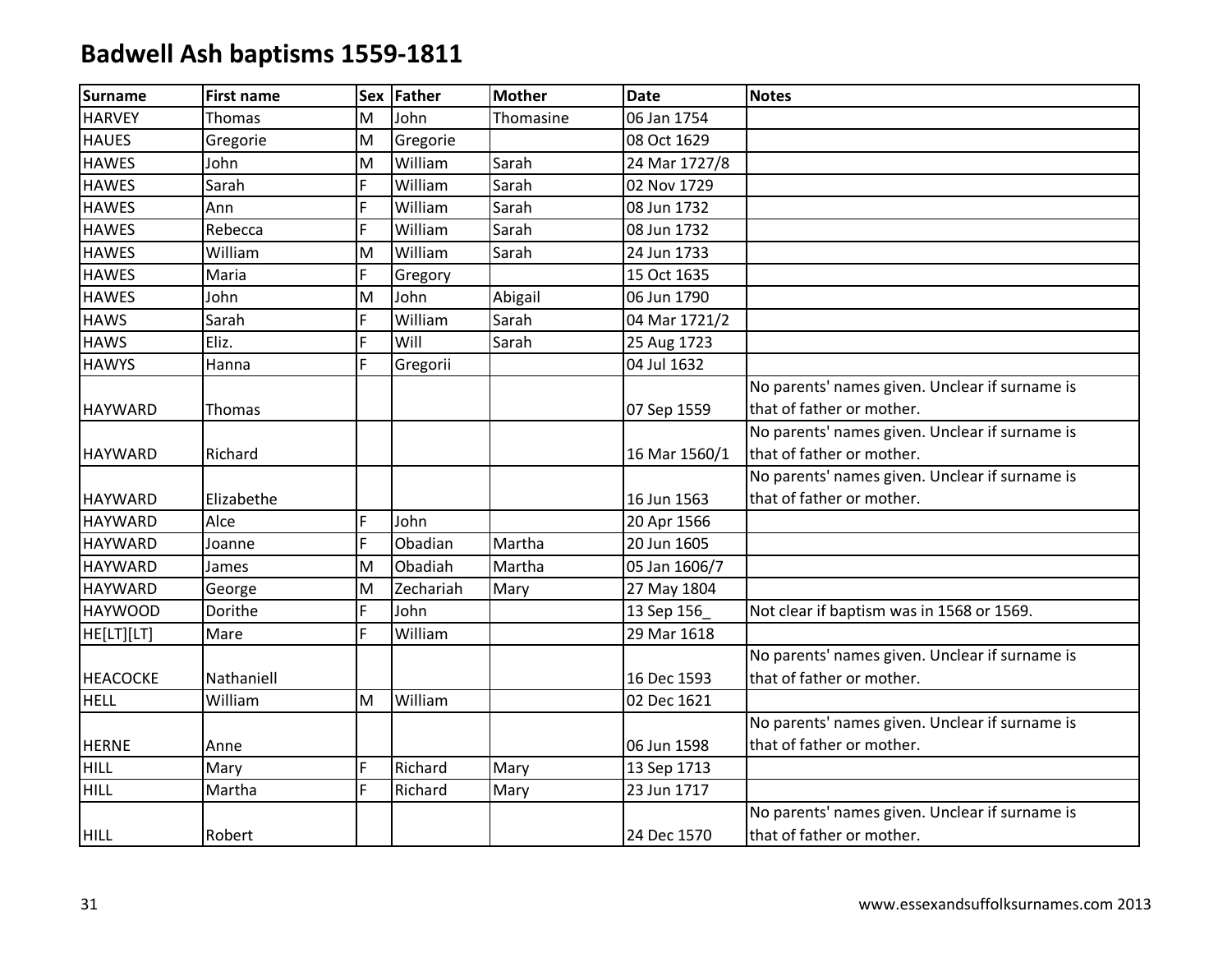# Badwell Ash baptisms 1559-1811

| Surname | First name | Sex | Father | Mother | Date | Notes |
|---|---|---|---|---|---|---|
| HARVEY | Thomas | M | John | Thomasine | 06 Jan 1754 | |
| HAUES | Gregorie | M | Gregorie | | 08 Oct 1629 | |
| HAWES | John | M | William | Sarah | 24 Mar 1727/8 | |
| HAWES | Sarah | F | William | Sarah | 02 Nov 1729 | |
| HAWES | Ann | F | William | Sarah | 08 Jun 1732 | |
| HAWES | Rebecca | F | William | Sarah | 08 Jun 1732 | |
| HAWES | William | M | William | Sarah | 24 Jun 1733 | |
| HAWES | Maria | F | Gregory | | 15 Oct 1635 | |
| HAWES | John | M | John | Abigail | 06 Jun 1790 | |
| HAWS | Sarah | F | William | Sarah | 04 Mar 1721/2 | |
| HAWS | Eliz. | F | Will | Sarah | 25 Aug 1723 | |
| HAWYS | Hanna | F | Gregorii | | 04 Jul 1632 | |
| HAYWARD | Thomas | | | | 07 Sep 1559 | No parents' names given. Unclear if surname is that of father or mother. |
| HAYWARD | Richard | | | | 16 Mar 1560/1 | No parents' names given. Unclear if surname is that of father or mother. |
| HAYWARD | Elizabethe | | | | 16 Jun 1563 | No parents' names given. Unclear if surname is that of father or mother. |
| HAYWARD | Alce | F | John | | 20 Apr 1566 | |
| HAYWARD | Joanne | F | Obadian | Martha | 20 Jun 1605 | |
| HAYWARD | James | M | Obadiah | Martha | 05 Jan 1606/7 | |
| HAYWARD | George | M | Zechariah | Mary | 27 May 1804 | |
| HAYWOOD | Dorithe | F | John | | 13 Sep 156_ | Not clear if baptism was in 1568 or 1569. |
| HE[LT][LT] | Mare | F | William | | 29 Mar 1618 | |
| HEACOCKE | Nathaniell | | | | 16 Dec 1593 | No parents' names given. Unclear if surname is that of father or mother. |
| HELL | William | M | William | | 02 Dec 1621 | |
| HERNE | Anne | | | | 06 Jun 1598 | No parents' names given. Unclear if surname is that of father or mother. |
| HILL | Mary | F | Richard | Mary | 13 Sep 1713 | |
| HILL | Martha | F | Richard | Mary | 23 Jun 1717 | |
| HILL | Robert | | | | 24 Dec 1570 | No parents' names given. Unclear if surname is that of father or mother. |

www.essexandsuffolksurnames.com 2013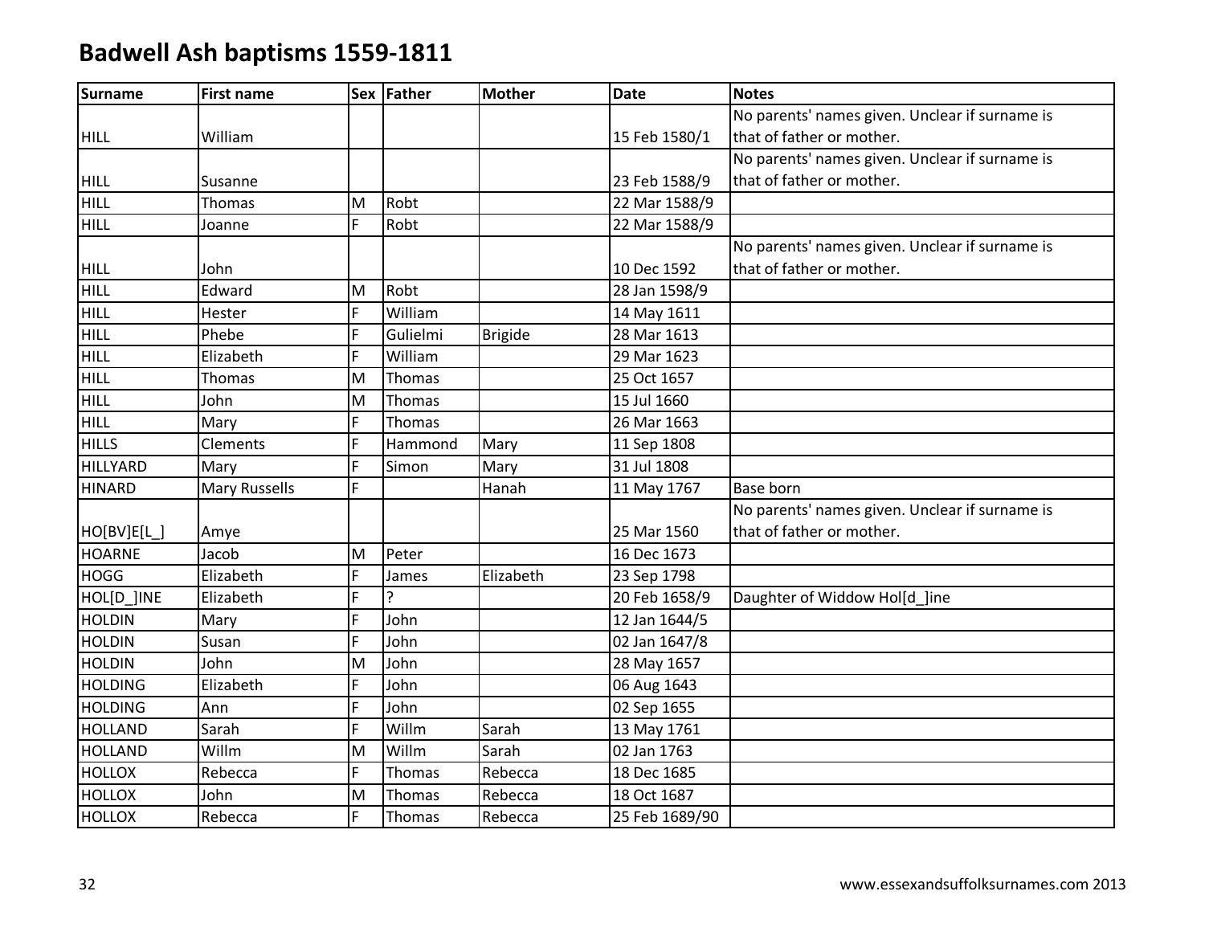# Badwell Ash baptisms 1559-1811

| Surname | First name | Sex | Father | Mother | Date | Notes |
|---|---|---|---|---|---|---|
| HILL | William | | | | 15 Feb 1580/1 | No parents' names given. Unclear if surname is that of father or mother. |
| HILL | Susanne | | | | 23 Feb 1588/9 | No parents' names given. Unclear if surname is that of father or mother. |
| HILL | Thomas | M | Robt | | 22 Mar 1588/9 | |
| HILL | Joanne | F | Robt | | 22 Mar 1588/9 | |
| HILL | John | | | | 10 Dec 1592 | No parents' names given. Unclear if surname is that of father or mother. |
| HILL | Edward | M | Robt | | 28 Jan 1598/9 | |
| HILL | Hester | F | William | | 14 May 1611 | |
| HILL | Phebe | F | Gulielmi | Brigide | 28 Mar 1613 | |
| HILL | Elizabeth | F | William | | 29 Mar 1623 | |
| HILL | Thomas | M | Thomas | | 25 Oct 1657 | |
| HILL | John | M | Thomas | | 15 Jul 1660 | |
| HILL | Mary | F | Thomas | | 26 Mar 1663 | |
| HILLS | Clements | F | Hammond | Mary | 11 Sep 1808 | |
| HILLYARD | Mary | F | Simon | Mary | 31 Jul 1808 | |
| HINARD | Mary Russells | F | | Hanah | 11 May 1767 | Base born |
| HO[BV]E[L_] | Amye | | | | 25 Mar 1560 | No parents' names given. Unclear if surname is that of father or mother. |
| HOARNE | Jacob | M | Peter | | 16 Dec 1673 | |
| HOGG | Elizabeth | F | James | Elizabeth | 23 Sep 1798 | |
| HOL[D_]INE | Elizabeth | F | ? | | 20 Feb 1658/9 | Daughter of Widdow Hol[d_]ine |
| HOLDIN | Mary | F | John | | 12 Jan 1644/5 | |
| HOLDIN | Susan | F | John | | 02 Jan 1647/8 | |
| HOLDIN | John | M | John | | 28 May 1657 | |
| HOLDING | Elizabeth | F | John | | 06 Aug 1643 | |
| HOLDING | Ann | F | John | | 02 Sep 1655 | |
| HOLLAND | Sarah | F | Willm | Sarah | 13 May 1761 | |
| HOLLAND | Willm | M | Willm | Sarah | 02 Jan 1763 | |
| HOLLOX | Rebecca | F | Thomas | Rebecca | 18 Dec 1685 | |
| HOLLOX | John | M | Thomas | Rebecca | 18 Oct 1687 | |
| HOLLOX | Rebecca | F | Thomas | Rebecca | 25 Feb 1689/90 | |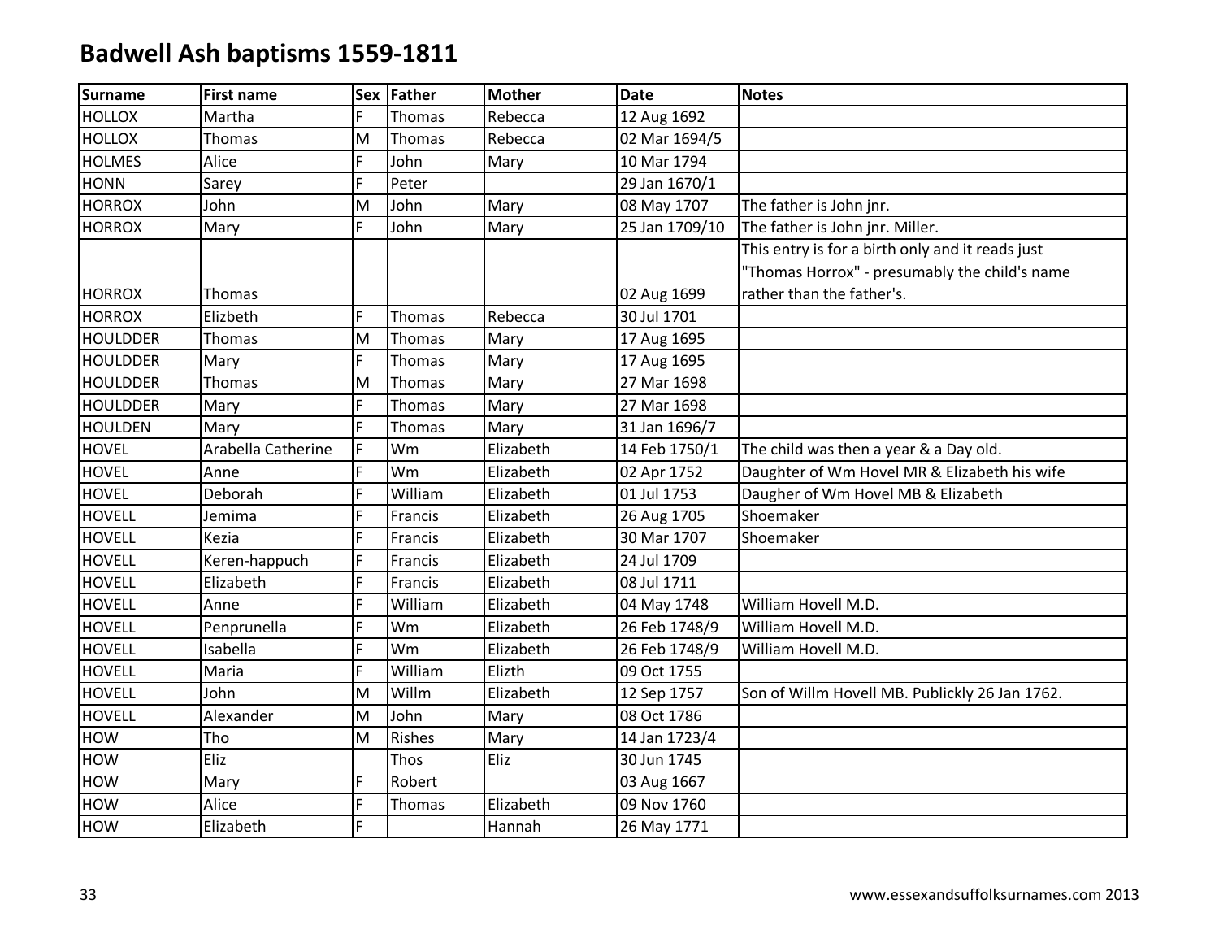# Badwell Ash baptisms 1559-1811

| Surname | First name | Sex | Father | Mother | Date | Notes |
|---|---|---|---|---|---|---|
| HOLLOX | Martha | F | Thomas | Rebecca | 12 Aug 1692 | |
| HOLLOX | Thomas | M | Thomas | Rebecca | 02 Mar 1694/5 | |
| HOLMES | Alice | F | John | Mary | 10 Mar 1794 | |
| HONN | Sarey | F | Peter | | 29 Jan 1670/1 | |
| HORROX | John | M | John | Mary | 08 May 1707 | The father is John jnr. |
| HORROX | Mary | F | John | Mary | 25 Jan 1709/10 | The father is John jnr. Miller. |
| HORROX | Thomas | | | | 02 Aug 1699 | This entry is for a birth only and it reads just "Thomas Horrox" - presumably the child's name rather than the father's. |
| HORROX | Elizbeth | F | Thomas | Rebecca | 30 Jul 1701 | |
| HOULDDER | Thomas | M | Thomas | Mary | 17 Aug 1695 | |
| HOULDDER | Mary | F | Thomas | Mary | 17 Aug 1695 | |
| HOULDDER | Thomas | M | Thomas | Mary | 27 Mar 1698 | |
| HOULDDER | Mary | F | Thomas | Mary | 27 Mar 1698 | |
| HOULDEN | Mary | F | Thomas | Mary | 31 Jan 1696/7 | |
| HOVEL | Arabella Catherine | F | Wm | Elizabeth | 14 Feb 1750/1 | The child was then a year & a Day old. |
| HOVEL | Anne | F | Wm | Elizabeth | 02 Apr 1752 | Daughter of Wm Hovel MR & Elizabeth his wife |
| HOVEL | Deborah | F | William | Elizabeth | 01 Jul 1753 | Daugher of Wm Hovel MB & Elizabeth |
| HOVELL | Jemima | F | Francis | Elizabeth | 26 Aug 1705 | Shoemaker |
| HOVELL | Kezia | F | Francis | Elizabeth | 30 Mar 1707 | Shoemaker |
| HOVELL | Keren-happuch | F | Francis | Elizabeth | 24 Jul 1709 | |
| HOVELL | Elizabeth | F | Francis | Elizabeth | 08 Jul 1711 | |
| HOVELL | Anne | F | William | Elizabeth | 04 May 1748 | William Hovell M.D. |
| HOVELL | Penprunella | F | Wm | Elizabeth | 26 Feb 1748/9 | William Hovell M.D. |
| HOVELL | Isabella | F | Wm | Elizabeth | 26 Feb 1748/9 | William Hovell M.D. |
| HOVELL | Maria | F | William | Elizth | 09 Oct 1755 | |
| HOVELL | John | M | Willm | Elizabeth | 12 Sep 1757 | Son of Willm Hovell MB. Publickly 26 Jan 1762. |
| HOVELL | Alexander | M | John | Mary | 08 Oct 1786 | |
| HOW | Tho | M | Rishes | Mary | 14 Jan 1723/4 | |
| HOW | Eliz | | Thos | Eliz | 30 Jun 1745 | |
| HOW | Mary | F | Robert | | 03 Aug 1667 | |
| HOW | Alice | F | Thomas | Elizabeth | 09 Nov 1760 | |
| HOW | Elizabeth | F | | Hannah | 26 May 1771 | |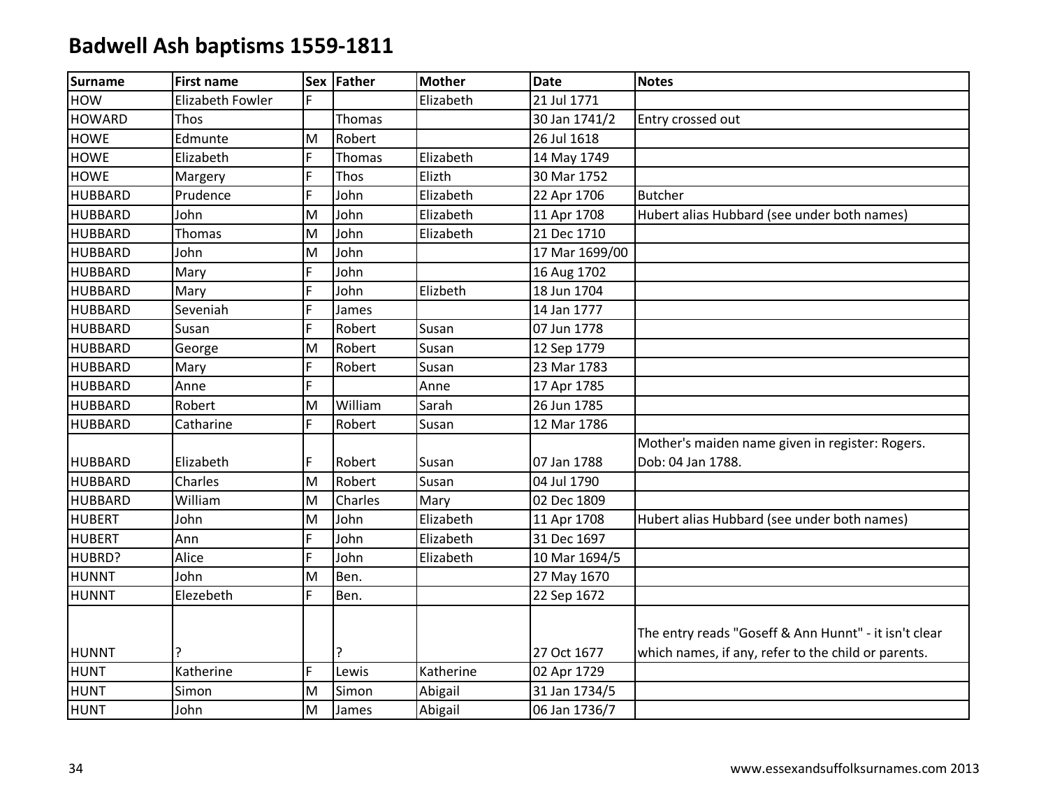# Badwell Ash baptisms 1559-1811

| Surname | First name | Sex | Father | Mother | Date | Notes |
|---|---|---|---|---|---|---|
| HOW | Elizabeth Fowler | F | | Elizabeth | 21 Jul 1771 | |
| HOWARD | Thos | | Thomas | | 30 Jan 1741/2 | Entry crossed out |
| HOWE | Edmunte | M | Robert | | 26 Jul 1618 | |
| HOWE | Elizabeth | F | Thomas | Elizabeth | 14 May 1749 | |
| HOWE | Margery | F | Thos | Elizth | 30 Mar 1752 | |
| HUBBARD | Prudence | F | John | Elizabeth | 22 Apr 1706 | Butcher |
| HUBBARD | John | M | John | Elizabeth | 11 Apr 1708 | Hubert alias Hubbard (see under both names) |
| HUBBARD | Thomas | M | John | Elizabeth | 21 Dec 1710 | |
| HUBBARD | John | M | John | | 17 Mar 1699/00 | |
| HUBBARD | Mary | F | John | | 16 Aug 1702 | |
| HUBBARD | Mary | F | John | Elizbeth | 18 Jun 1704 | |
| HUBBARD | Seveniah | F | James | | 14 Jan 1777 | |
| HUBBARD | Susan | F | Robert | Susan | 07 Jun 1778 | |
| HUBBARD | George | M | Robert | Susan | 12 Sep 1779 | |
| HUBBARD | Mary | F | Robert | Susan | 23 Mar 1783 | |
| HUBBARD | Anne | F | | Anne | 17 Apr 1785 | |
| HUBBARD | Robert | M | William | Sarah | 26 Jun 1785 | |
| HUBBARD | Catharine | F | Robert | Susan | 12 Mar 1786 | |
| HUBBARD | Elizabeth | F | Robert | Susan | 07 Jan 1788 | Mother's maiden name given in register: Rogers. Dob: 04 Jan 1788. |
| HUBBARD | Charles | M | Robert | Susan | 04 Jul 1790 | |
| HUBBARD | William | M | Charles | Mary | 02 Dec 1809 | |
| HUBERT | John | M | John | Elizabeth | 11 Apr 1708 | Hubert alias Hubbard (see under both names) |
| HUBERT | Ann | F | John | Elizabeth | 31 Dec 1697 | |
| HUBRD? | Alice | F | John | Elizabeth | 10 Mar 1694/5 | |
| HUNNT | John | M | Ben. | | 27 May 1670 | |
| HUNNT | Elezebeth | F | Ben. | | 22 Sep 1672 | |
| HUNNT | ? | | ? | | 27 Oct 1677 | The entry reads "Goseff & Ann Hunnt" - it isn't clear which names, if any, refer to the child or parents. |
| HUNT | Katherine | F | Lewis | Katherine | 02 Apr 1729 | |
| HUNT | Simon | M | Simon | Abigail | 31 Jan 1734/5 | |
| HUNT | John | M | James | Abigail | 06 Jan 1736/7 | |

www.essexandsuffolksurnames.com 2013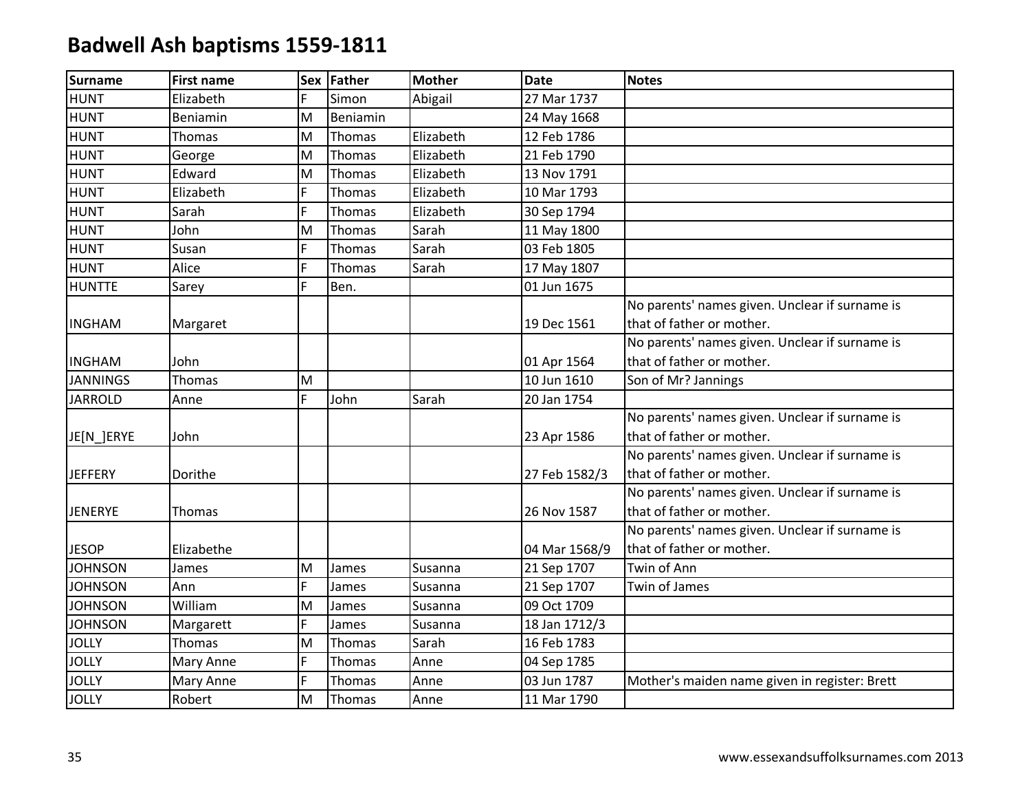# Badwell Ash baptisms 1559-1811

| Surname | First name | Sex | Father | Mother | Date | Notes |
|---|---|---|---|---|---|---|
| HUNT | Elizabeth | F | Simon | Abigail | 27 Mar 1737 | |
| HUNT | Beniamin | M | Beniamin | | 24 May 1668 | |
| HUNT | Thomas | M | Thomas | Elizabeth | 12 Feb 1786 | |
| HUNT | George | M | Thomas | Elizabeth | 21 Feb 1790 | |
| HUNT | Edward | M | Thomas | Elizabeth | 13 Nov 1791 | |
| HUNT | Elizabeth | F | Thomas | Elizabeth | 10 Mar 1793 | |
| HUNT | Sarah | F | Thomas | Elizabeth | 30 Sep 1794 | |
| HUNT | John | M | Thomas | Sarah | 11 May 1800 | |
| HUNT | Susan | F | Thomas | Sarah | 03 Feb 1805 | |
| HUNT | Alice | F | Thomas | Sarah | 17 May 1807 | |
| HUNTTE | Sarey | F | Ben. | | 01 Jun 1675 | |
| INGHAM | Margaret | | | | 19 Dec 1561 | No parents' names given. Unclear if surname is that of father or mother. |
| INGHAM | John | | | | 01 Apr 1564 | No parents' names given. Unclear if surname is that of father or mother. |
| JANNINGS | Thomas | M | | | 10 Jun 1610 | Son of Mr? Jannings |
| JARROLD | Anne | F | John | Sarah | 20 Jan 1754 | |
| JE[N_]ERYE | John | | | | 23 Apr 1586 | No parents' names given. Unclear if surname is that of father or mother. |
| JEFFERY | Dorithe | | | | 27 Feb 1582/3 | No parents' names given. Unclear if surname is that of father or mother. |
| JENERYE | Thomas | | | | 26 Nov 1587 | No parents' names given. Unclear if surname is that of father or mother. |
| JESOP | Elizabethe | | | | 04 Mar 1568/9 | No parents' names given. Unclear if surname is that of father or mother. |
| JOHNSON | James | M | James | Susanna | 21 Sep 1707 | Twin of Ann |
| JOHNSON | Ann | F | James | Susanna | 21 Sep 1707 | Twin of James |
| JOHNSON | William | M | James | Susanna | 09 Oct 1709 | |
| JOHNSON | Margarett | F | James | Susanna | 18 Jan 1712/3 | |
| JOLLY | Thomas | M | Thomas | Sarah | 16 Feb 1783 | |
| JOLLY | Mary Anne | F | Thomas | Anne | 04 Sep 1785 | |
| JOLLY | Mary Anne | F | Thomas | Anne | 03 Jun 1787 | Mother's maiden name given in register: Brett |
| JOLLY | Robert | M | Thomas | Anne | 11 Mar 1790 | |

www.essexandsuffolksurnames.com 2013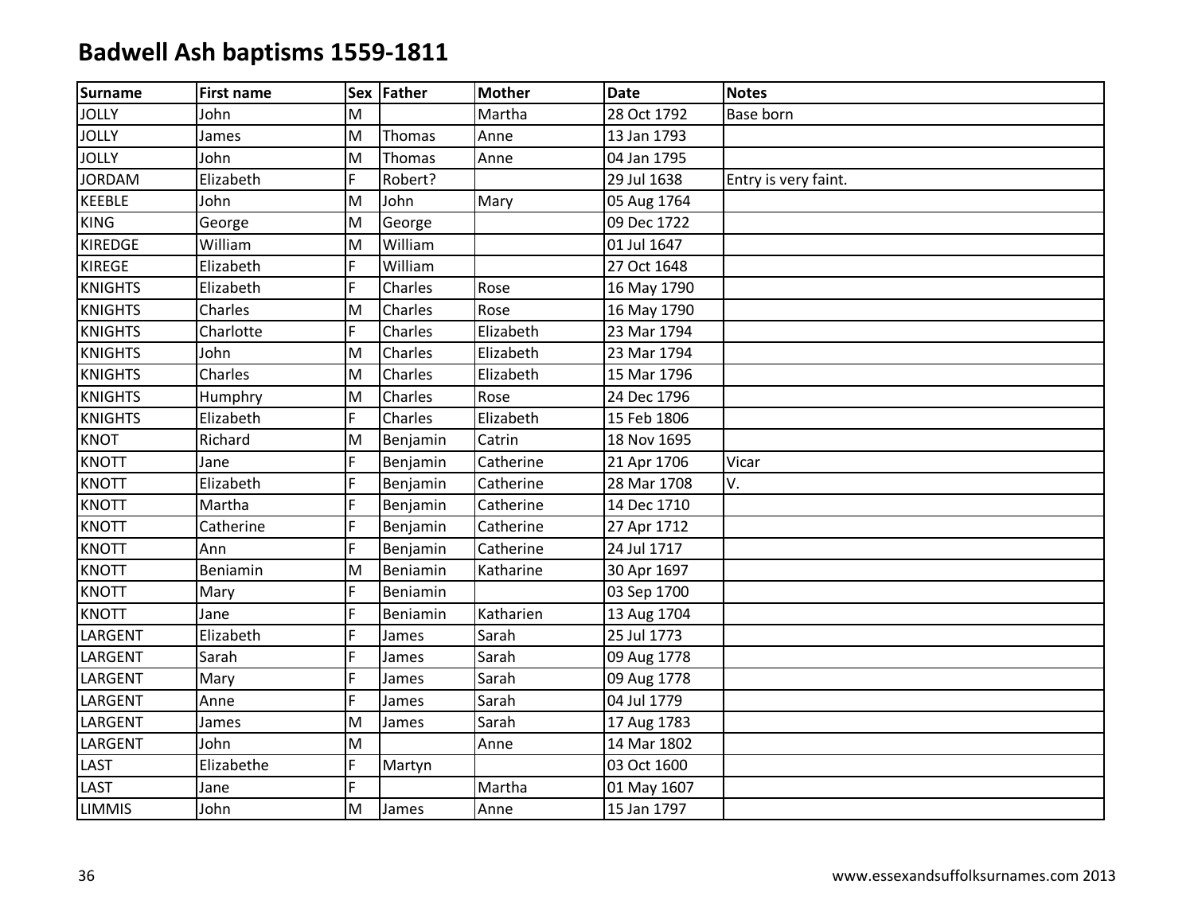# Badwell Ash baptisms 1559-1811

| Surname | First name | Sex | Father | Mother | Date | Notes |
|---|---|---|---|---|---|---|
| JOLLY | John | M | | Martha | 28 Oct 1792 | Base born |
| JOLLY | James | M | Thomas | Anne | 13 Jan 1793 | |
| JOLLY | John | M | Thomas | Anne | 04 Jan 1795 | |
| JORDAM | Elizabeth | F | Robert? | | 29 Jul 1638 | Entry is very faint. |
| KEEBLE | John | M | John | Mary | 05 Aug 1764 | |
| KING | George | M | George | | 09 Dec 1722 | |
| KIREDGE | William | M | William | | 01 Jul 1647 | |
| KIREGE | Elizabeth | F | William | | 27 Oct 1648 | |
| KNIGHTS | Elizabeth | F | Charles | Rose | 16 May 1790 | |
| KNIGHTS | Charles | M | Charles | Rose | 16 May 1790 | |
| KNIGHTS | Charlotte | F | Charles | Elizabeth | 23 Mar 1794 | |
| KNIGHTS | John | M | Charles | Elizabeth | 23 Mar 1794 | |
| KNIGHTS | Charles | M | Charles | Elizabeth | 15 Mar 1796 | |
| KNIGHTS | Humphry | M | Charles | Rose | 24 Dec 1796 | |
| KNIGHTS | Elizabeth | F | Charles | Elizabeth | 15 Feb 1806 | |
| KNOT | Richard | M | Benjamin | Catrin | 18 Nov 1695 | |
| KNOTT | Jane | F | Benjamin | Catherine | 21 Apr 1706 | Vicar |
| KNOTT | Elizabeth | F | Benjamin | Catherine | 28 Mar 1708 | V. |
| KNOTT | Martha | F | Benjamin | Catherine | 14 Dec 1710 | |
| KNOTT | Catherine | F | Benjamin | Catherine | 27 Apr 1712 | |
| KNOTT | Ann | F | Benjamin | Catherine | 24 Jul 1717 | |
| KNOTT | Beniamin | M | Beniamin | Katharine | 30 Apr 1697 | |
| KNOTT | Mary | F | Beniamin | | 03 Sep 1700 | |
| KNOTT | Jane | F | Beniamin | Katharien | 13 Aug 1704 | |
| LARGENT | Elizabeth | F | James | Sarah | 25 Jul 1773 | |
| LARGENT | Sarah | F | James | Sarah | 09 Aug 1778 | |
| LARGENT | Mary | F | James | Sarah | 09 Aug 1778 | |
| LARGENT | Anne | F | James | Sarah | 04 Jul 1779 | |
| LARGENT | James | M | James | Sarah | 17 Aug 1783 | |
| LARGENT | John | M | | Anne | 14 Mar 1802 | |
| LAST | Elizabethe | F | Martyn | | 03 Oct 1600 | |
| LAST | Jane | F | | Martha | 01 May 1607 | |
| LIMMIS | John | M | James | Anne | 15 Jan 1797 | |

www.essexandsuffolksurnames.com 2013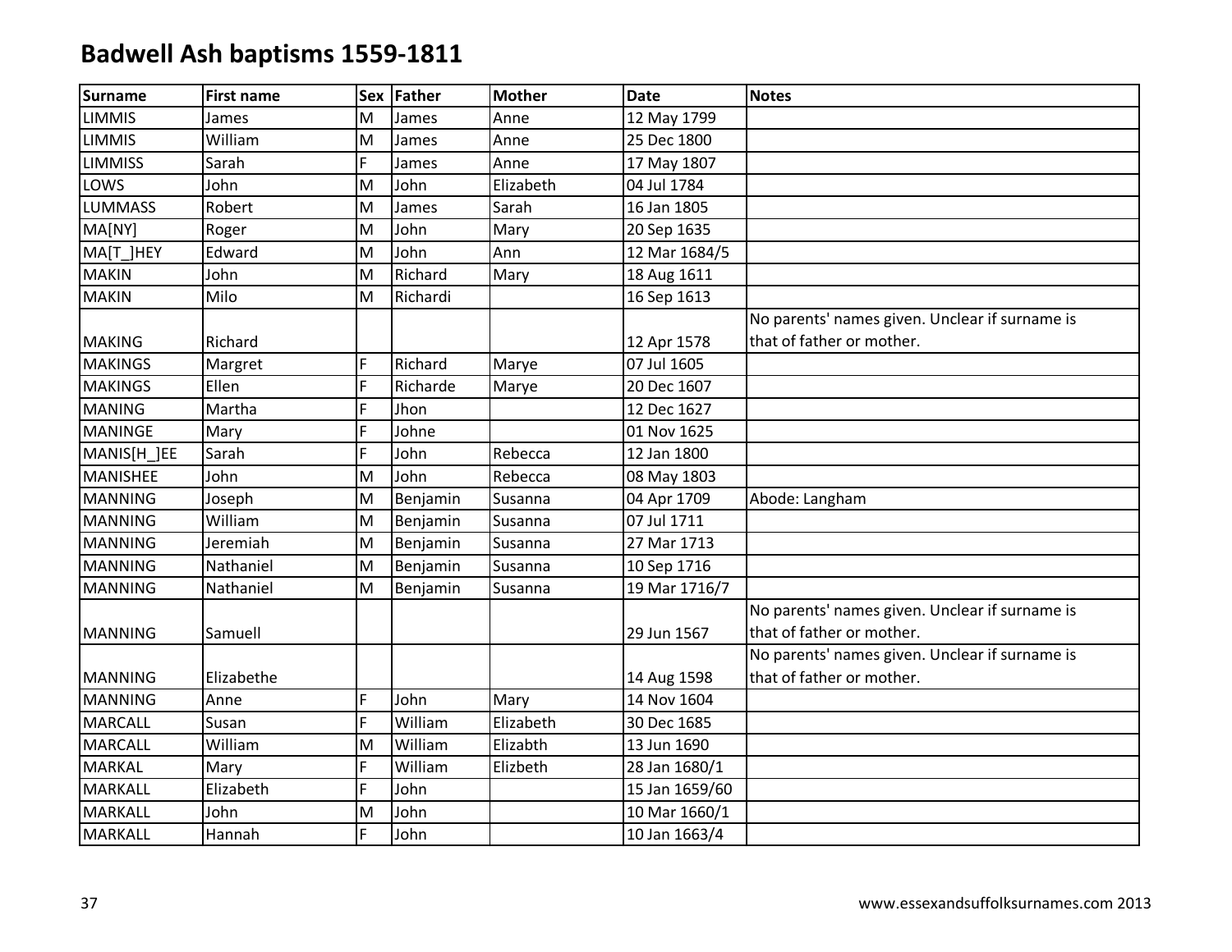# Badwell Ash baptisms 1559-1811

| Surname | First name | Sex | Father | Mother | Date | Notes |
|---|---|---|---|---|---|---|
| LIMMIS | James | M | James | Anne | 12 May 1799 | |
| LIMMIS | William | M | James | Anne | 25 Dec 1800 | |
| LIMMISS | Sarah | F | James | Anne | 17 May 1807 | |
| LOWS | John | M | John | Elizabeth | 04 Jul 1784 | |
| LUMMASS | Robert | M | James | Sarah | 16 Jan 1805 | |
| MA[NY] | Roger | M | John | Mary | 20 Sep 1635 | |
| MA[T_]HEY | Edward | M | John | Ann | 12 Mar 1684/5 | |
| MAKIN | John | M | Richard | Mary | 18 Aug 1611 | |
| MAKIN | Milo | M | Richardi | | 16 Sep 1613 | |
| MAKING | Richard | | | | 12 Apr 1578 | No parents' names given. Unclear if surname is that of father or mother. |
| MAKINGS | Margret | F | Richard | Marye | 07 Jul 1605 | |
| MAKINGS | Ellen | F | Richarde | Marye | 20 Dec 1607 | |
| MANING | Martha | F | Jhon | | 12 Dec 1627 | |
| MANINGE | Mary | F | Johne | | 01 Nov 1625 | |
| MANIS[H_]EE | Sarah | F | John | Rebecca | 12 Jan 1800 | |
| MANISHEE | John | M | John | Rebecca | 08 May 1803 | |
| MANNING | Joseph | M | Benjamin | Susanna | 04 Apr 1709 | Abode: Langham |
| MANNING | William | M | Benjamin | Susanna | 07 Jul 1711 | |
| MANNING | Jeremiah | M | Benjamin | Susanna | 27 Mar 1713 | |
| MANNING | Nathaniel | M | Benjamin | Susanna | 10 Sep 1716 | |
| MANNING | Nathaniel | M | Benjamin | Susanna | 19 Mar 1716/7 | |
| MANNING | Samuell | | | | 29 Jun 1567 | No parents' names given. Unclear if surname is that of father or mother. |
| MANNING | Elizabethe | | | | 14 Aug 1598 | No parents' names given. Unclear if surname is that of father or mother. |
| MANNING | Anne | F | John | Mary | 14 Nov 1604 | |
| MARCALL | Susan | F | William | Elizabeth | 30 Dec 1685 | |
| MARCALL | William | M | William | Elizabth | 13 Jun 1690 | |
| MARKAL | Mary | F | William | Elizbeth | 28 Jan 1680/1 | |
| MARKALL | Elizabeth | F | John | | 15 Jan 1659/60 | |
| MARKALL | John | M | John | | 10 Mar 1660/1 | |
| MARKALL | Hannah | F | John | | 10 Jan 1663/4 | |

www.essexandsuffolksurnames.com 2013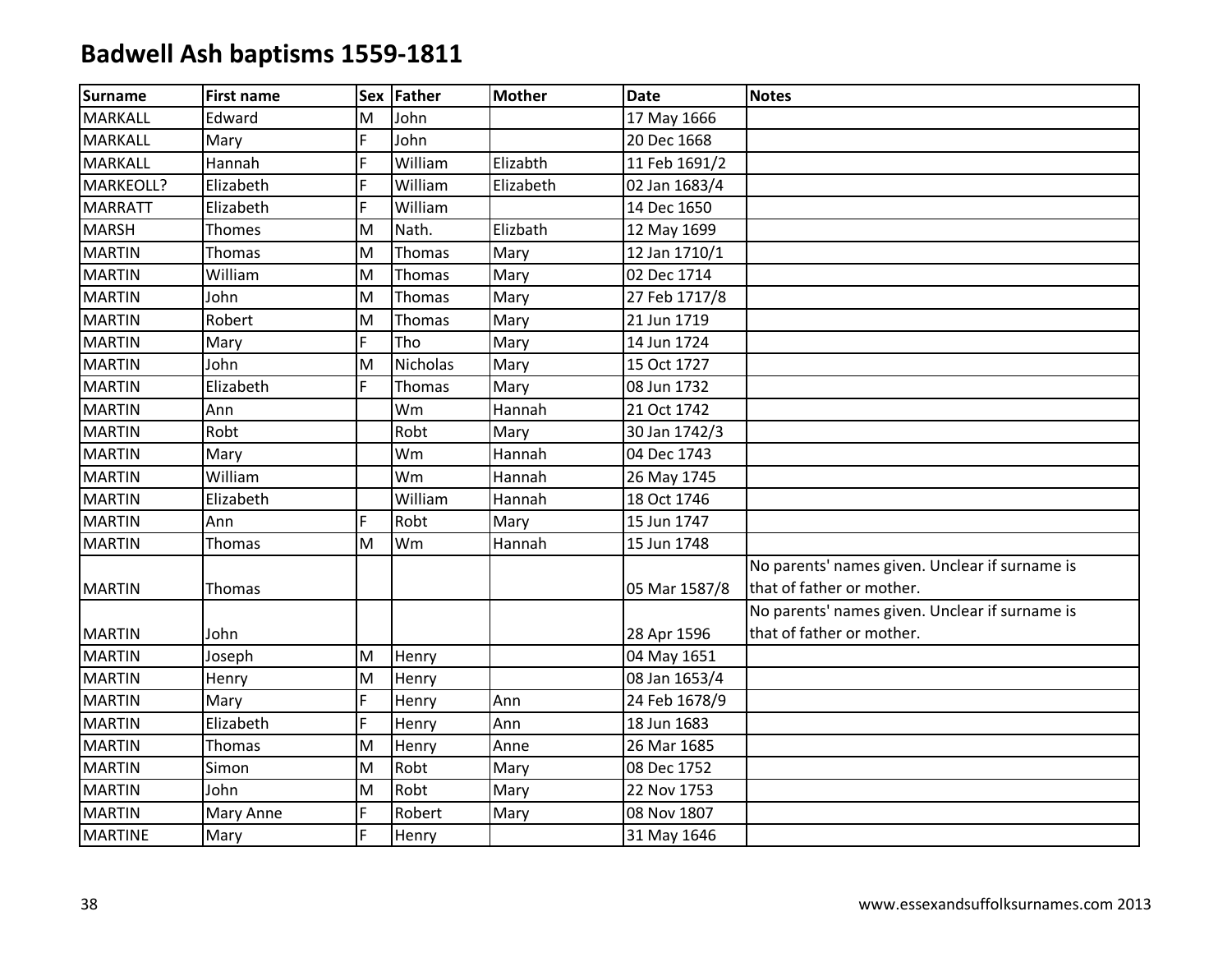# Badwell Ash baptisms 1559-1811

| Surname | First name | Sex | Father | Mother | Date | Notes |
|---|---|---|---|---|---|---|
| MARKALL | Edward | M | John | | 17 May 1666 | |
| MARKALL | Mary | F | John | | 20 Dec 1668 | |
| MARKALL | Hannah | F | William | Elizabth | 11 Feb 1691/2 | |
| MARKEOLL? | Elizabeth | F | William | Elizabeth | 02 Jan 1683/4 | |
| MARRATT | Elizabeth | F | William | | 14 Dec 1650 | |
| MARSH | Thomes | M | Nath. | Elizbath | 12 May 1699 | |
| MARTIN | Thomas | M | Thomas | Mary | 12 Jan 1710/1 | |
| MARTIN | William | M | Thomas | Mary | 02 Dec 1714 | |
| MARTIN | John | M | Thomas | Mary | 27 Feb 1717/8 | |
| MARTIN | Robert | M | Thomas | Mary | 21 Jun 1719 | |
| MARTIN | Mary | F | Tho | Mary | 14 Jun 1724 | |
| MARTIN | John | M | Nicholas | Mary | 15 Oct 1727 | |
| MARTIN | Elizabeth | F | Thomas | Mary | 08 Jun 1732 | |
| MARTIN | Ann | | Wm | Hannah | 21 Oct 1742 | |
| MARTIN | Robt | | Robt | Mary | 30 Jan 1742/3 | |
| MARTIN | Mary | | Wm | Hannah | 04 Dec 1743 | |
| MARTIN | William | | Wm | Hannah | 26 May 1745 | |
| MARTIN | Elizabeth | | William | Hannah | 18 Oct 1746 | |
| MARTIN | Ann | F | Robt | Mary | 15 Jun 1747 | |
| MARTIN | Thomas | M | Wm | Hannah | 15 Jun 1748 | |
| MARTIN | Thomas | | | | 05 Mar 1587/8 | No parents' names given. Unclear if surname is that of father or mother. |
| MARTIN | John | | | | 28 Apr 1596 | No parents' names given. Unclear if surname is that of father or mother. |
| MARTIN | Joseph | M | Henry | | 04 May 1651 | |
| MARTIN | Henry | M | Henry | | 08 Jan 1653/4 | |
| MARTIN | Mary | F | Henry | Ann | 24 Feb 1678/9 | |
| MARTIN | Elizabeth | F | Henry | Ann | 18 Jun 1683 | |
| MARTIN | Thomas | M | Henry | Anne | 26 Mar 1685 | |
| MARTIN | Simon | M | Robt | Mary | 08 Dec 1752 | |
| MARTIN | John | M | Robt | Mary | 22 Nov 1753 | |
| MARTIN | Mary Anne | F | Robert | Mary | 08 Nov 1807 | |
| MARTINE | Mary | F | Henry | | 31 May 1646 | |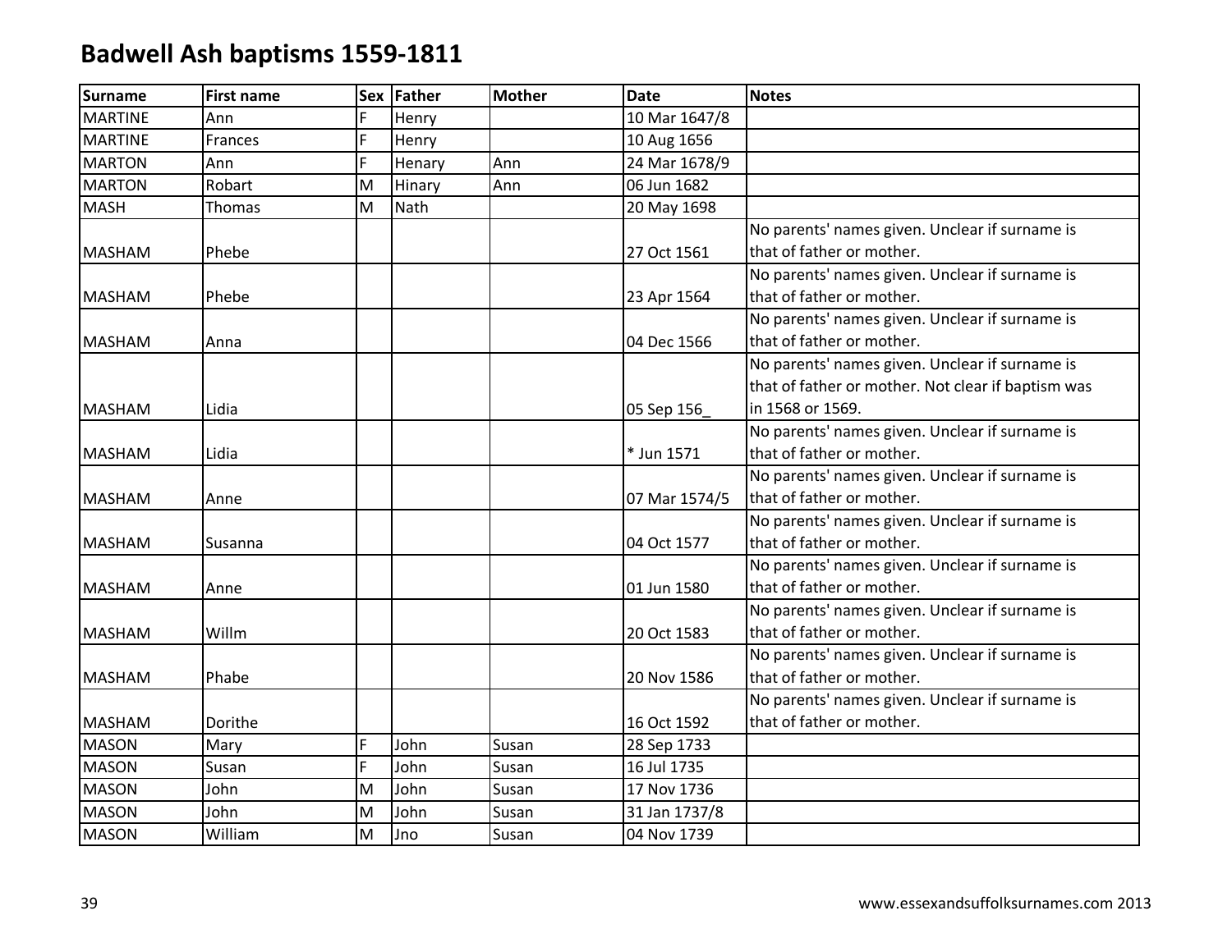# Badwell Ash baptisms 1559-1811

| Surname | First name | Sex | Father | Mother | Date | Notes |
|---|---|---|---|---|---|---|
| MARTINE | Ann | F | Henry | | 10 Mar 1647/8 | |
| MARTINE | Frances | F | Henry | | 10 Aug 1656 | |
| MARTON | Ann | F | Henary | Ann | 24 Mar 1678/9 | |
| MARTON | Robart | M | Hinary | Ann | 06 Jun 1682 | |
| MASH | Thomas | M | Nath | | 20 May 1698 | |
| MASHAM | Phebe | | | | 27 Oct 1561 | No parents' names given. Unclear if surname is that of father or mother. |
| MASHAM | Phebe | | | | 23 Apr 1564 | No parents' names given. Unclear if surname is that of father or mother. |
| MASHAM | Anna | | | | 04 Dec 1566 | No parents' names given. Unclear if surname is that of father or mother. |
| MASHAM | Lidia | | | | 05 Sep 156_ | No parents' names given. Unclear if surname is that of father or mother. Not clear if baptism was in 1568 or 1569. |
| MASHAM | Lidia | | | | * Jun 1571 | No parents' names given. Unclear if surname is that of father or mother. |
| MASHAM | Anne | | | | 07 Mar 1574/5 | No parents' names given. Unclear if surname is that of father or mother. |
| MASHAM | Susanna | | | | 04 Oct 1577 | No parents' names given. Unclear if surname is that of father or mother. |
| MASHAM | Anne | | | | 01 Jun 1580 | No parents' names given. Unclear if surname is that of father or mother. |
| MASHAM | Willm | | | | 20 Oct 1583 | No parents' names given. Unclear if surname is that of father or mother. |
| MASHAM | Phabe | | | | 20 Nov 1586 | No parents' names given. Unclear if surname is that of father or mother. |
| MASHAM | Dorithe | | | | 16 Oct 1592 | No parents' names given. Unclear if surname is that of father or mother. |
| MASON | Mary | F | John | Susan | 28 Sep 1733 | |
| MASON | Susan | F | John | Susan | 16 Jul 1735 | |
| MASON | John | M | John | Susan | 17 Nov 1736 | |
| MASON | John | M | John | Susan | 31 Jan 1737/8 | |
| MASON | William | M | Jno | Susan | 04 Nov 1739 | |

www.essexandsuffolksurnames.com 2013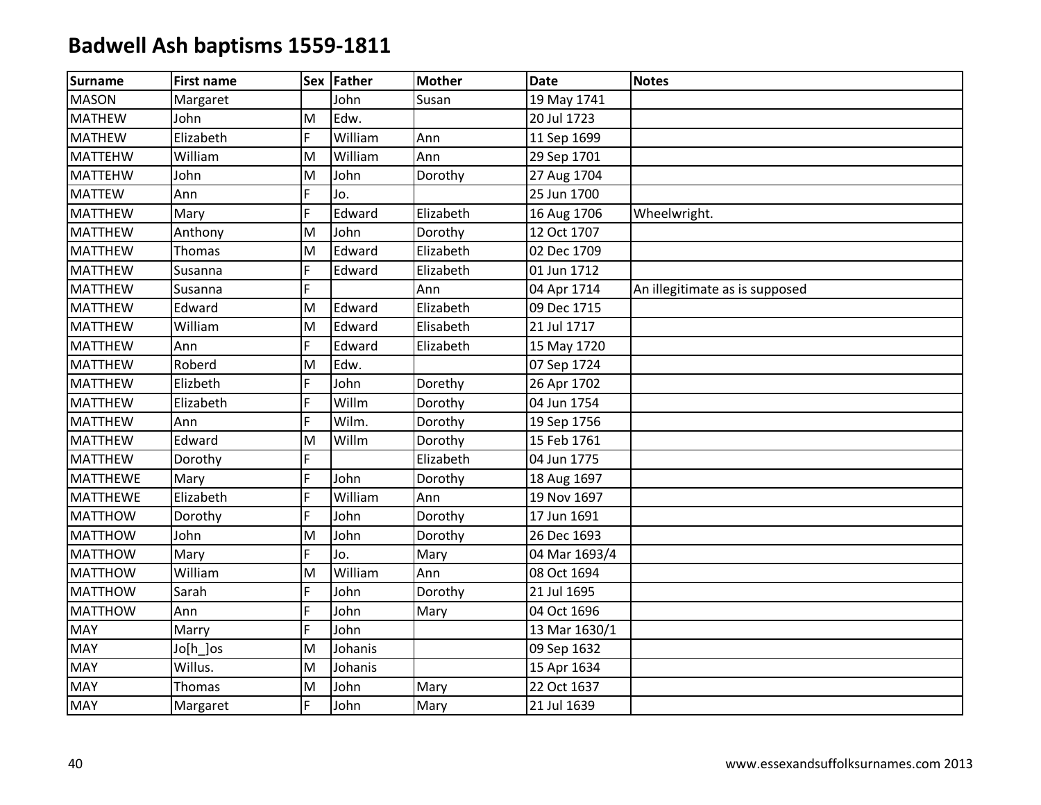# Badwell Ash baptisms 1559-1811

| Surname | First name | Sex | Father | Mother | Date | Notes |
|---|---|---|---|---|---|---|
| MASON | Margaret | | John | Susan | 19 May 1741 | |
| MATHEW | John | M | Edw. | | 20 Jul 1723 | |
| MATHEW | Elizabeth | F | William | Ann | 11 Sep 1699 | |
| MATTEHW | William | M | William | Ann | 29 Sep 1701 | |
| MATTEHW | John | M | John | Dorothy | 27 Aug 1704 | |
| MATTEW | Ann | F | Jo. | | 25 Jun 1700 | |
| MATTHEW | Mary | F | Edward | Elizabeth | 16 Aug 1706 | Wheelwright. |
| MATTHEW | Anthony | M | John | Dorothy | 12 Oct 1707 | |
| MATTHEW | Thomas | M | Edward | Elizabeth | 02 Dec 1709 | |
| MATTHEW | Susanna | F | Edward | Elizabeth | 01 Jun 1712 | |
| MATTHEW | Susanna | F | | Ann | 04 Apr 1714 | An illegitimate as is supposed |
| MATTHEW | Edward | M | Edward | Elizabeth | 09 Dec 1715 | |
| MATTHEW | William | M | Edward | Elisabeth | 21 Jul 1717 | |
| MATTHEW | Ann | F | Edward | Elizabeth | 15 May 1720 | |
| MATTHEW | Roberd | M | Edw. | | 07 Sep 1724 | |
| MATTHEW | Elizbeth | F | John | Dorethy | 26 Apr 1702 | |
| MATTHEW | Elizabeth | F | Willm | Dorothy | 04 Jun 1754 | |
| MATTHEW | Ann | F | Wilm. | Dorothy | 19 Sep 1756 | |
| MATTHEW | Edward | M | Willm | Dorothy | 15 Feb 1761 | |
| MATTHEW | Dorothy | F | | Elizabeth | 04 Jun 1775 | |
| MATTHEWE | Mary | F | John | Dorothy | 18 Aug 1697 | |
| MATTHEWE | Elizabeth | F | William | Ann | 19 Nov 1697 | |
| MATTHOW | Dorothy | F | John | Dorothy | 17 Jun 1691 | |
| MATTHOW | John | M | John | Dorothy | 26 Dec 1693 | |
| MATTHOW | Mary | F | Jo. | Mary | 04 Mar 1693/4 | |
| MATTHOW | William | M | William | Ann | 08 Oct 1694 | |
| MATTHOW | Sarah | F | John | Dorothy | 21 Jul 1695 | |
| MATTHOW | Ann | F | John | Mary | 04 Oct 1696 | |
| MAY | Marry | F | John | | 13 Mar 1630/1 | |
| MAY | Jo[h_]os | M | Johanis | | 09 Sep 1632 | |
| MAY | Willus. | M | Johanis | | 15 Apr 1634 | |
| MAY | Thomas | M | John | Mary | 22 Oct 1637 | |
| MAY | Margaret | F | John | Mary | 21 Jul 1639 | |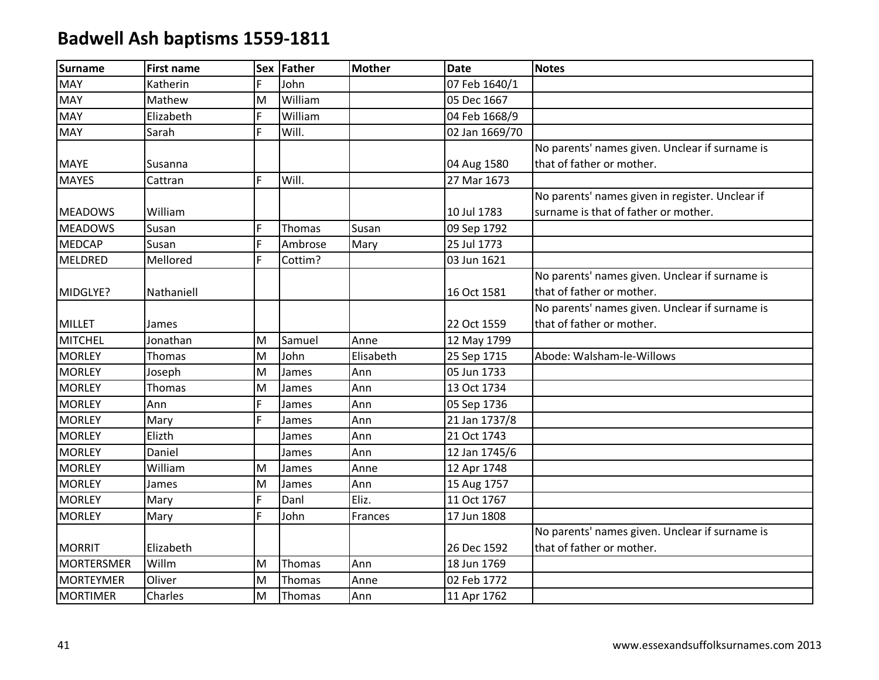# Badwell Ash baptisms 1559-1811

| Surname | First name | Sex | Father | Mother | Date | Notes |
|---|---|---|---|---|---|---|
| MAY | Katherin | F | John | | 07 Feb 1640/1 | |
| MAY | Mathew | M | William | | 05 Dec 1667 | |
| MAY | Elizabeth | F | William | | 04 Feb 1668/9 | |
| MAY | Sarah | F | Will. | | 02 Jan 1669/70 | |
| MAYE | Susanna | | | | 04 Aug 1580 | No parents' names given. Unclear if surname is that of father or mother. |
| MAYES | Cattran | F | Will. | | 27 Mar 1673 | |
| MEADOWS | William | | | | 10 Jul 1783 | No parents' names given in register. Unclear if surname is that of father or mother. |
| MEADOWS | Susan | F | Thomas | Susan | 09 Sep 1792 | |
| MEDCAP | Susan | F | Ambrose | Mary | 25 Jul 1773 | |
| MELDRED | Mellored | F | Cottim? | | 03 Jun 1621 | |
| MIDGLYE? | Nathaniell | | | | 16 Oct 1581 | No parents' names given. Unclear if surname is that of father or mother. |
| MILLET | James | | | | 22 Oct 1559 | No parents' names given. Unclear if surname is that of father or mother. |
| MITCHEL | Jonathan | M | Samuel | Anne | 12 May 1799 | |
| MORLEY | Thomas | M | John | Elisabeth | 25 Sep 1715 | Abode: Walsham-le-Willows |
| MORLEY | Joseph | M | James | Ann | 05 Jun 1733 | |
| MORLEY | Thomas | M | James | Ann | 13 Oct 1734 | |
| MORLEY | Ann | F | James | Ann | 05 Sep 1736 | |
| MORLEY | Mary | F | James | Ann | 21 Jan 1737/8 | |
| MORLEY | Elizth | | James | Ann | 21 Oct 1743 | |
| MORLEY | Daniel | | James | Ann | 12 Jan 1745/6 | |
| MORLEY | William | M | James | Anne | 12 Apr 1748 | |
| MORLEY | James | M | James | Ann | 15 Aug 1757 | |
| MORLEY | Mary | F | Danl | Eliz. | 11 Oct 1767 | |
| MORLEY | Mary | F | John | Frances | 17 Jun 1808 | |
| MORRIT | Elizabeth | | | | 26 Dec 1592 | No parents' names given. Unclear if surname is that of father or mother. |
| MORTERSMER | Willm | M | Thomas | Ann | 18 Jun 1769 | |
| MORTEYMER | Oliver | M | Thomas | Anne | 02 Feb 1772 | |
| MORTIMER | Charles | M | Thomas | Ann | 11 Apr 1762 | |

www.essexandsuffolksurnames.com 2013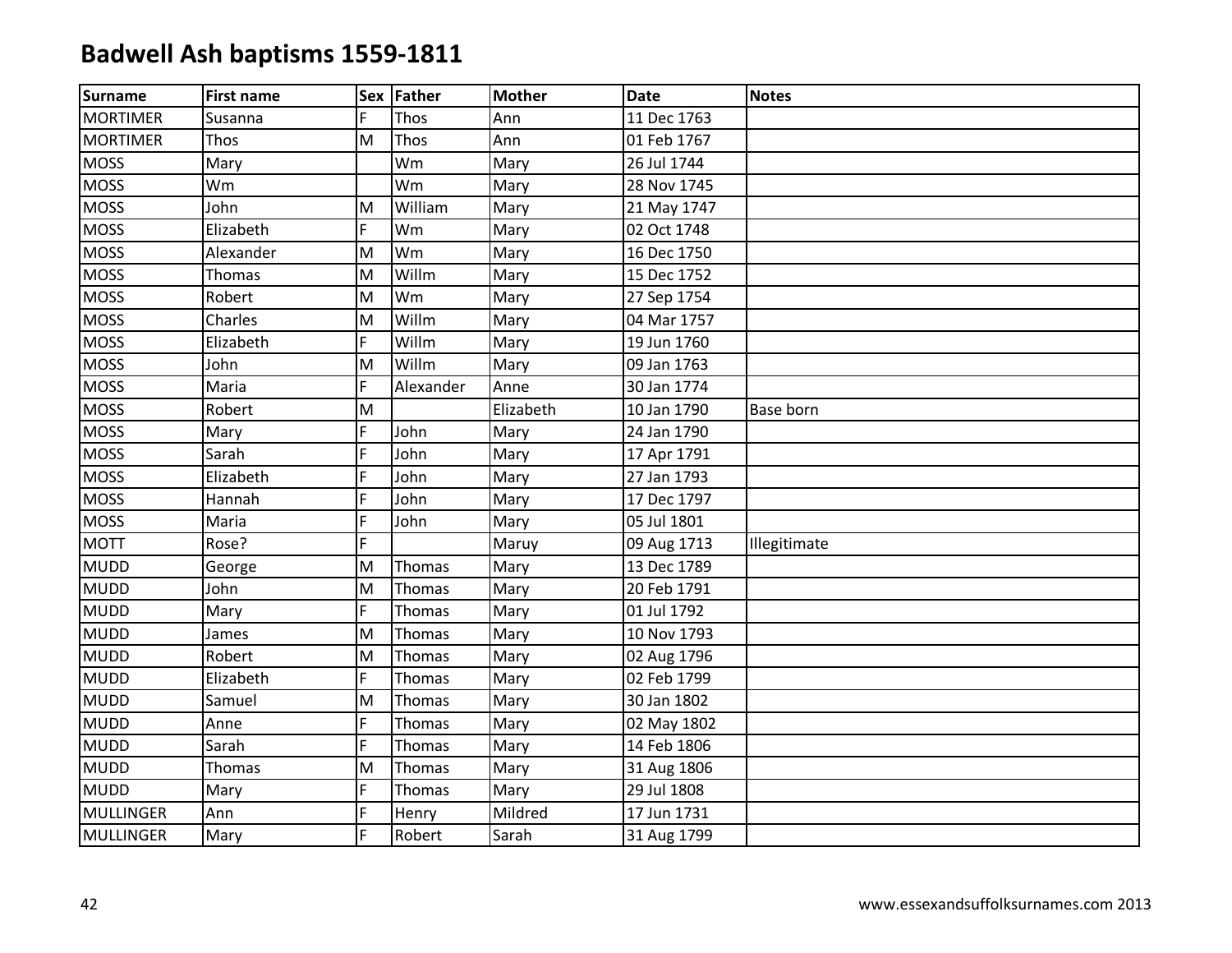# Badwell Ash baptisms 1559-1811

| Surname | First name | Sex | Father | Mother | Date | Notes |
|---|---|---|---|---|---|---|
| MORTIMER | Susanna | F | Thos | Ann | 11 Dec 1763 | |
| MORTIMER | Thos | M | Thos | Ann | 01 Feb 1767 | |
| MOSS | Mary | | Wm | Mary | 26 Jul 1744 | |
| MOSS | Wm | | Wm | Mary | 28 Nov 1745 | |
| MOSS | John | M | William | Mary | 21 May 1747 | |
| MOSS | Elizabeth | F | Wm | Mary | 02 Oct 1748 | |
| MOSS | Alexander | M | Wm | Mary | 16 Dec 1750 | |
| MOSS | Thomas | M | Willm | Mary | 15 Dec 1752 | |
| MOSS | Robert | M | Wm | Mary | 27 Sep 1754 | |
| MOSS | Charles | M | Willm | Mary | 04 Mar 1757 | |
| MOSS | Elizabeth | F | Willm | Mary | 19 Jun 1760 | |
| MOSS | John | M | Willm | Mary | 09 Jan 1763 | |
| MOSS | Maria | F | Alexander | Anne | 30 Jan 1774 | |
| MOSS | Robert | M | | Elizabeth | 10 Jan 1790 | Base born |
| MOSS | Mary | F | John | Mary | 24 Jan 1790 | |
| MOSS | Sarah | F | John | Mary | 17 Apr 1791 | |
| MOSS | Elizabeth | F | John | Mary | 27 Jan 1793 | |
| MOSS | Hannah | F | John | Mary | 17 Dec 1797 | |
| MOSS | Maria | F | John | Mary | 05 Jul 1801 | |
| MOTT | Rose? | F | | Maruy | 09 Aug 1713 | Illegitimate |
| MUDD | George | M | Thomas | Mary | 13 Dec 1789 | |
| MUDD | John | M | Thomas | Mary | 20 Feb 1791 | |
| MUDD | Mary | F | Thomas | Mary | 01 Jul 1792 | |
| MUDD | James | M | Thomas | Mary | 10 Nov 1793 | |
| MUDD | Robert | M | Thomas | Mary | 02 Aug 1796 | |
| MUDD | Elizabeth | F | Thomas | Mary | 02 Feb 1799 | |
| MUDD | Samuel | M | Thomas | Mary | 30 Jan 1802 | |
| MUDD | Anne | F | Thomas | Mary | 02 May 1802 | |
| MUDD | Sarah | F | Thomas | Mary | 14 Feb 1806 | |
| MUDD | Thomas | M | Thomas | Mary | 31 Aug 1806 | |
| MUDD | Mary | F | Thomas | Mary | 29 Jul 1808 | |
| MULLINGER | Ann | F | Henry | Mildred | 17 Jun 1731 | |
| MULLINGER | Mary | F | Robert | Sarah | 31 Aug 1799 | |

www.essexandsuffolksurnames.com 2013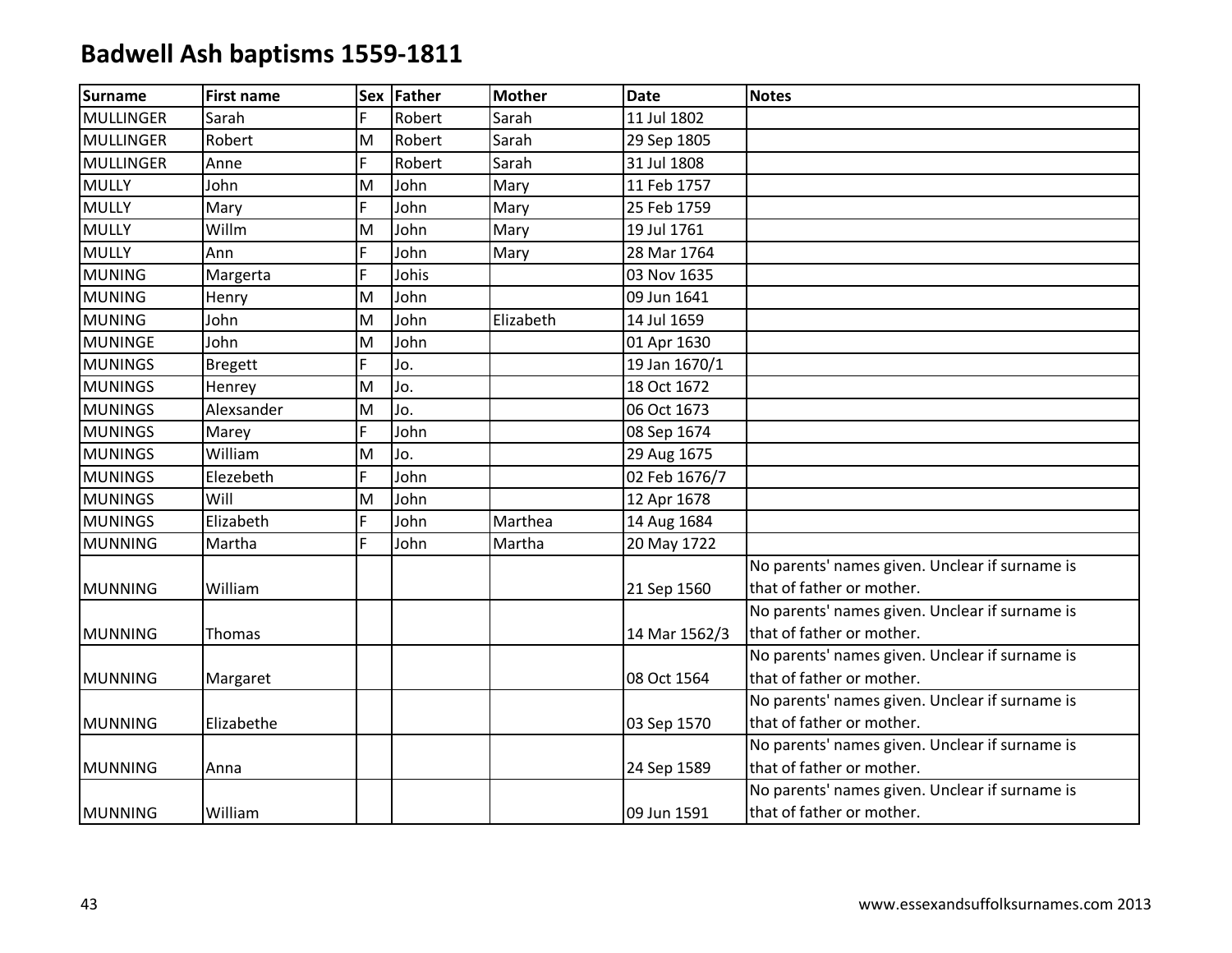# Badwell Ash baptisms 1559-1811

| Surname | First name | Sex | Father | Mother | Date | Notes |
|---|---|---|---|---|---|---|
| MULLINGER | Sarah | F | Robert | Sarah | 11 Jul 1802 | |
| MULLINGER | Robert | M | Robert | Sarah | 29 Sep 1805 | |
| MULLINGER | Anne | F | Robert | Sarah | 31 Jul 1808 | |
| MULLY | John | M | John | Mary | 11 Feb 1757 | |
| MULLY | Mary | F | John | Mary | 25 Feb 1759 | |
| MULLY | Willm | M | John | Mary | 19 Jul 1761 | |
| MULLY | Ann | F | John | Mary | 28 Mar 1764 | |
| MUNING | Margerta | F | Johis | | 03 Nov 1635 | |
| MUNING | Henry | M | John | | 09 Jun 1641 | |
| MUNING | John | M | John | Elizabeth | 14 Jul 1659 | |
| MUNINGE | John | M | John | | 01 Apr 1630 | |
| MUNINGS | Bregett | F | Jo. | | 19 Jan 1670/1 | |
| MUNINGS | Henrey | M | Jo. | | 18 Oct 1672 | |
| MUNINGS | Alexsander | M | Jo. | | 06 Oct 1673 | |
| MUNINGS | Marey | F | John | | 08 Sep 1674 | |
| MUNINGS | William | M | Jo. | | 29 Aug 1675 | |
| MUNINGS | Elezebeth | F | John | | 02 Feb 1676/7 | |
| MUNINGS | Will | M | John | | 12 Apr 1678 | |
| MUNINGS | Elizabeth | F | John | Marthea | 14 Aug 1684 | |
| MUNNING | Martha | F | John | Martha | 20 May 1722 | |
| MUNNING | William | | | | 21 Sep 1560 | No parents' names given. Unclear if surname is that of father or mother. |
| MUNNING | Thomas | | | | 14 Mar 1562/3 | No parents' names given. Unclear if surname is that of father or mother. |
| MUNNING | Margaret | | | | 08 Oct 1564 | No parents' names given. Unclear if surname is that of father or mother. |
| MUNNING | Elizabethe | | | | 03 Sep 1570 | No parents' names given. Unclear if surname is that of father or mother. |
| MUNNING | Anna | | | | 24 Sep 1589 | No parents' names given. Unclear if surname is that of father or mother. |
| MUNNING | William | | | | 09 Jun 1591 | No parents' names given. Unclear if surname is that of father or mother. |

www.essexandsuffolksurnames.com 2013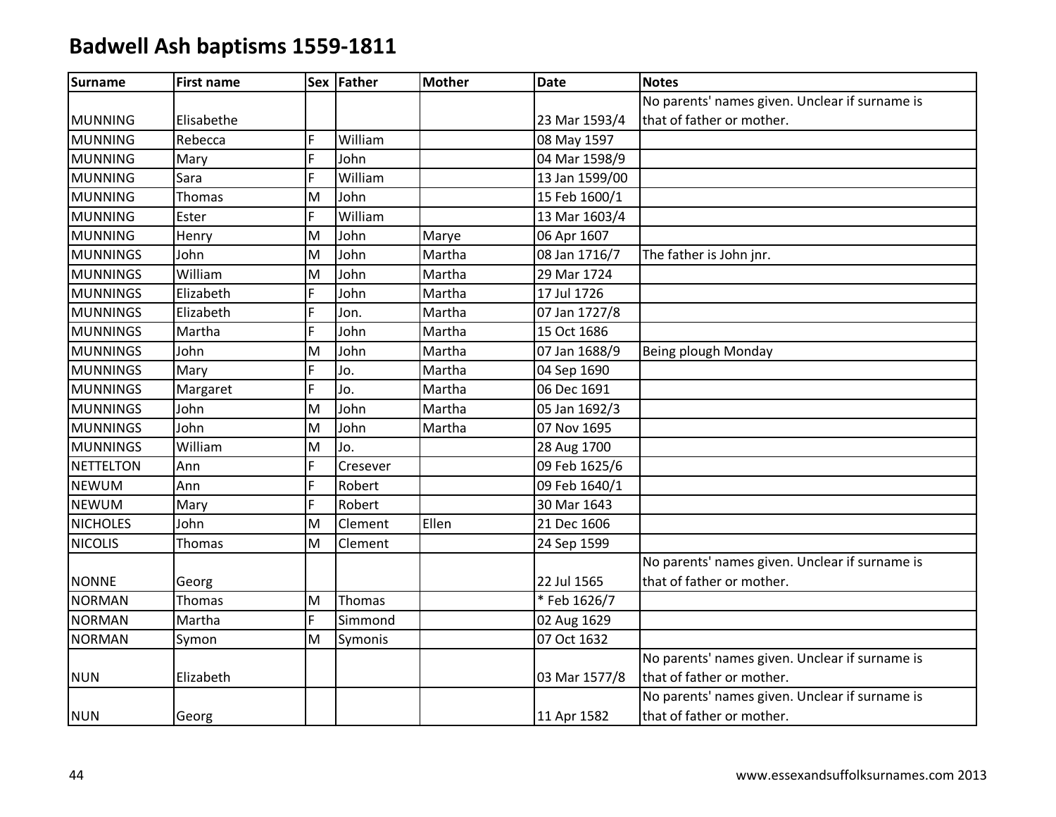# Badwell Ash baptisms 1559-1811

| Surname | First name | Sex | Father | Mother | Date | Notes |
|---|---|---|---|---|---|---|
| MUNNING | Elisabethe | | | | 23 Mar 1593/4 | No parents' names given. Unclear if surname is that of father or mother. |
| MUNNING | Rebecca | F | William | | 08 May 1597 | |
| MUNNING | Mary | F | John | | 04 Mar 1598/9 | |
| MUNNING | Sara | F | William | | 13 Jan 1599/00 | |
| MUNNING | Thomas | M | John | | 15 Feb 1600/1 | |
| MUNNING | Ester | F | William | | 13 Mar 1603/4 | |
| MUNNING | Henry | M | John | Marye | 06 Apr 1607 | |
| MUNNINGS | John | M | John | Martha | 08 Jan 1716/7 | The father is John jnr. |
| MUNNINGS | William | M | John | Martha | 29 Mar 1724 | |
| MUNNINGS | Elizabeth | F | John | Martha | 17 Jul 1726 | |
| MUNNINGS | Elizabeth | F | Jon. | Martha | 07 Jan 1727/8 | |
| MUNNINGS | Martha | F | John | Martha | 15 Oct 1686 | |
| MUNNINGS | John | M | John | Martha | 07 Jan 1688/9 | Being plough Monday |
| MUNNINGS | Mary | F | Jo. | Martha | 04 Sep 1690 | |
| MUNNINGS | Margaret | F | Jo. | Martha | 06 Dec 1691 | |
| MUNNINGS | John | M | John | Martha | 05 Jan 1692/3 | |
| MUNNINGS | John | M | John | Martha | 07 Nov 1695 | |
| MUNNINGS | William | M | Jo. | | 28 Aug 1700 | |
| NETTELTON | Ann | F | Cresever | | 09 Feb 1625/6 | |
| NEWUM | Ann | F | Robert | | 09 Feb 1640/1 | |
| NEWUM | Mary | F | Robert | | 30 Mar 1643 | |
| NICHOLES | John | M | Clement | Ellen | 21 Dec 1606 | |
| NICOLIS | Thomas | M | Clement | | 24 Sep 1599 | |
| NONNE | Georg | | | | 22 Jul 1565 | No parents' names given. Unclear if surname is that of father or mother. |
| NORMAN | Thomas | M | Thomas | | * Feb 1626/7 | |
| NORMAN | Martha | F | Simmond | | 02 Aug 1629 | |
| NORMAN | Symon | M | Symonis | | 07 Oct 1632 | |
| NUN | Elizabeth | | | | 03 Mar 1577/8 | No parents' names given. Unclear if surname is that of father or mother. |
| NUN | Georg | | | | 11 Apr 1582 | No parents' names given. Unclear if surname is that of father or mother. |

www.essexandsuffolksurnames.com 2013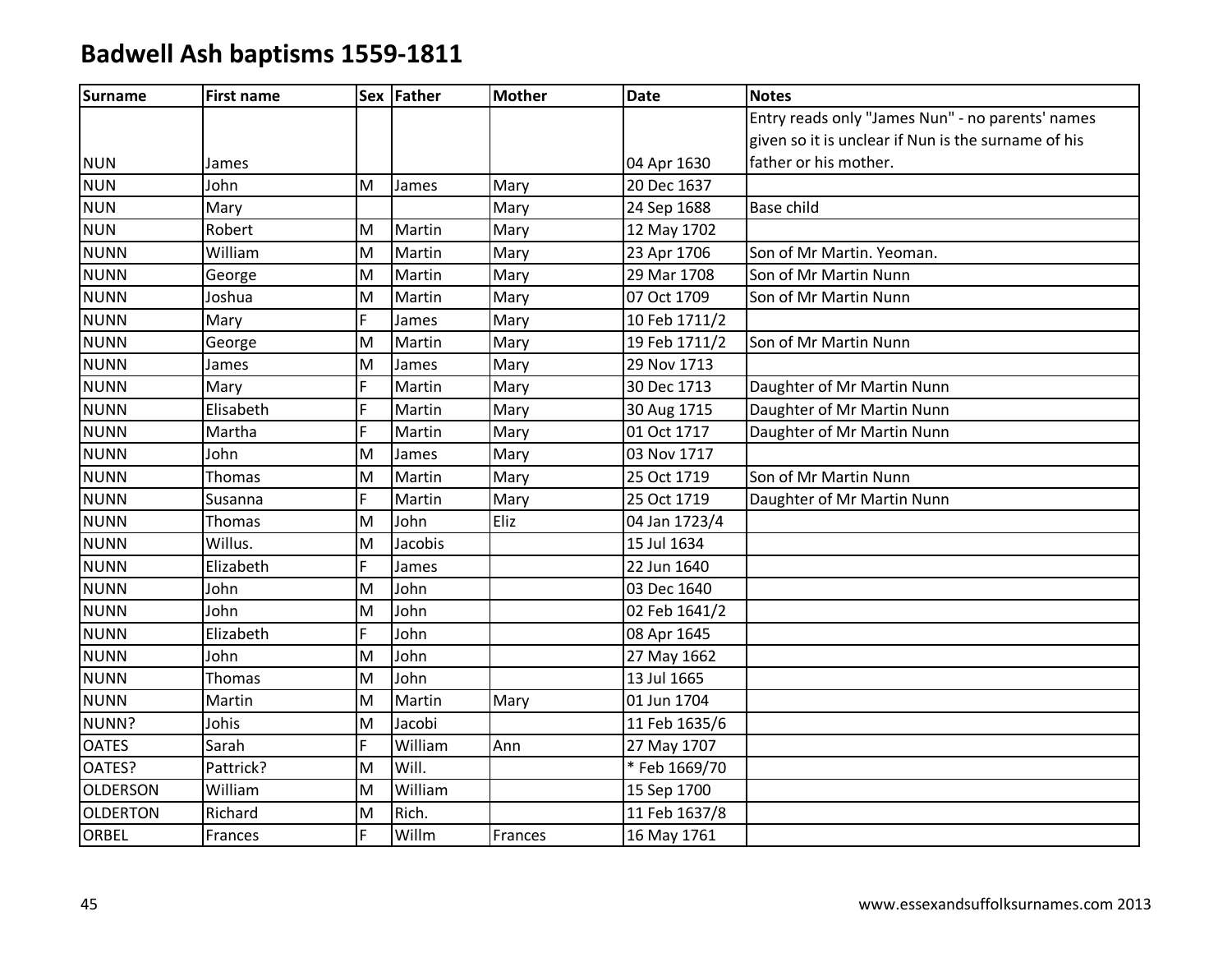# Badwell Ash baptisms 1559-1811

| Surname | First name | Sex | Father | Mother | Date | Notes |
|---|---|---|---|---|---|---|
| NUN | James | | | | 04 Apr 1630 | Entry reads only "James Nun" - no parents' names given so it is unclear if Nun is the surname of his father or his mother. |
| NUN | John | M | James | Mary | 20 Dec 1637 | |
| NUN | Mary | | | Mary | 24 Sep 1688 | Base child |
| NUN | Robert | M | Martin | Mary | 12 May 1702 | |
| NUNN | William | M | Martin | Mary | 23 Apr 1706 | Son of Mr Martin. Yeoman. |
| NUNN | George | M | Martin | Mary | 29 Mar 1708 | Son of Mr Martin Nunn |
| NUNN | Joshua | M | Martin | Mary | 07 Oct 1709 | Son of Mr Martin Nunn |
| NUNN | Mary | F | James | Mary | 10 Feb 1711/2 | |
| NUNN | George | M | Martin | Mary | 19 Feb 1711/2 | Son of Mr Martin Nunn |
| NUNN | James | M | James | Mary | 29 Nov 1713 | |
| NUNN | Mary | F | Martin | Mary | 30 Dec 1713 | Daughter of Mr Martin Nunn |
| NUNN | Elisabeth | F | Martin | Mary | 30 Aug 1715 | Daughter of Mr Martin Nunn |
| NUNN | Martha | F | Martin | Mary | 01 Oct 1717 | Daughter of Mr Martin Nunn |
| NUNN | John | M | James | Mary | 03 Nov 1717 | |
| NUNN | Thomas | M | Martin | Mary | 25 Oct 1719 | Son of Mr Martin Nunn |
| NUNN | Susanna | F | Martin | Mary | 25 Oct 1719 | Daughter of Mr Martin Nunn |
| NUNN | Thomas | M | John | Eliz | 04 Jan 1723/4 | |
| NUNN | Willus. | M | Jacobis | | 15 Jul 1634 | |
| NUNN | Elizabeth | F | James | | 22 Jun 1640 | |
| NUNN | John | M | John | | 03 Dec 1640 | |
| NUNN | John | M | John | | 02 Feb 1641/2 | |
| NUNN | Elizabeth | F | John | | 08 Apr 1645 | |
| NUNN | John | M | John | | 27 May 1662 | |
| NUNN | Thomas | M | John | | 13 Jul 1665 | |
| NUNN | Martin | M | Martin | Mary | 01 Jun 1704 | |
| NUNN? | Johis | M | Jacobi | | 11 Feb 1635/6 | |
| OATES | Sarah | F | William | Ann | 27 May 1707 | |
| OATES? | Pattrick? | M | Will. | | * Feb 1669/70 | |
| OLDERSON | William | M | William | | 15 Sep 1700 | |
| OLDERTON | Richard | M | Rich. | | 11 Feb 1637/8 | |
| ORBEL | Frances | F | Willm | Frances | 16 May 1761 | |

www.essexandsuffolksurnames.com 2013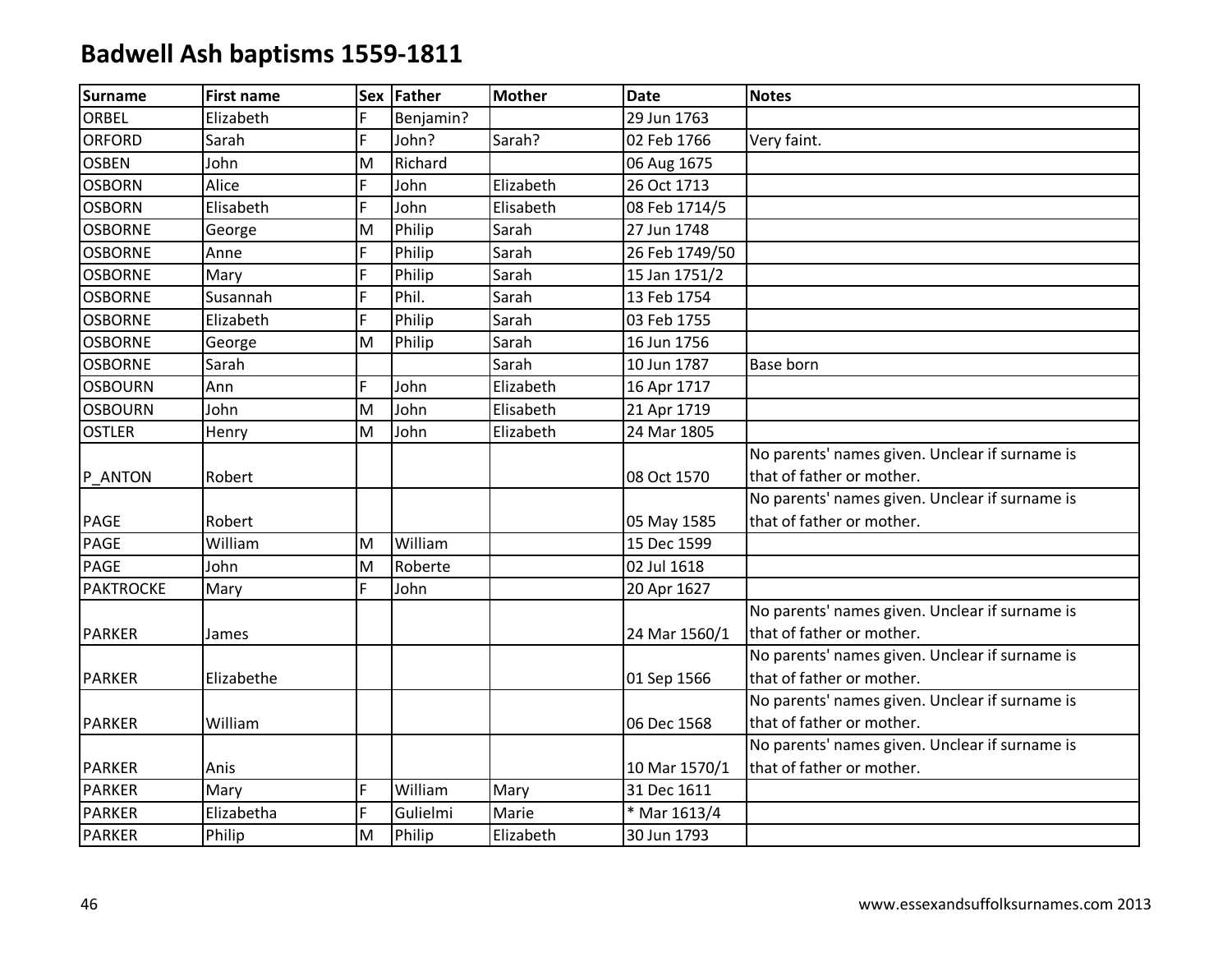# Badwell Ash baptisms 1559-1811

| Surname | First name | Sex | Father | Mother | Date | Notes |
|---|---|---|---|---|---|---|
| ORBEL | Elizabeth | F | Benjamin? | | 29 Jun 1763 | |
| ORFORD | Sarah | F | John? | Sarah? | 02 Feb 1766 | Very faint. |
| OSBEN | John | M | Richard | | 06 Aug 1675 | |
| OSBORN | Alice | F | John | Elizabeth | 26 Oct 1713 | |
| OSBORN | Elisabeth | F | John | Elisabeth | 08 Feb 1714/5 | |
| OSBORNE | George | M | Philip | Sarah | 27 Jun 1748 | |
| OSBORNE | Anne | F | Philip | Sarah | 26 Feb 1749/50 | |
| OSBORNE | Mary | F | Philip | Sarah | 15 Jan 1751/2 | |
| OSBORNE | Susannah | F | Phil. | Sarah | 13 Feb 1754 | |
| OSBORNE | Elizabeth | F | Philip | Sarah | 03 Feb 1755 | |
| OSBORNE | George | M | Philip | Sarah | 16 Jun 1756 | |
| OSBORNE | Sarah | | | Sarah | 10 Jun 1787 | Base born |
| OSBOURN | Ann | F | John | Elizabeth | 16 Apr 1717 | |
| OSBOURN | John | M | John | Elisabeth | 21 Apr 1719 | |
| OSTLER | Henry | M | John | Elizabeth | 24 Mar 1805 | |
| P_ANTON | Robert | | | | 08 Oct 1570 | No parents' names given. Unclear if surname is that of father or mother. |
| PAGE | Robert | | | | 05 May 1585 | No parents' names given. Unclear if surname is that of father or mother. |
| PAGE | William | M | William | | 15 Dec 1599 | |
| PAGE | John | M | Roberte | | 02 Jul 1618 | |
| PAKTROCKE | Mary | F | John | | 20 Apr 1627 | |
| PARKER | James | | | | 24 Mar 1560/1 | No parents' names given. Unclear if surname is that of father or mother. |
| PARKER | Elizabethe | | | | 01 Sep 1566 | No parents' names given. Unclear if surname is that of father or mother. |
| PARKER | William | | | | 06 Dec 1568 | No parents' names given. Unclear if surname is that of father or mother. |
| PARKER | Anis | | | | 10 Mar 1570/1 | No parents' names given. Unclear if surname is that of father or mother. |
| PARKER | Mary | F | William | Mary | 31 Dec 1611 | |
| PARKER | Elizabetha | F | Gulielmi | Marie | * Mar 1613/4 | |
| PARKER | Philip | M | Philip | Elizabeth | 30 Jun 1793 | |

www.essexandsuffolksurnames.com 2013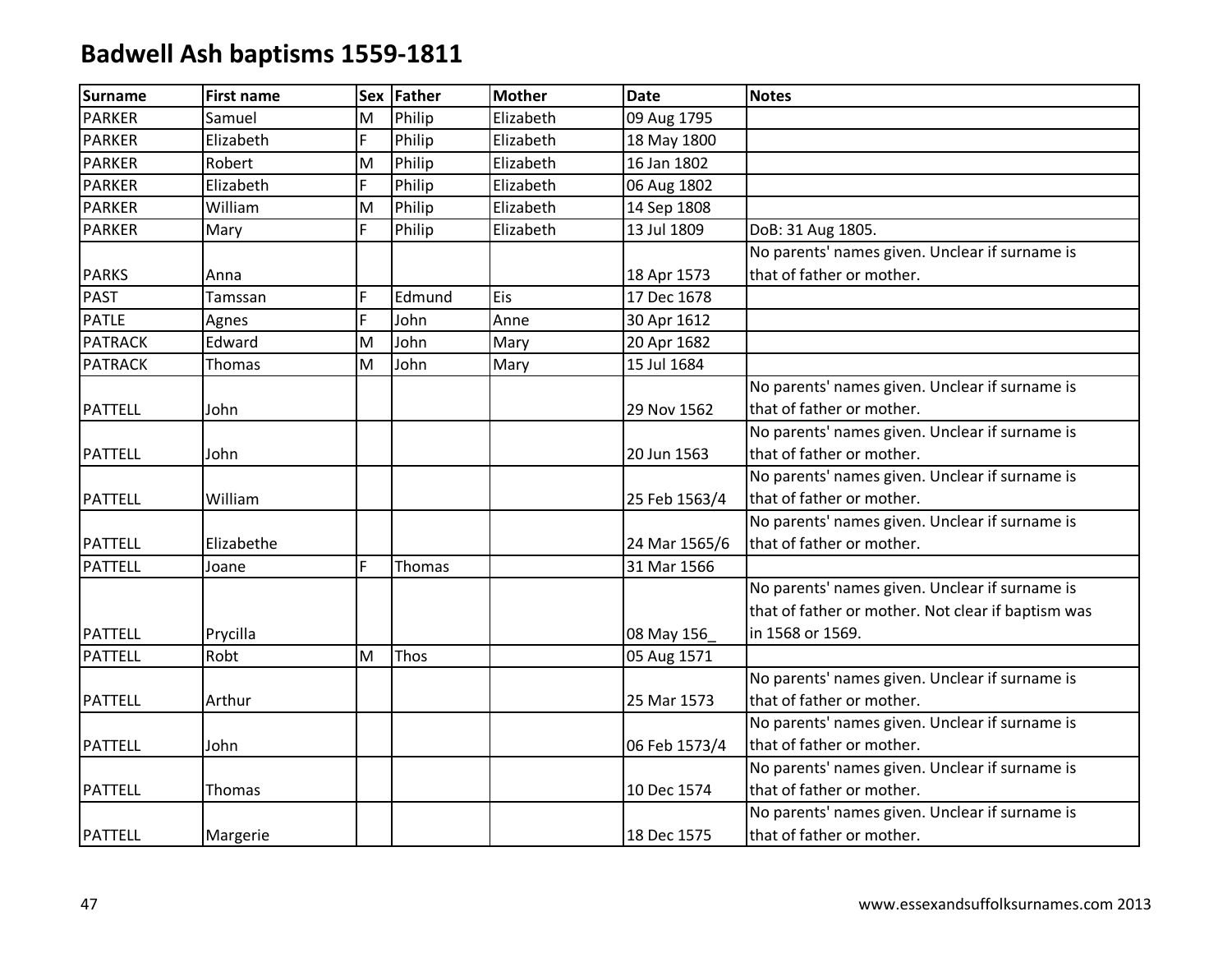# Badwell Ash baptisms 1559-1811

| Surname | First name | Sex | Father | Mother | Date | Notes |
|---|---|---|---|---|---|---|
| PARKER | Samuel | M | Philip | Elizabeth | 09 Aug 1795 | |
| PARKER | Elizabeth | F | Philip | Elizabeth | 18 May 1800 | |
| PARKER | Robert | M | Philip | Elizabeth | 16 Jan 1802 | |
| PARKER | Elizabeth | F | Philip | Elizabeth | 06 Aug 1802 | |
| PARKER | William | M | Philip | Elizabeth | 14 Sep 1808 | |
| PARKER | Mary | F | Philip | Elizabeth | 13 Jul 1809 | DoB: 31 Aug 1805. |
| PARKS | Anna | | | | 18 Apr 1573 | No parents' names given. Unclear if surname is that of father or mother. |
| PAST | Tamssan | F | Edmund | Eis | 17 Dec 1678 | |
| PATLE | Agnes | F | John | Anne | 30 Apr 1612 | |
| PATRACK | Edward | M | John | Mary | 20 Apr 1682 | |
| PATRACK | Thomas | M | John | Mary | 15 Jul 1684 | |
| PATTELL | John | | | | 29 Nov 1562 | No parents' names given. Unclear if surname is that of father or mother. |
| PATTELL | John | | | | 20 Jun 1563 | No parents' names given. Unclear if surname is that of father or mother. |
| PATTELL | William | | | | 25 Feb 1563/4 | No parents' names given. Unclear if surname is that of father or mother. |
| PATTELL | Elizabethe | | | | 24 Mar 1565/6 | No parents' names given. Unclear if surname is that of father or mother. |
| PATTELL | Joane | F | Thomas | | 31 Mar 1566 | |
| PATTELL | Prycilla | | | | 08 May 156_ | No parents' names given. Unclear if surname is that of father or mother. Not clear if baptism was in 1568 or 1569. |
| PATTELL | Robt | M | Thos | | 05 Aug 1571 | |
| PATTELL | Arthur | | | | 25 Mar 1573 | No parents' names given. Unclear if surname is that of father or mother. |
| PATTELL | John | | | | 06 Feb 1573/4 | No parents' names given. Unclear if surname is that of father or mother. |
| PATTELL | Thomas | | | | 10 Dec 1574 | No parents' names given. Unclear if surname is that of father or mother. |
| PATTELL | Margerie | | | | 18 Dec 1575 | No parents' names given. Unclear if surname is that of father or mother. |

www.essexandsuffolksurnames.com 2013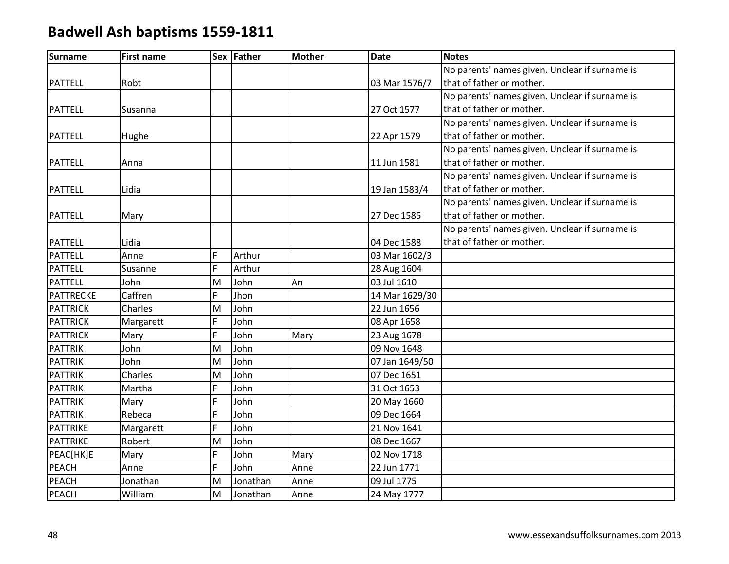# Badwell Ash baptisms 1559-1811

| Surname | First name | Sex | Father | Mother | Date | Notes |
|---|---|---|---|---|---|---|
| PATTELL | Robt | | | | 03 Mar 1576/7 | No parents' names given. Unclear if surname is that of father or mother. |
| PATTELL | Susanna | | | | 27 Oct 1577 | No parents' names given. Unclear if surname is that of father or mother. |
| PATTELL | Hughe | | | | 22 Apr 1579 | No parents' names given. Unclear if surname is that of father or mother. |
| PATTELL | Anna | | | | 11 Jun 1581 | No parents' names given. Unclear if surname is that of father or mother. |
| PATTELL | Lidia | | | | 19 Jan 1583/4 | No parents' names given. Unclear if surname is that of father or mother. |
| PATTELL | Mary | | | | 27 Dec 1585 | No parents' names given. Unclear if surname is that of father or mother. |
| PATTELL | Lidia | | | | 04 Dec 1588 | No parents' names given. Unclear if surname is that of father or mother. |
| PATTELL | Anne | F | Arthur | | 03 Mar 1602/3 | |
| PATTELL | Susanne | F | Arthur | | 28 Aug 1604 | |
| PATTELL | John | M | John | An | 03 Jul 1610 | |
| PATTRECKE | Caffren | F | Jhon | | 14 Mar 1629/30 | |
| PATTRICK | Charles | M | John | | 22 Jun 1656 | |
| PATTRICK | Margarett | F | John | | 08 Apr 1658 | |
| PATTRICK | Mary | F | John | Mary | 23 Aug 1678 | |
| PATTRIK | John | M | John | | 09 Nov 1648 | |
| PATTRIK | John | M | John | | 07 Jan 1649/50 | |
| PATTRIK | Charles | M | John | | 07 Dec 1651 | |
| PATTRIK | Martha | F | John | | 31 Oct 1653 | |
| PATTRIK | Mary | F | John | | 20 May 1660 | |
| PATTRIK | Rebeca | F | John | | 09 Dec 1664 | |
| PATTRIKE | Margarett | F | John | | 21 Nov 1641 | |
| PATTRIKE | Robert | M | John | | 08 Dec 1667 | |
| PEAC[HK]E | Mary | F | John | Mary | 02 Nov 1718 | |
| PEACH | Anne | F | John | Anne | 22 Jun 1771 | |
| PEACH | Jonathan | M | Jonathan | Anne | 09 Jul 1775 | |
| PEACH | William | M | Jonathan | Anne | 24 May 1777 | |

www.essexandsuffolksurnames.com 2013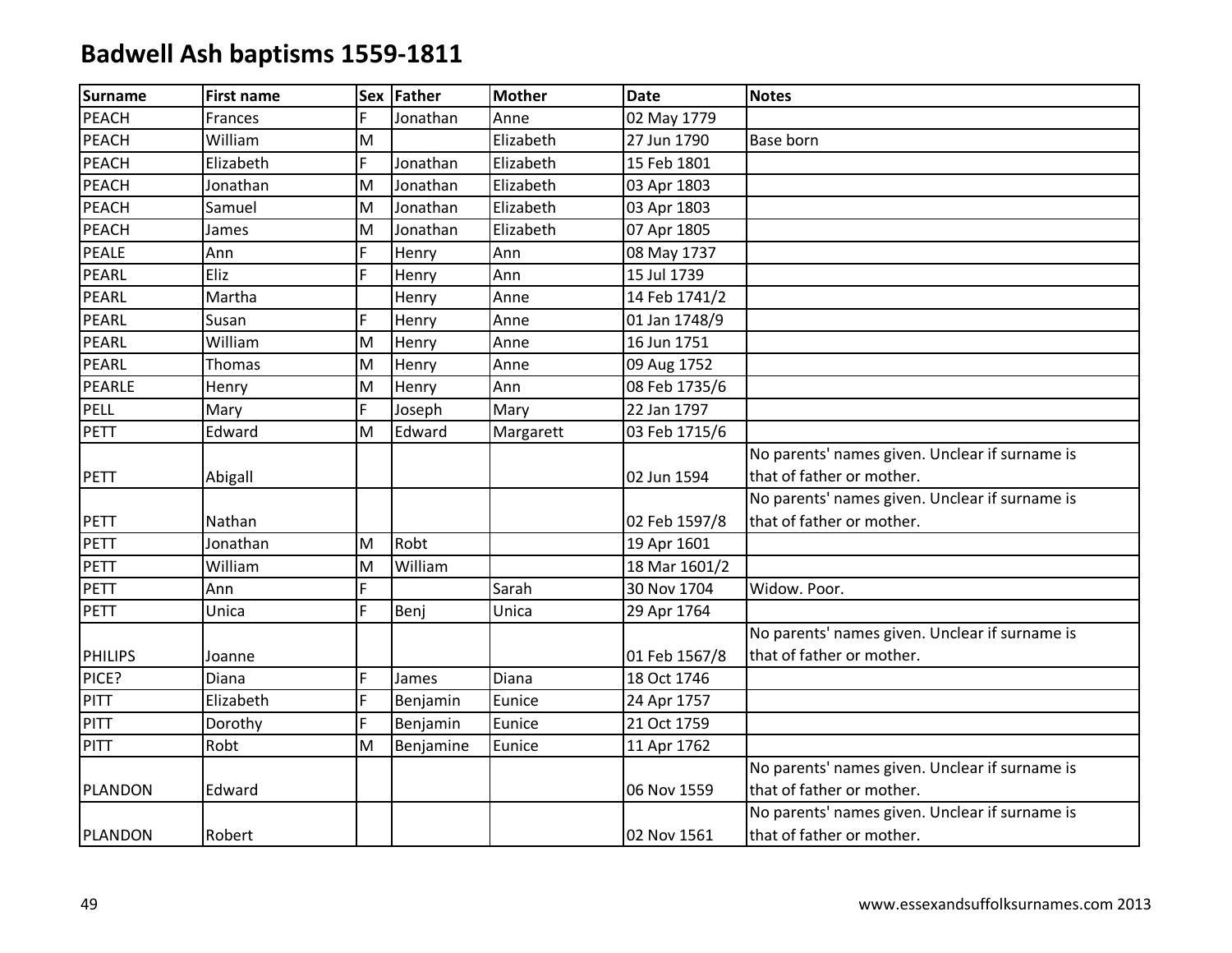# Badwell Ash baptisms 1559-1811

| Surname | First name | Sex | Father | Mother | Date | Notes |
|---|---|---|---|---|---|---|
| PEACH | Frances | F | Jonathan | Anne | 02 May 1779 | |
| PEACH | William | M | | Elizabeth | 27 Jun 1790 | Base born |
| PEACH | Elizabeth | F | Jonathan | Elizabeth | 15 Feb 1801 | |
| PEACH | Jonathan | M | Jonathan | Elizabeth | 03 Apr 1803 | |
| PEACH | Samuel | M | Jonathan | Elizabeth | 03 Apr 1803 | |
| PEACH | James | M | Jonathan | Elizabeth | 07 Apr 1805 | |
| PEALE | Ann | F | Henry | Ann | 08 May 1737 | |
| PEARL | Eliz | F | Henry | Ann | 15 Jul 1739 | |
| PEARL | Martha | | Henry | Anne | 14 Feb 1741/2 | |
| PEARL | Susan | F | Henry | Anne | 01 Jan 1748/9 | |
| PEARL | William | M | Henry | Anne | 16 Jun 1751 | |
| PEARL | Thomas | M | Henry | Anne | 09 Aug 1752 | |
| PEARLE | Henry | M | Henry | Ann | 08 Feb 1735/6 | |
| PELL | Mary | F | Joseph | Mary | 22 Jan 1797 | |
| PETT | Edward | M | Edward | Margarett | 03 Feb 1715/6 | |
| PETT | Abigall | | | | 02 Jun 1594 | No parents' names given. Unclear if surname is that of father or mother. |
| PETT | Nathan | | | | 02 Feb 1597/8 | No parents' names given. Unclear if surname is that of father or mother. |
| PETT | Jonathan | M | Robt | | 19 Apr 1601 | |
| PETT | William | M | William | | 18 Mar 1601/2 | |
| PETT | Ann | F | | Sarah | 30 Nov 1704 | Widow. Poor. |
| PETT | Unica | F | Benj | Unica | 29 Apr 1764 | |
| PHILIPS | Joanne | | | | 01 Feb 1567/8 | No parents' names given. Unclear if surname is that of father or mother. |
| PICE? | Diana | F | James | Diana | 18 Oct 1746 | |
| PITT | Elizabeth | F | Benjamin | Eunice | 24 Apr 1757 | |
| PITT | Dorothy | F | Benjamin | Eunice | 21 Oct 1759 | |
| PITT | Robt | M | Benjamine | Eunice | 11 Apr 1762 | |
| PLANDON | Edward | | | | 06 Nov 1559 | No parents' names given. Unclear if surname is that of father or mother. |
| PLANDON | Robert | | | | 02 Nov 1561 | No parents' names given. Unclear if surname is that of father or mother. |

www.essexandsuffolksurnames.com 2013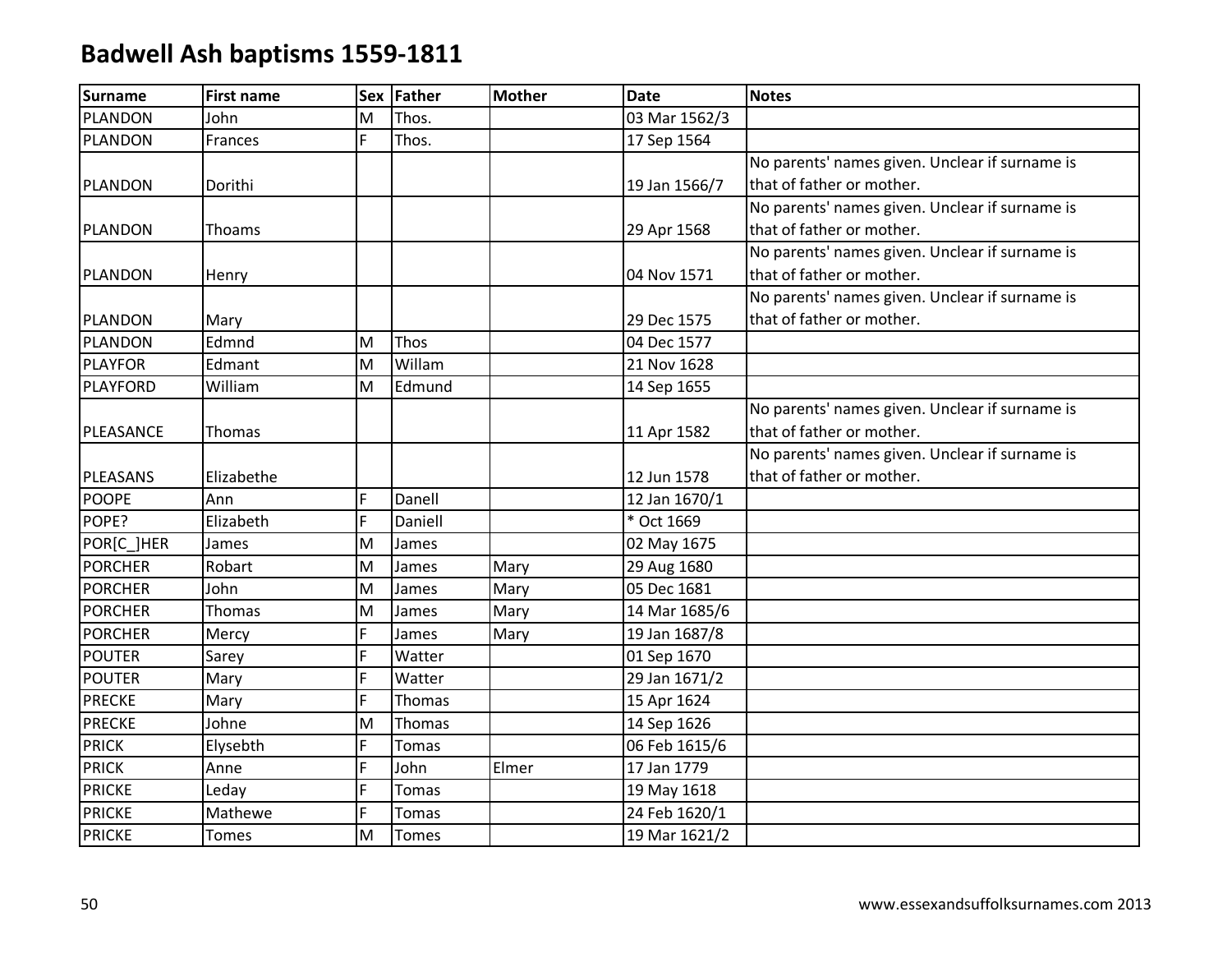# Badwell Ash baptisms 1559-1811

| Surname | First name | Sex | Father | Mother | Date | Notes |
|---|---|---|---|---|---|---|
| PLANDON | John | M | Thos. | | 03 Mar 1562/3 | |
| PLANDON | Frances | F | Thos. | | 17 Sep 1564 | |
| PLANDON | Dorithi | | | | 19 Jan 1566/7 | No parents' names given. Unclear if surname is that of father or mother. |
| PLANDON | Thoams | | | | 29 Apr 1568 | No parents' names given. Unclear if surname is that of father or mother. |
| PLANDON | Henry | | | | 04 Nov 1571 | No parents' names given. Unclear if surname is that of father or mother. |
| PLANDON | Mary | | | | 29 Dec 1575 | No parents' names given. Unclear if surname is that of father or mother. |
| PLANDON | Edmnd | M | Thos | | 04 Dec 1577 | |
| PLAYFOR | Edmant | M | Willam | | 21 Nov 1628 | |
| PLAYFORD | William | M | Edmund | | 14 Sep 1655 | |
| PLEASANCE | Thomas | | | | 11 Apr 1582 | No parents' names given. Unclear if surname is that of father or mother. |
| PLEASANS | Elizabethe | | | | 12 Jun 1578 | No parents' names given. Unclear if surname is that of father or mother. |
| POOPE | Ann | F | Danell | | 12 Jan 1670/1 | |
| POPE? | Elizabeth | F | Daniell | | * Oct 1669 | |
| POR[C_]HER | James | M | James | | 02 May 1675 | |
| PORCHER | Robart | M | James | Mary | 29 Aug 1680 | |
| PORCHER | John | M | James | Mary | 05 Dec 1681 | |
| PORCHER | Thomas | M | James | Mary | 14 Mar 1685/6 | |
| PORCHER | Mercy | F | James | Mary | 19 Jan 1687/8 | |
| POUTER | Sarey | F | Watter | | 01 Sep 1670 | |
| POUTER | Mary | F | Watter | | 29 Jan 1671/2 | |
| PRECKE | Mary | F | Thomas | | 15 Apr 1624 | |
| PRECKE | Johne | M | Thomas | | 14 Sep 1626 | |
| PRICK | Elysebth | F | Tomas | | 06 Feb 1615/6 | |
| PRICK | Anne | F | John | Elmer | 17 Jan 1779 | |
| PRICKE | Leday | F | Tomas | | 19 May 1618 | |
| PRICKE | Mathewe | F | Tomas | | 24 Feb 1620/1 | |
| PRICKE | Tomes | M | Tomes | | 19 Mar 1621/2 | |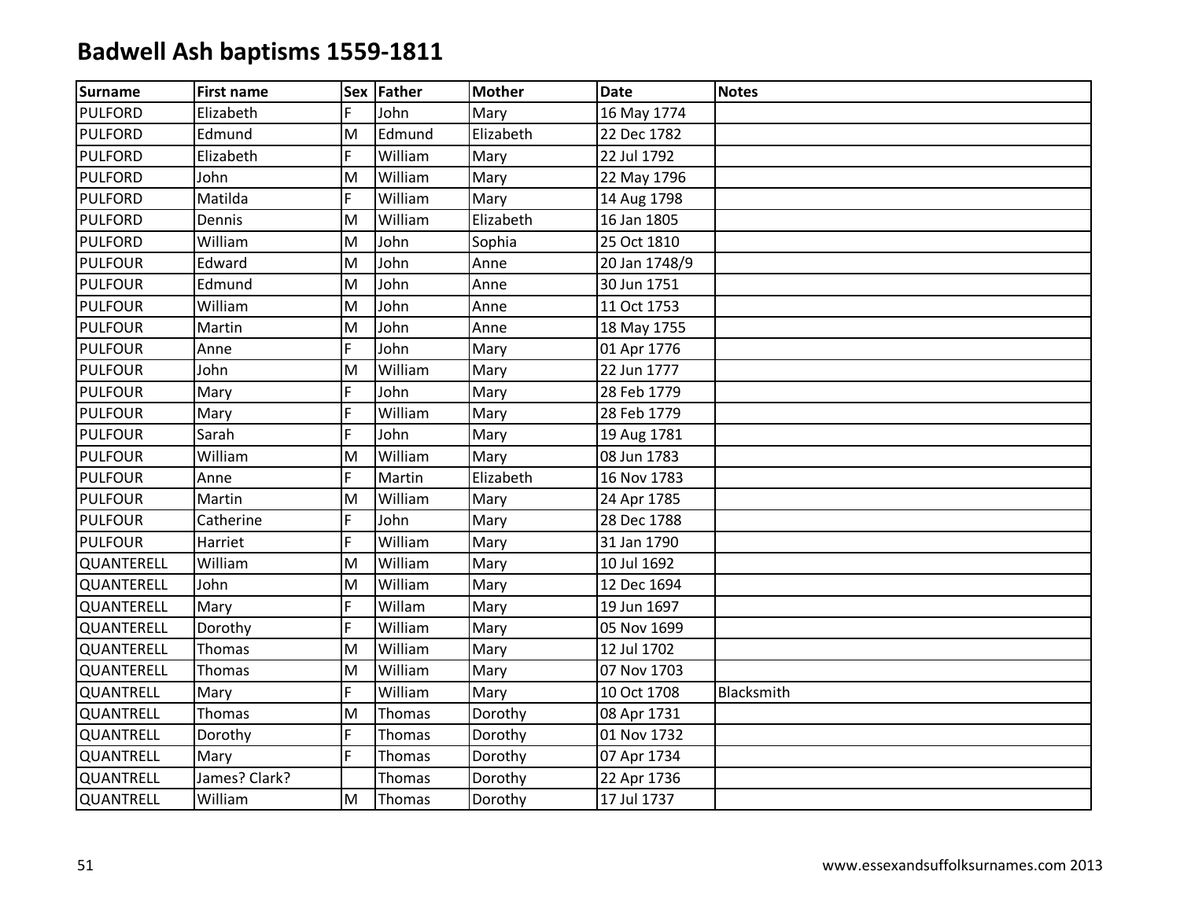# Badwell Ash baptisms 1559-1811

| Surname | First name | Sex | Father | Mother | Date | Notes |
|---|---|---|---|---|---|---|
| PULFORD | Elizabeth | F | John | Mary | 16 May 1774 | |
| PULFORD | Edmund | M | Edmund | Elizabeth | 22 Dec 1782 | |
| PULFORD | Elizabeth | F | William | Mary | 22 Jul 1792 | |
| PULFORD | John | M | William | Mary | 22 May 1796 | |
| PULFORD | Matilda | F | William | Mary | 14 Aug 1798 | |
| PULFORD | Dennis | M | William | Elizabeth | 16 Jan 1805 | |
| PULFORD | William | M | John | Sophia | 25 Oct 1810 | |
| PULFOUR | Edward | M | John | Anne | 20 Jan 1748/9 | |
| PULFOUR | Edmund | M | John | Anne | 30 Jun 1751 | |
| PULFOUR | William | M | John | Anne | 11 Oct 1753 | |
| PULFOUR | Martin | M | John | Anne | 18 May 1755 | |
| PULFOUR | Anne | F | John | Mary | 01 Apr 1776 | |
| PULFOUR | John | M | William | Mary | 22 Jun 1777 | |
| PULFOUR | Mary | F | John | Mary | 28 Feb 1779 | |
| PULFOUR | Mary | F | William | Mary | 28 Feb 1779 | |
| PULFOUR | Sarah | F | John | Mary | 19 Aug 1781 | |
| PULFOUR | William | M | William | Mary | 08 Jun 1783 | |
| PULFOUR | Anne | F | Martin | Elizabeth | 16 Nov 1783 | |
| PULFOUR | Martin | M | William | Mary | 24 Apr 1785 | |
| PULFOUR | Catherine | F | John | Mary | 28 Dec 1788 | |
| PULFOUR | Harriet | F | William | Mary | 31 Jan 1790 | |
| QUANTERELL | William | M | William | Mary | 10 Jul 1692 | |
| QUANTERELL | John | M | William | Mary | 12 Dec 1694 | |
| QUANTERELL | Mary | F | Willam | Mary | 19 Jun 1697 | |
| QUANTERELL | Dorothy | F | William | Mary | 05 Nov 1699 | |
| QUANTERELL | Thomas | M | William | Mary | 12 Jul 1702 | |
| QUANTERELL | Thomas | M | William | Mary | 07 Nov 1703 | |
| QUANTRELL | Mary | F | William | Mary | 10 Oct 1708 | Blacksmith |
| QUANTRELL | Thomas | M | Thomas | Dorothy | 08 Apr 1731 | |
| QUANTRELL | Dorothy | F | Thomas | Dorothy | 01 Nov 1732 | |
| QUANTRELL | Mary | F | Thomas | Dorothy | 07 Apr 1734 | |
| QUANTRELL | James? Clark? | | Thomas | Dorothy | 22 Apr 1736 | |
| QUANTRELL | William | M | Thomas | Dorothy | 17 Jul 1737 | |

www.essexandsuffolksurnames.com 2013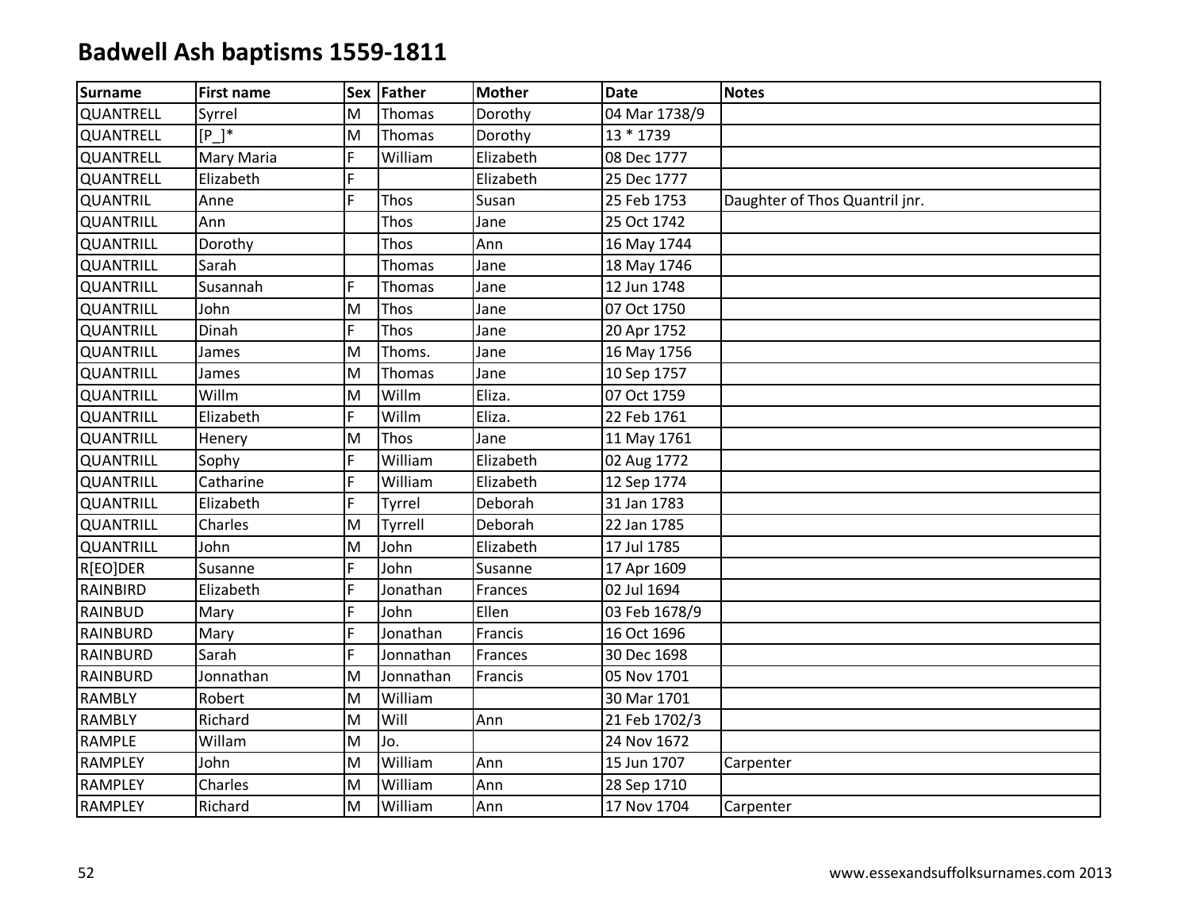# Badwell Ash baptisms 1559-1811

| Surname | First name | Sex | Father | Mother | Date | Notes |
|---|---|---|---|---|---|---|
| QUANTRELL | Syrrel | M | Thomas | Dorothy | 04 Mar 1738/9 | |
| QUANTRELL | [P_]* | M | Thomas | Dorothy | 13 * 1739 | |
| QUANTRELL | Mary Maria | F | William | Elizabeth | 08 Dec 1777 | |
| QUANTRELL | Elizabeth | F | | Elizabeth | 25 Dec 1777 | |
| QUANTRIL | Anne | F | Thos | Susan | 25 Feb 1753 | Daughter of Thos Quantril jnr. |
| QUANTRILL | Ann | | Thos | Jane | 25 Oct 1742 | |
| QUANTRILL | Dorothy | | Thos | Ann | 16 May 1744 | |
| QUANTRILL | Sarah | | Thomas | Jane | 18 May 1746 | |
| QUANTRILL | Susannah | F | Thomas | Jane | 12 Jun 1748 | |
| QUANTRILL | John | M | Thos | Jane | 07 Oct 1750 | |
| QUANTRILL | Dinah | F | Thos | Jane | 20 Apr 1752 | |
| QUANTRILL | James | M | Thoms. | Jane | 16 May 1756 | |
| QUANTRILL | James | M | Thomas | Jane | 10 Sep 1757 | |
| QUANTRILL | Willm | M | Willm | Eliza. | 07 Oct 1759 | |
| QUANTRILL | Elizabeth | F | Willm | Eliza. | 22 Feb 1761 | |
| QUANTRILL | Henery | M | Thos | Jane | 11 May 1761 | |
| QUANTRILL | Sophy | F | William | Elizabeth | 02 Aug 1772 | |
| QUANTRILL | Catharine | F | William | Elizabeth | 12 Sep 1774 | |
| QUANTRILL | Elizabeth | F | Tyrrel | Deborah | 31 Jan 1783 | |
| QUANTRILL | Charles | M | Tyrrell | Deborah | 22 Jan 1785 | |
| QUANTRILL | John | M | John | Elizabeth | 17 Jul 1785 | |
| R[EO]DER | Susanne | F | John | Susanne | 17 Apr 1609 | |
| RAINBIRD | Elizabeth | F | Jonathan | Frances | 02 Jul 1694 | |
| RAINBUD | Mary | F | John | Ellen | 03 Feb 1678/9 | |
| RAINBURD | Mary | F | Jonathan | Francis | 16 Oct 1696 | |
| RAINBURD | Sarah | F | Jonnathan | Frances | 30 Dec 1698 | |
| RAINBURD | Jonnathan | M | Jonnathan | Francis | 05 Nov 1701 | |
| RAMBLY | Robert | M | William | | 30 Mar 1701 | |
| RAMBLY | Richard | M | Will | Ann | 21 Feb 1702/3 | |
| RAMPLE | Willam | M | Jo. | | 24 Nov 1672 | |
| RAMPLEY | John | M | William | Ann | 15 Jun 1707 | Carpenter |
| RAMPLEY | Charles | M | William | Ann | 28 Sep 1710 | |
| RAMPLEY | Richard | M | William | Ann | 17 Nov 1704 | Carpenter |

www.essexandsuffolksurnames.com 2013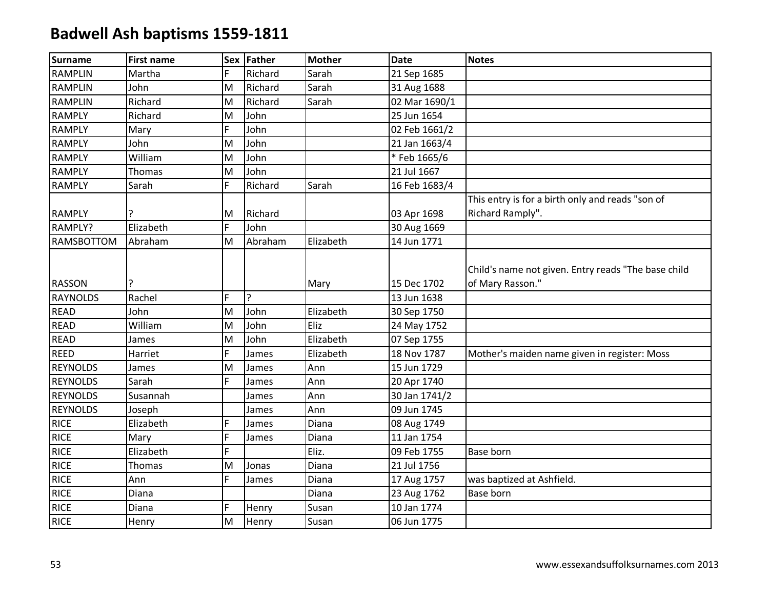# Badwell Ash baptisms 1559-1811

| Surname | First name | Sex | Father | Mother | Date | Notes |
|---|---|---|---|---|---|---|
| RAMPLIN | Martha | F | Richard | Sarah | 21 Sep 1685 | |
| RAMPLIN | John | M | Richard | Sarah | 31 Aug 1688 | |
| RAMPLIN | Richard | M | Richard | Sarah | 02 Mar 1690/1 | |
| RAMPLY | Richard | M | John | | 25 Jun 1654 | |
| RAMPLY | Mary | F | John | | 02 Feb 1661/2 | |
| RAMPLY | John | M | John | | 21 Jan 1663/4 | |
| RAMPLY | William | M | John | | * Feb 1665/6 | |
| RAMPLY | Thomas | M | John | | 21 Jul 1667 | |
| RAMPLY | Sarah | F | Richard | Sarah | 16 Feb 1683/4 | |
| RAMPLY | ? | M | Richard | | 03 Apr 1698 | This entry is for a birth only and reads "son of Richard Ramply". |
| RAMPLY? | Elizabeth | F | John | | 30 Aug 1669 | |
| RAMSBOTTOM | Abraham | M | Abraham | Elizabeth | 14 Jun 1771 | |
| RASSON | ? | | | Mary | 15 Dec 1702 | Child's name not given. Entry reads "The base child of Mary Rasson." |
| RAYNOLDS | Rachel | F | ? | | 13 Jun 1638 | |
| READ | John | M | John | Elizabeth | 30 Sep 1750 | |
| READ | William | M | John | Eliz | 24 May 1752 | |
| READ | James | M | John | Elizabeth | 07 Sep 1755 | |
| REED | Harriet | F | James | Elizabeth | 18 Nov 1787 | Mother's maiden name given in register: Moss |
| REYNOLDS | James | M | James | Ann | 15 Jun 1729 | |
| REYNOLDS | Sarah | F | James | Ann | 20 Apr 1740 | |
| REYNOLDS | Susannah | | James | Ann | 30 Jan 1741/2 | |
| REYNOLDS | Joseph | | James | Ann | 09 Jun 1745 | |
| RICE | Elizabeth | F | James | Diana | 08 Aug 1749 | |
| RICE | Mary | F | James | Diana | 11 Jan 1754 | |
| RICE | Elizabeth | F | | Eliz. | 09 Feb 1755 | Base born |
| RICE | Thomas | M | Jonas | Diana | 21 Jul 1756 | |
| RICE | Ann | F | James | Diana | 17 Aug 1757 | was baptized at Ashfield. |
| RICE | Diana | | | Diana | 23 Aug 1762 | Base born |
| RICE | Diana | F | Henry | Susan | 10 Jan 1774 | |
| RICE | Henry | M | Henry | Susan | 06 Jun 1775 | |

www.essexandsuffolksurnames.com 2013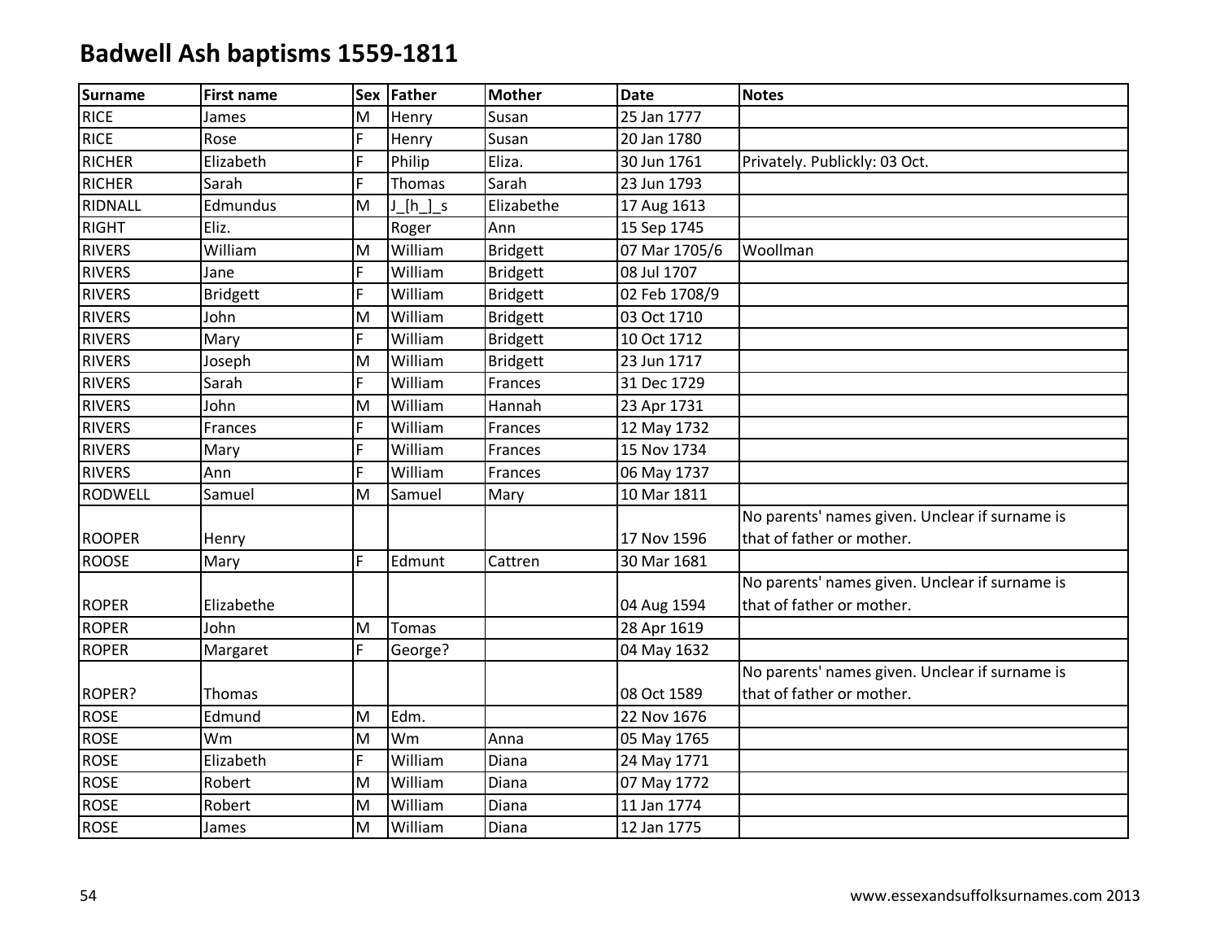# Badwell Ash baptisms 1559-1811

| Surname | First name | Sex | Father | Mother | Date | Notes |
|---|---|---|---|---|---|---|
| RICE | James | M | Henry | Susan | 25 Jan 1777 | |
| RICE | Rose | F | Henry | Susan | 20 Jan 1780 | |
| RICHER | Elizabeth | F | Philip | Eliza. | 30 Jun 1761 | Privately. Publickly: 03 Oct. |
| RICHER | Sarah | F | Thomas | Sarah | 23 Jun 1793 | |
| RIDNALL | Edmundus | M | J_[h_]_s | Elizabethe | 17 Aug 1613 | |
| RIGHT | Eliz. | | Roger | Ann | 15 Sep 1745 | |
| RIVERS | William | M | William | Bridgett | 07 Mar 1705/6 | Woollman |
| RIVERS | Jane | F | William | Bridgett | 08 Jul 1707 | |
| RIVERS | Bridgett | F | William | Bridgett | 02 Feb 1708/9 | |
| RIVERS | John | M | William | Bridgett | 03 Oct 1710 | |
| RIVERS | Mary | F | William | Bridgett | 10 Oct 1712 | |
| RIVERS | Joseph | M | William | Bridgett | 23 Jun 1717 | |
| RIVERS | Sarah | F | William | Frances | 31 Dec 1729 | |
| RIVERS | John | M | William | Hannah | 23 Apr 1731 | |
| RIVERS | Frances | F | William | Frances | 12 May 1732 | |
| RIVERS | Mary | F | William | Frances | 15 Nov 1734 | |
| RIVERS | Ann | F | William | Frances | 06 May 1737 | |
| RODWELL | Samuel | M | Samuel | Mary | 10 Mar 1811 | |
| ROOPER | Henry | | | | 17 Nov 1596 | No parents' names given. Unclear if surname is that of father or mother. |
| ROOSE | Mary | F | Edmunt | Cattren | 30 Mar 1681 | |
| ROPER | Elizabethe | | | | 04 Aug 1594 | No parents' names given. Unclear if surname is that of father or mother. |
| ROPER | John | M | Tomas | | 28 Apr 1619 | |
| ROPER | Margaret | F | George? | | 04 May 1632 | |
| ROPER? | Thomas | | | | 08 Oct 1589 | No parents' names given. Unclear if surname is that of father or mother. |
| ROSE | Edmund | M | Edm. | | 22 Nov 1676 | |
| ROSE | Wm | M | Wm | Anna | 05 May 1765 | |
| ROSE | Elizabeth | F | William | Diana | 24 May 1771 | |
| ROSE | Robert | M | William | Diana | 07 May 1772 | |
| ROSE | Robert | M | William | Diana | 11 Jan 1774 | |
| ROSE | James | M | William | Diana | 12 Jan 1775 | |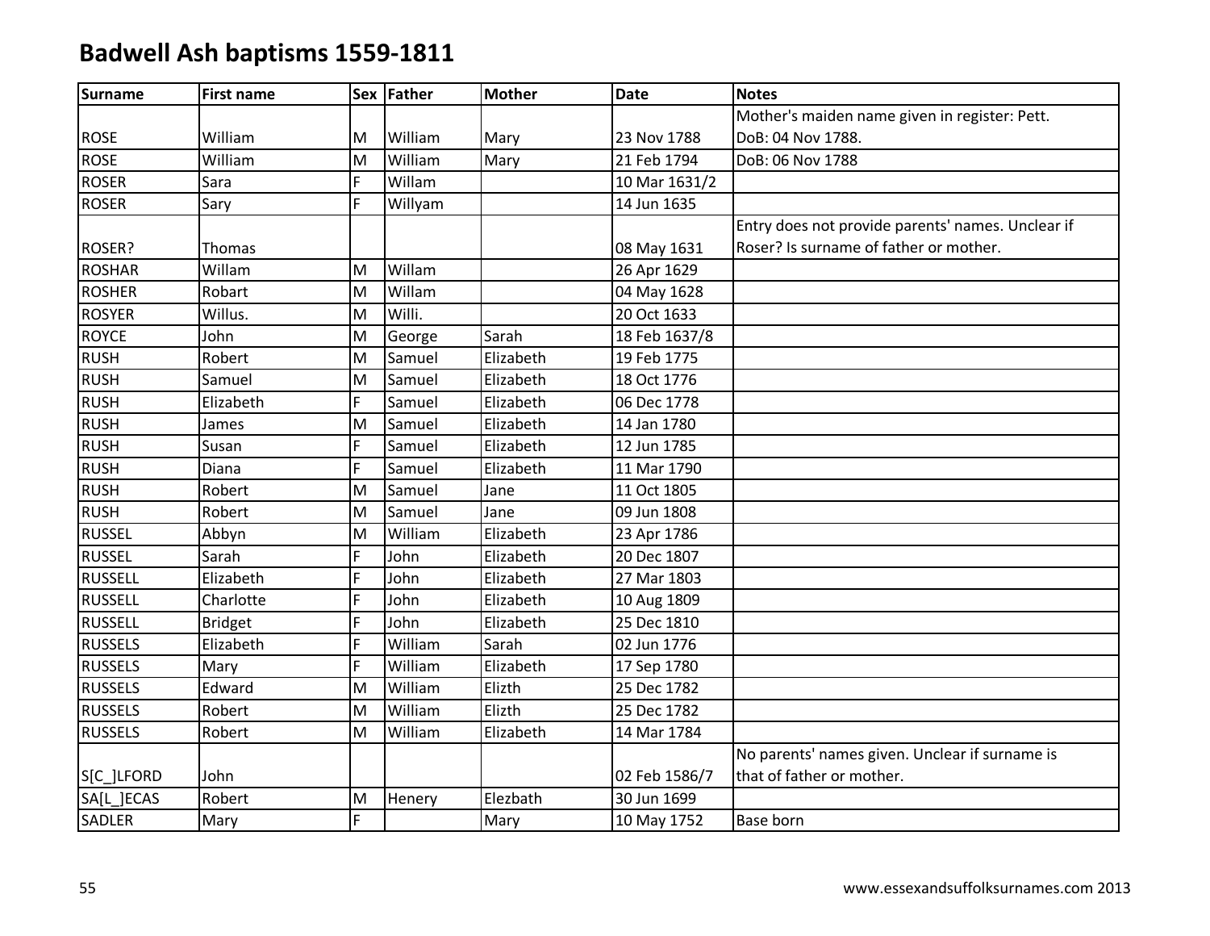# Badwell Ash baptisms 1559-1811

| Surname | First name | Sex | Father | Mother | Date | Notes |
|---|---|---|---|---|---|---|
| ROSE | William | M | William | Mary | 23 Nov 1788 | Mother's maiden name given in register: Pett. DoB: 04 Nov 1788. |
| ROSE | William | M | William | Mary | 21 Feb 1794 | DoB: 06 Nov 1788 |
| ROSER | Sara | F | Willam | | 10 Mar 1631/2 | |
| ROSER | Sary | F | Willyam | | 14 Jun 1635 | |
| ROSER? | Thomas | | | | 08 May 1631 | Entry does not provide parents' names. Unclear if Roser? Is surname of father or mother. |
| ROSHAR | Willam | M | Willam | | 26 Apr 1629 | |
| ROSHER | Robart | M | Willam | | 04 May 1628 | |
| ROSYER | Willus. | M | Willi. | | 20 Oct 1633 | |
| ROYCE | John | M | George | Sarah | 18 Feb 1637/8 | |
| RUSH | Robert | M | Samuel | Elizabeth | 19 Feb 1775 | |
| RUSH | Samuel | M | Samuel | Elizabeth | 18 Oct 1776 | |
| RUSH | Elizabeth | F | Samuel | Elizabeth | 06 Dec 1778 | |
| RUSH | James | M | Samuel | Elizabeth | 14 Jan 1780 | |
| RUSH | Susan | F | Samuel | Elizabeth | 12 Jun 1785 | |
| RUSH | Diana | F | Samuel | Elizabeth | 11 Mar 1790 | |
| RUSH | Robert | M | Samuel | Jane | 11 Oct 1805 | |
| RUSH | Robert | M | Samuel | Jane | 09 Jun 1808 | |
| RUSSEL | Abbyn | M | William | Elizabeth | 23 Apr 1786 | |
| RUSSEL | Sarah | F | John | Elizabeth | 20 Dec 1807 | |
| RUSSELL | Elizabeth | F | John | Elizabeth | 27 Mar 1803 | |
| RUSSELL | Charlotte | F | John | Elizabeth | 10 Aug 1809 | |
| RUSSELL | Bridget | F | John | Elizabeth | 25 Dec 1810 | |
| RUSSELS | Elizabeth | F | William | Sarah | 02 Jun 1776 | |
| RUSSELS | Mary | F | William | Elizabeth | 17 Sep 1780 | |
| RUSSELS | Edward | M | William | Elizth | 25 Dec 1782 | |
| RUSSELS | Robert | M | William | Elizth | 25 Dec 1782 | |
| RUSSELS | Robert | M | William | Elizabeth | 14 Mar 1784 | |
| S[C_]LFORD | John | | | | 02 Feb 1586/7 | No parents' names given. Unclear if surname is that of father or mother. |
| SA[L_]ECAS | Robert | M | Henery | Elezbath | 30 Jun 1699 | |
| SADLER | Mary | F | | Mary | 10 May 1752 | Base born |

www.essexandsuffolksurnames.com 2013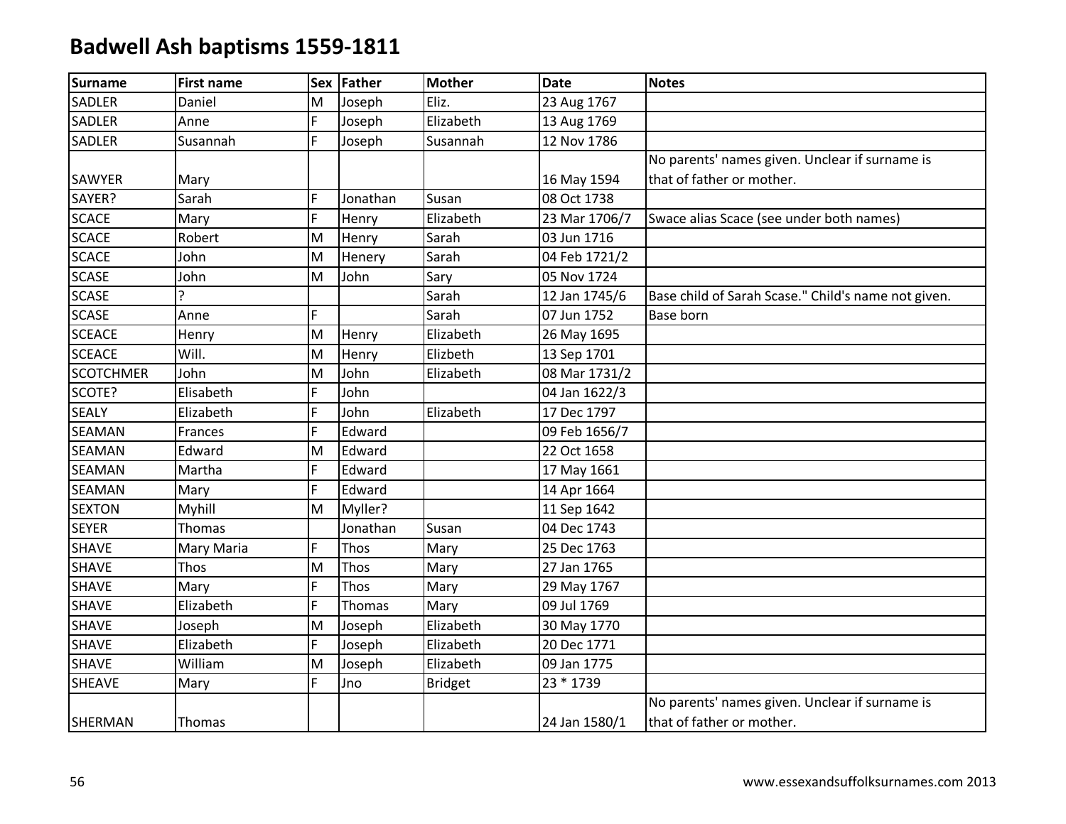# Badwell Ash baptisms 1559-1811

| Surname | First name | Sex | Father | Mother | Date | Notes |
|---|---|---|---|---|---|---|
| SADLER | Daniel | M | Joseph | Eliz. | 23 Aug 1767 | |
| SADLER | Anne | F | Joseph | Elizabeth | 13 Aug 1769 | |
| SADLER | Susannah | F | Joseph | Susannah | 12 Nov 1786 | |
| SAWYER | Mary | | | | 16 May 1594 | No parents' names given. Unclear if surname is that of father or mother. |
| SAYER? | Sarah | F | Jonathan | Susan | 08 Oct 1738 | |
| SCACE | Mary | F | Henry | Elizabeth | 23 Mar 1706/7 | Swace alias Scace (see under both names) |
| SCACE | Robert | M | Henry | Sarah | 03 Jun 1716 | |
| SCACE | John | M | Henery | Sarah | 04 Feb 1721/2 | |
| SCASE | John | M | John | Sary | 05 Nov 1724 | |
| SCASE | ? | | | Sarah | 12 Jan 1745/6 | Base child of Sarah Scase." Child's name not given. |
| SCASE | Anne | F | | Sarah | 07 Jun 1752 | Base born |
| SCEACE | Henry | M | Henry | Elizabeth | 26 May 1695 | |
| SCEACE | Will. | M | Henry | Elizbeth | 13 Sep 1701 | |
| SCOTCHMER | John | M | John | Elizabeth | 08 Mar 1731/2 | |
| SCOTE? | Elisabeth | F | John | | 04 Jan 1622/3 | |
| SEALY | Elizabeth | F | John | Elizabeth | 17 Dec 1797 | |
| SEAMAN | Frances | F | Edward | | 09 Feb 1656/7 | |
| SEAMAN | Edward | M | Edward | | 22 Oct 1658 | |
| SEAMAN | Martha | F | Edward | | 17 May 1661 | |
| SEAMAN | Mary | F | Edward | | 14 Apr 1664 | |
| SEXTON | Myhill | M | Myller? | | 11 Sep 1642 | |
| SEYER | Thomas | | Jonathan | Susan | 04 Dec 1743 | |
| SHAVE | Mary Maria | F | Thos | Mary | 25 Dec 1763 | |
| SHAVE | Thos | M | Thos | Mary | 27 Jan 1765 | |
| SHAVE | Mary | F | Thos | Mary | 29 May 1767 | |
| SHAVE | Elizabeth | F | Thomas | Mary | 09 Jul 1769 | |
| SHAVE | Joseph | M | Joseph | Elizabeth | 30 May 1770 | |
| SHAVE | Elizabeth | F | Joseph | Elizabeth | 20 Dec 1771 | |
| SHAVE | William | M | Joseph | Elizabeth | 09 Jan 1775 | |
| SHEAVE | Mary | F | Jno | Bridget | 23 * 1739 | |
| SHERMAN | Thomas | | | | 24 Jan 1580/1 | No parents' names given. Unclear if surname is that of father or mother. |

www.essexandsuffolksurnames.com 2013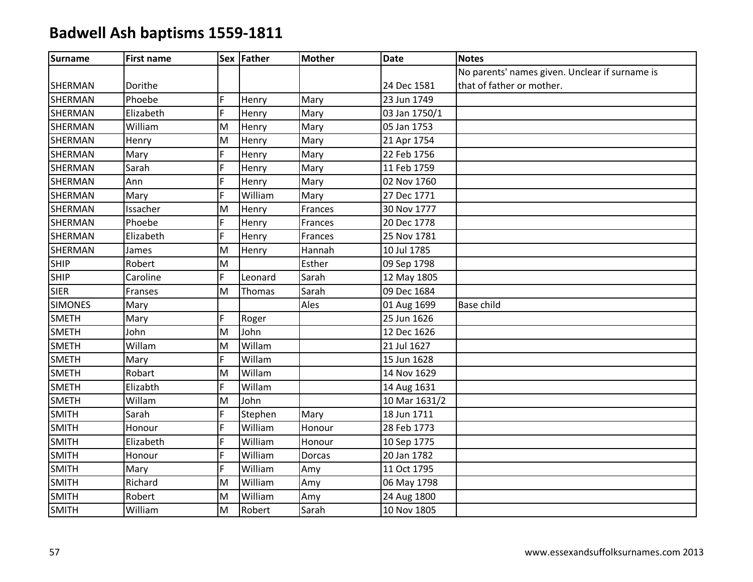# Badwell Ash baptisms 1559-1811

| Surname | First name | Sex | Father | Mother | Date | Notes |
|---|---|---|---|---|---|---|
| SHERMAN | Dorithe | | | | 24 Dec 1581 | No parents' names given. Unclear if surname is that of father or mother. |
| SHERMAN | Phoebe | F | Henry | Mary | 23 Jun 1749 | |
| SHERMAN | Elizabeth | F | Henry | Mary | 03 Jan 1750/1 | |
| SHERMAN | William | M | Henry | Mary | 05 Jan 1753 | |
| SHERMAN | Henry | M | Henry | Mary | 21 Apr 1754 | |
| SHERMAN | Mary | F | Henry | Mary | 22 Feb 1756 | |
| SHERMAN | Sarah | F | Henry | Mary | 11 Feb 1759 | |
| SHERMAN | Ann | F | Henry | Mary | 02 Nov 1760 | |
| SHERMAN | Mary | F | William | Mary | 27 Dec 1771 | |
| SHERMAN | Issacher | M | Henry | Frances | 30 Nov 1777 | |
| SHERMAN | Phoebe | F | Henry | Frances | 20 Dec 1778 | |
| SHERMAN | Elizabeth | F | Henry | Frances | 25 Nov 1781 | |
| SHERMAN | James | M | Henry | Hannah | 10 Jul 1785 | |
| SHIP | Robert | M | | Esther | 09 Sep 1798 | |
| SHIP | Caroline | F | Leonard | Sarah | 12 May 1805 | |
| SIER | Franses | M | Thomas | Sarah | 09 Dec 1684 | |
| SIMONES | Mary | | | Ales | 01 Aug 1699 | Base child |
| SMETH | Mary | F | Roger | | 25 Jun 1626 | |
| SMETH | John | M | John | | 12 Dec 1626 | |
| SMETH | Willam | M | Willam | | 21 Jul 1627 | |
| SMETH | Mary | F | Willam | | 15 Jun 1628 | |
| SMETH | Robart | M | Willam | | 14 Nov 1629 | |
| SMETH | Elizabth | F | Willam | | 14 Aug 1631 | |
| SMETH | Willam | M | John | | 10 Mar 1631/2 | |
| SMITH | Sarah | F | Stephen | Mary | 18 Jun 1711 | |
| SMITH | Honour | F | William | Honour | 28 Feb 1773 | |
| SMITH | Elizabeth | F | William | Honour | 10 Sep 1775 | |
| SMITH | Honour | F | William | Dorcas | 20 Jan 1782 | |
| SMITH | Mary | F | William | Amy | 11 Oct 1795 | |
| SMITH | Richard | M | William | Amy | 06 May 1798 | |
| SMITH | Robert | M | William | Amy | 24 Aug 1800 | |
| SMITH | William | M | Robert | Sarah | 10 Nov 1805 | |

www.essexandsuffolksurnames.com 2013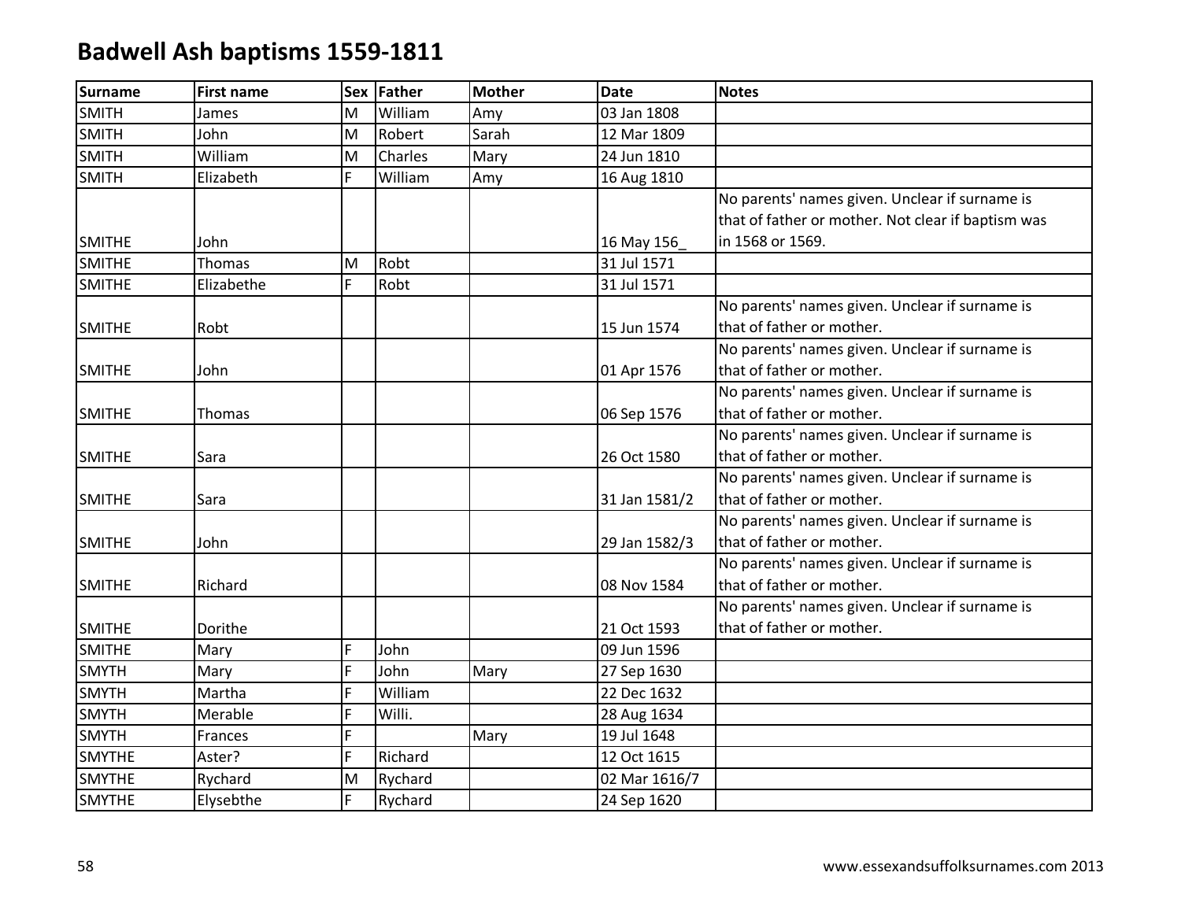# Badwell Ash baptisms 1559-1811

| Surname | First name | Sex | Father | Mother | Date | Notes |
|---|---|---|---|---|---|---|
| SMITH | James | M | William | Amy | 03 Jan 1808 | |
| SMITH | John | M | Robert | Sarah | 12 Mar 1809 | |
| SMITH | William | M | Charles | Mary | 24 Jun 1810 | |
| SMITH | Elizabeth | F | William | Amy | 16 Aug 1810 | |
| SMITHE | John | | | | 16 May 156_ | No parents' names given. Unclear if surname is that of father or mother. Not clear if baptism was in 1568 or 1569. |
| SMITHE | Thomas | M | Robt | | 31 Jul 1571 | |
| SMITHE | Elizabethe | F | Robt | | 31 Jul 1571 | |
| SMITHE | Robt | | | | 15 Jun 1574 | No parents' names given. Unclear if surname is that of father or mother. |
| SMITHE | John | | | | 01 Apr 1576 | No parents' names given. Unclear if surname is that of father or mother. |
| SMITHE | Thomas | | | | 06 Sep 1576 | No parents' names given. Unclear if surname is that of father or mother. |
| SMITHE | Sara | | | | 26 Oct 1580 | No parents' names given. Unclear if surname is that of father or mother. |
| SMITHE | Sara | | | | 31 Jan 1581/2 | No parents' names given. Unclear if surname is that of father or mother. |
| SMITHE | John | | | | 29 Jan 1582/3 | No parents' names given. Unclear if surname is that of father or mother. |
| SMITHE | Richard | | | | 08 Nov 1584 | No parents' names given. Unclear if surname is that of father or mother. |
| SMITHE | Dorithe | | | | 21 Oct 1593 | No parents' names given. Unclear if surname is that of father or mother. |
| SMITHE | Mary | F | John | | 09 Jun 1596 | |
| SMYTH | Mary | F | John | Mary | 27 Sep 1630 | |
| SMYTH | Martha | F | William | | 22 Dec 1632 | |
| SMYTH | Merable | F | Willi. | | 28 Aug 1634 | |
| SMYTH | Frances | F | | Mary | 19 Jul 1648 | |
| SMYTHE | Aster? | F | Richard | | 12 Oct 1615 | |
| SMYTHE | Rychard | M | Rychard | | 02 Mar 1616/7 | |
| SMYTHE | Elysebthe | F | Rychard | | 24 Sep 1620 | |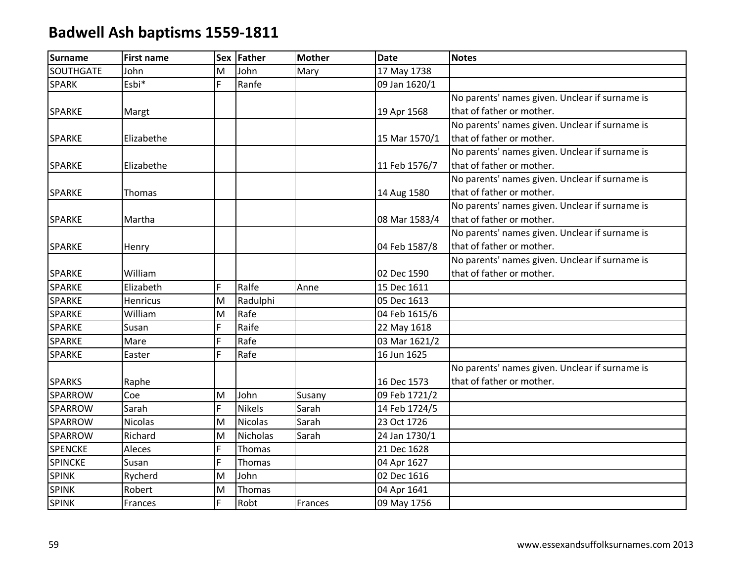# Badwell Ash baptisms 1559-1811

| Surname | First name | Sex | Father | Mother | Date | Notes |
|---|---|---|---|---|---|---|
| SOUTHGATE | John | M | John | Mary | 17 May 1738 | |
| SPARK | Esbi* | F | Ranfe | | 09 Jan 1620/1 | |
| SPARKE | Margt | | | | 19 Apr 1568 | No parents' names given. Unclear if surname is that of father or mother. |
| SPARKE | Elizabethe | | | | 15 Mar 1570/1 | No parents' names given. Unclear if surname is that of father or mother. |
| SPARKE | Elizabethe | | | | 11 Feb 1576/7 | No parents' names given. Unclear if surname is that of father or mother. |
| SPARKE | Thomas | | | | 14 Aug 1580 | No parents' names given. Unclear if surname is that of father or mother. |
| SPARKE | Martha | | | | 08 Mar 1583/4 | No parents' names given. Unclear if surname is that of father or mother. |
| SPARKE | Henry | | | | 04 Feb 1587/8 | No parents' names given. Unclear if surname is that of father or mother. |
| SPARKE | William | | | | 02 Dec 1590 | No parents' names given. Unclear if surname is that of father or mother. |
| SPARKE | Elizabeth | F | Ralfe | Anne | 15 Dec 1611 | |
| SPARKE | Henricus | M | Radulphi | | 05 Dec 1613 | |
| SPARKE | William | M | Rafe | | 04 Feb 1615/6 | |
| SPARKE | Susan | F | Raife | | 22 May 1618 | |
| SPARKE | Mare | F | Rafe | | 03 Mar 1621/2 | |
| SPARKE | Easter | F | Rafe | | 16 Jun 1625 | |
| SPARKS | Raphe | | | | 16 Dec 1573 | No parents' names given. Unclear if surname is that of father or mother. |
| SPARROW | Coe | M | John | Susany | 09 Feb 1721/2 | |
| SPARROW | Sarah | F | Nikels | Sarah | 14 Feb 1724/5 | |
| SPARROW | Nicolas | M | Nicolas | Sarah | 23 Oct 1726 | |
| SPARROW | Richard | M | Nicholas | Sarah | 24 Jan 1730/1 | |
| SPENCKE | Aleces | F | Thomas | | 21 Dec 1628 | |
| SPINCKE | Susan | F | Thomas | | 04 Apr 1627 | |
| SPINK | Rycherd | M | John | | 02 Dec 1616 | |
| SPINK | Robert | M | Thomas | | 04 Apr 1641 | |
| SPINK | Frances | F | Robt | Frances | 09 May 1756 | |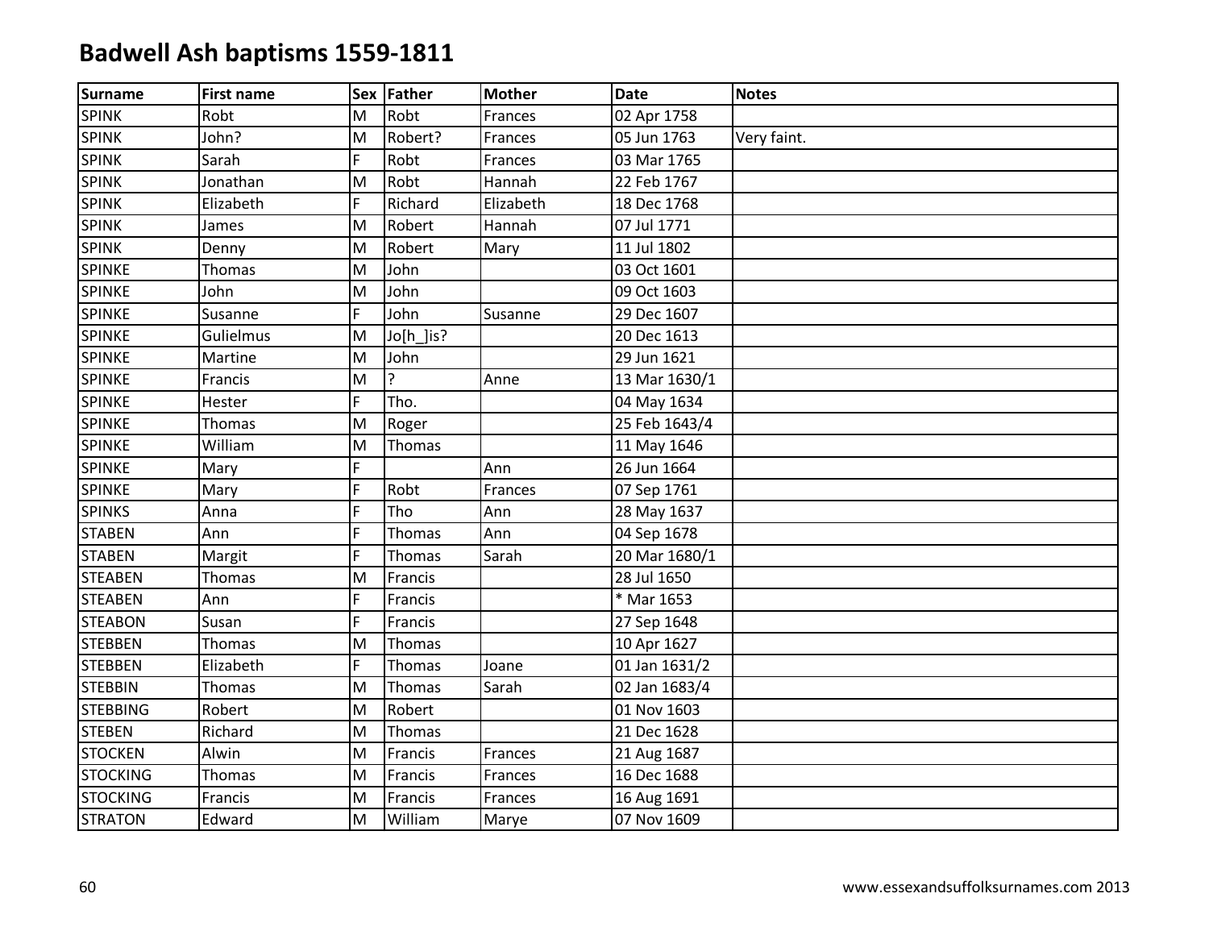# Badwell Ash baptisms 1559-1811

| Surname | First name | Sex | Father | Mother | Date | Notes |
|---|---|---|---|---|---|---|
| SPINK | Robt | M | Robt | Frances | 02 Apr 1758 | |
| SPINK | John? | M | Robert? | Frances | 05 Jun 1763 | Very faint. |
| SPINK | Sarah | F | Robt | Frances | 03 Mar 1765 | |
| SPINK | Jonathan | M | Robt | Hannah | 22 Feb 1767 | |
| SPINK | Elizabeth | F | Richard | Elizabeth | 18 Dec 1768 | |
| SPINK | James | M | Robert | Hannah | 07 Jul 1771 | |
| SPINK | Denny | M | Robert | Mary | 11 Jul 1802 | |
| SPINKE | Thomas | M | John | | 03 Oct 1601 | |
| SPINKE | John | M | John | | 09 Oct 1603 | |
| SPINKE | Susanne | F | John | Susanne | 29 Dec 1607 | |
| SPINKE | Gulielmus | M | Jo[h_]is? | | 20 Dec 1613 | |
| SPINKE | Martine | M | John | | 29 Jun 1621 | |
| SPINKE | Francis | M | ? | Anne | 13 Mar 1630/1 | |
| SPINKE | Hester | F | Tho. | | 04 May 1634 | |
| SPINKE | Thomas | M | Roger | | 25 Feb 1643/4 | |
| SPINKE | William | M | Thomas | | 11 May 1646 | |
| SPINKE | Mary | F | | Ann | 26 Jun 1664 | |
| SPINKE | Mary | F | Robt | Frances | 07 Sep 1761 | |
| SPINKS | Anna | F | Tho | Ann | 28 May 1637 | |
| STABEN | Ann | F | Thomas | Ann | 04 Sep 1678 | |
| STABEN | Margit | F | Thomas | Sarah | 20 Mar 1680/1 | |
| STEABEN | Thomas | M | Francis | | 28 Jul 1650 | |
| STEABEN | Ann | F | Francis | | * Mar 1653 | |
| STEABON | Susan | F | Francis | | 27 Sep 1648 | |
| STEBBEN | Thomas | M | Thomas | | 10 Apr 1627 | |
| STEBBEN | Elizabeth | F | Thomas | Joane | 01 Jan 1631/2 | |
| STEBBIN | Thomas | M | Thomas | Sarah | 02 Jan 1683/4 | |
| STEBBING | Robert | M | Robert | | 01 Nov 1603 | |
| STEBEN | Richard | M | Thomas | | 21 Dec 1628 | |
| STOCKEN | Alwin | M | Francis | Frances | 21 Aug 1687 | |
| STOCKING | Thomas | M | Francis | Frances | 16 Dec 1688 | |
| STOCKING | Francis | M | Francis | Frances | 16 Aug 1691 | |
| STRATON | Edward | M | William | Marye | 07 Nov 1609 | |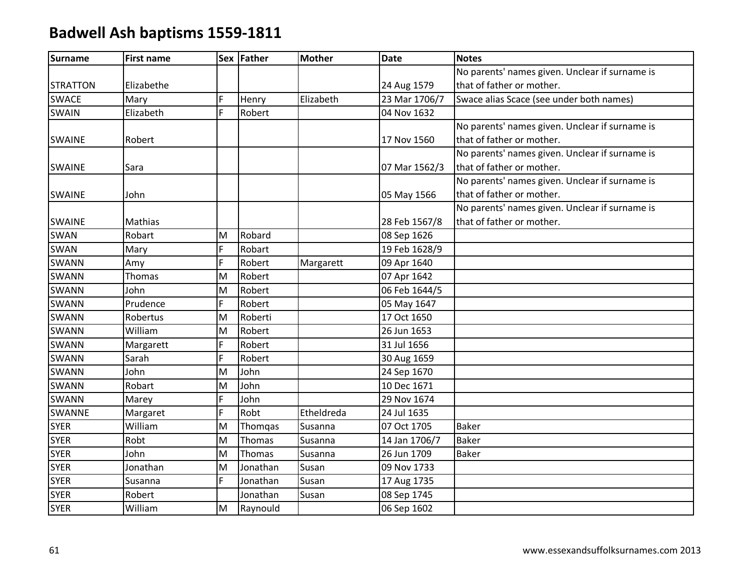# Badwell Ash baptisms 1559-1811

| Surname | First name | Sex | Father | Mother | Date | Notes |
|---|---|---|---|---|---|---|
| STRATTON | Elizabethe | | | | 24 Aug 1579 | No parents' names given. Unclear if surname is that of father or mother. |
| SWACE | Mary | F | Henry | Elizabeth | 23 Mar 1706/7 | Swace alias Scace (see under both names) |
| SWAIN | Elizabeth | F | Robert | | 04 Nov 1632 | |
| SWAINE | Robert | | | | 17 Nov 1560 | No parents' names given. Unclear if surname is that of father or mother. |
| SWAINE | Sara | | | | 07 Mar 1562/3 | No parents' names given. Unclear if surname is that of father or mother. |
| SWAINE | John | | | | 05 May 1566 | No parents' names given. Unclear if surname is that of father or mother. |
| SWAINE | Mathias | | | | 28 Feb 1567/8 | No parents' names given. Unclear if surname is that of father or mother. |
| SWAN | Robart | M | Robard | | 08 Sep 1626 | |
| SWAN | Mary | F | Robart | | 19 Feb 1628/9 | |
| SWANN | Amy | F | Robert | Margarett | 09 Apr 1640 | |
| SWANN | Thomas | M | Robert | | 07 Apr 1642 | |
| SWANN | John | M | Robert | | 06 Feb 1644/5 | |
| SWANN | Prudence | F | Robert | | 05 May 1647 | |
| SWANN | Robertus | M | Roberti | | 17 Oct 1650 | |
| SWANN | William | M | Robert | | 26 Jun 1653 | |
| SWANN | Margarett | F | Robert | | 31 Jul 1656 | |
| SWANN | Sarah | F | Robert | | 30 Aug 1659 | |
| SWANN | John | M | John | | 24 Sep 1670 | |
| SWANN | Robart | M | John | | 10 Dec 1671 | |
| SWANN | Marey | F | John | | 29 Nov 1674 | |
| SWANNE | Margaret | F | Robt | Etheldreda | 24 Jul 1635 | |
| SYER | William | M | Thomqas | Susanna | 07 Oct 1705 | Baker |
| SYER | Robt | M | Thomas | Susanna | 14 Jan 1706/7 | Baker |
| SYER | John | M | Thomas | Susanna | 26 Jun 1709 | Baker |
| SYER | Jonathan | M | Jonathan | Susan | 09 Nov 1733 | |
| SYER | Susanna | F | Jonathan | Susan | 17 Aug 1735 | |
| SYER | Robert | | Jonathan | Susan | 08 Sep 1745 | |
| SYER | William | M | Raynould | | 06 Sep 1602 | |

www.essexandsuffolksurnames.com 2013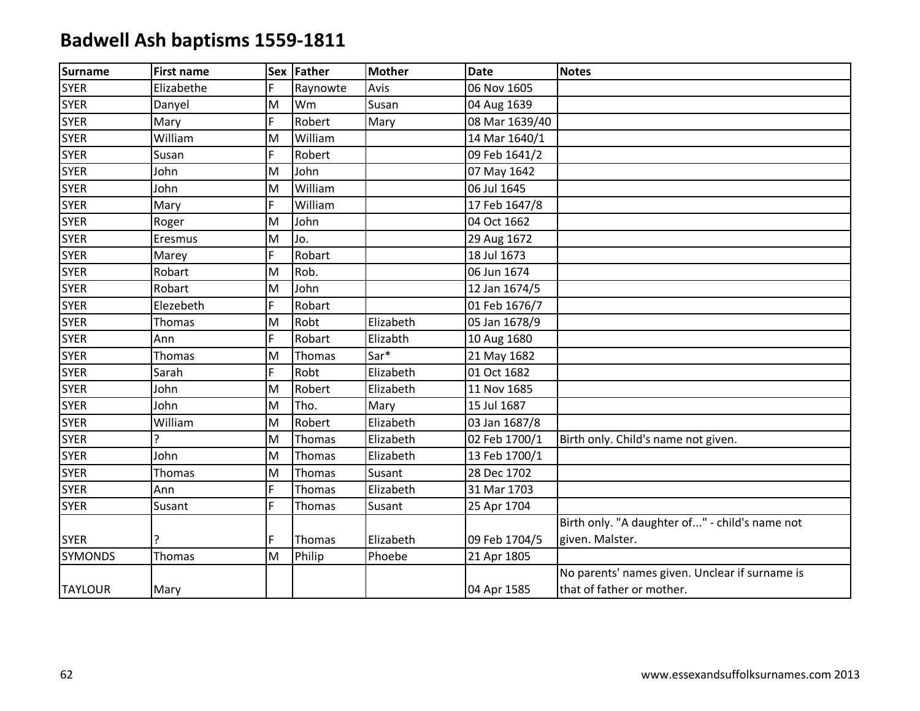# Badwell Ash baptisms 1559-1811

| Surname | First name | Sex | Father | Mother | Date | Notes |
|---|---|---|---|---|---|---|
| SYER | Elizabethe | F | Raynowte | Avis | 06 Nov 1605 | |
| SYER | Danyel | M | Wm | Susan | 04 Aug 1639 | |
| SYER | Mary | F | Robert | Mary | 08 Mar 1639/40 | |
| SYER | William | M | William | | 14 Mar 1640/1 | |
| SYER | Susan | F | Robert | | 09 Feb 1641/2 | |
| SYER | John | M | John | | 07 May 1642 | |
| SYER | John | M | William | | 06 Jul 1645 | |
| SYER | Mary | F | William | | 17 Feb 1647/8 | |
| SYER | Roger | M | John | | 04 Oct 1662 | |
| SYER | Eresmus | M | Jo. | | 29 Aug 1672 | |
| SYER | Marey | F | Robart | | 18 Jul 1673 | |
| SYER | Robart | M | Rob. | | 06 Jun 1674 | |
| SYER | Robart | M | John | | 12 Jan 1674/5 | |
| SYER | Elezebeth | F | Robart | | 01 Feb 1676/7 | |
| SYER | Thomas | M | Robt | Elizabeth | 05 Jan 1678/9 | |
| SYER | Ann | F | Robart | Elizabth | 10 Aug 1680 | |
| SYER | Thomas | M | Thomas | Sar* | 21 May 1682 | |
| SYER | Sarah | F | Robt | Elizabeth | 01 Oct 1682 | |
| SYER | John | M | Robert | Elizabeth | 11 Nov 1685 | |
| SYER | John | M | Tho. | Mary | 15 Jul 1687 | |
| SYER | William | M | Robert | Elizabeth | 03 Jan 1687/8 | |
| SYER | ? | M | Thomas | Elizabeth | 02 Feb 1700/1 | Birth only. Child's name not given. |
| SYER | John | M | Thomas | Elizabeth | 13 Feb 1700/1 | |
| SYER | Thomas | M | Thomas | Susant | 28 Dec 1702 | |
| SYER | Ann | F | Thomas | Elizabeth | 31 Mar 1703 | |
| SYER | Susant | F | Thomas | Susant | 25 Apr 1704 | |
| SYER | ? | F | Thomas | Elizabeth | 09 Feb 1704/5 | Birth only. "A daughter of..." - child's name not given. Malster. |
| SYMONDS | Thomas | M | Philip | Phoebe | 21 Apr 1805 | |
| TAYLOUR | Mary | | | | 04 Apr 1585 | No parents' names given. Unclear if surname is that of father or mother. |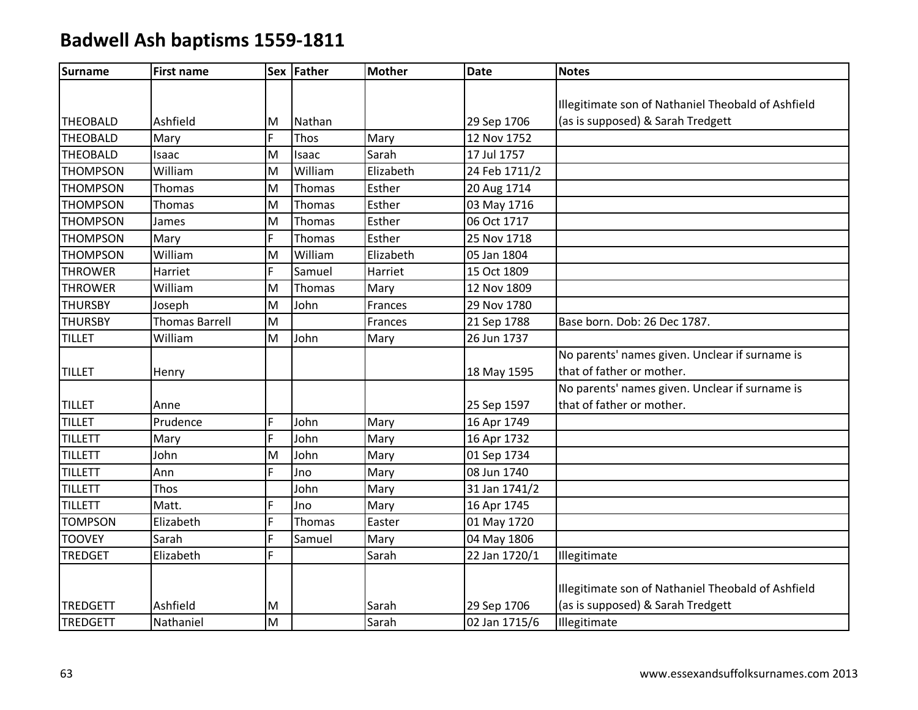# Badwell Ash baptisms 1559-1811

| Surname | First name | Sex | Father | Mother | Date | Notes |
|---|---|---|---|---|---|---|
| THEOBALD | Ashfield | M | Nathan | | 29 Sep 1706 | Illegitimate son of Nathaniel Theobald of Ashfield (as is supposed) & Sarah Tredgett |
| THEOBALD | Mary | F | Thos | Mary | 12 Nov 1752 | |
| THEOBALD | Isaac | M | Isaac | Sarah | 17 Jul 1757 | |
| THOMPSON | William | M | William | Elizabeth | 24 Feb 1711/2 | |
| THOMPSON | Thomas | M | Thomas | Esther | 20 Aug 1714 | |
| THOMPSON | Thomas | M | Thomas | Esther | 03 May 1716 | |
| THOMPSON | James | M | Thomas | Esther | 06 Oct 1717 | |
| THOMPSON | Mary | F | Thomas | Esther | 25 Nov 1718 | |
| THOMPSON | William | M | William | Elizabeth | 05 Jan 1804 | |
| THROWER | Harriet | F | Samuel | Harriet | 15 Oct 1809 | |
| THROWER | William | M | Thomas | Mary | 12 Nov 1809 | |
| THURSBY | Joseph | M | John | Frances | 29 Nov 1780 | |
| THURSBY | Thomas Barrell | M | | Frances | 21 Sep 1788 | Base born. Dob: 26 Dec 1787. |
| TILLET | William | M | John | Mary | 26 Jun 1737 | |
| TILLET | Henry | | | | 18 May 1595 | No parents' names given. Unclear if surname is that of father or mother. |
| TILLET | Anne | | | | 25 Sep 1597 | No parents' names given. Unclear if surname is that of father or mother. |
| TILLET | Prudence | F | John | Mary | 16 Apr 1749 | |
| TILLETT | Mary | F | John | Mary | 16 Apr 1732 | |
| TILLETT | John | M | John | Mary | 01 Sep 1734 | |
| TILLETT | Ann | F | Jno | Mary | 08 Jun 1740 | |
| TILLETT | Thos | | John | Mary | 31 Jan 1741/2 | |
| TILLETT | Matt. | F | Jno | Mary | 16 Apr 1745 | |
| TOMPSON | Elizabeth | F | Thomas | Easter | 01 May 1720 | |
| TOOVEY | Sarah | F | Samuel | Mary | 04 May 1806 | |
| TREDGET | Elizabeth | F | | Sarah | 22 Jan 1720/1 | Illegitimate |
| TREDGETT | Ashfield | M | | Sarah | 29 Sep 1706 | Illegitimate son of Nathaniel Theobald of Ashfield (as is supposed) & Sarah Tredgett |
| TREDGETT | Nathaniel | M | | Sarah | 02 Jan 1715/6 | Illegitimate |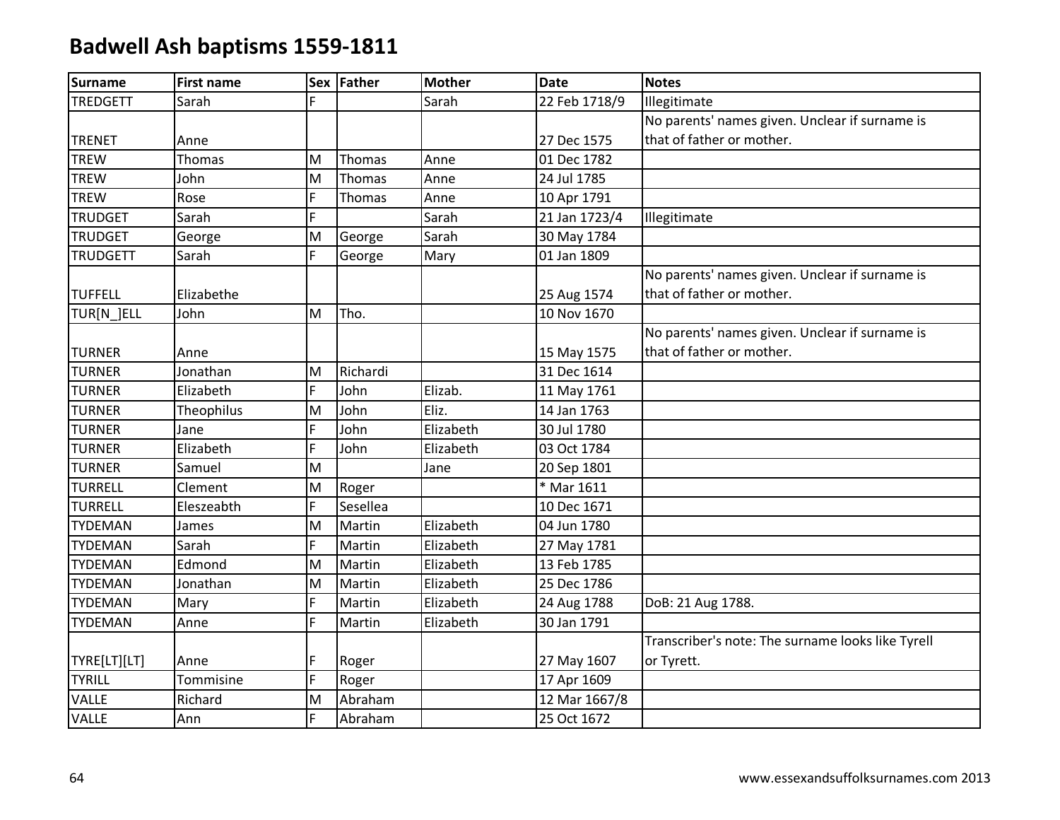# Badwell Ash baptisms 1559-1811

| Surname | First name | Sex | Father | Mother | Date | Notes |
|---|---|---|---|---|---|---|
| TREDGETT | Sarah | F | | Sarah | 22 Feb 1718/9 | Illegitimate |
| TRENET | Anne | | | | 27 Dec 1575 | No parents' names given. Unclear if surname is that of father or mother. |
| TREW | Thomas | M | Thomas | Anne | 01 Dec 1782 | |
| TREW | John | M | Thomas | Anne | 24 Jul 1785 | |
| TREW | Rose | F | Thomas | Anne | 10 Apr 1791 | |
| TRUDGET | Sarah | F | | Sarah | 21 Jan 1723/4 | Illegitimate |
| TRUDGET | George | M | George | Sarah | 30 May 1784 | |
| TRUDGETT | Sarah | F | George | Mary | 01 Jan 1809 | |
| TUFFELL | Elizabethe | | | | 25 Aug 1574 | No parents' names given. Unclear if surname is that of father or mother. |
| TUR[N_]ELL | John | M | Tho. | | 10 Nov 1670 | |
| TURNER | Anne | | | | 15 May 1575 | No parents' names given. Unclear if surname is that of father or mother. |
| TURNER | Jonathan | M | Richardi | | 31 Dec 1614 | |
| TURNER | Elizabeth | F | John | Elizab. | 11 May 1761 | |
| TURNER | Theophilus | M | John | Eliz. | 14 Jan 1763 | |
| TURNER | Jane | F | John | Elizabeth | 30 Jul 1780 | |
| TURNER | Elizabeth | F | John | Elizabeth | 03 Oct 1784 | |
| TURNER | Samuel | M | | Jane | 20 Sep 1801 | |
| TURRELL | Clement | M | Roger | | * Mar 1611 | |
| TURRELL | Eleszeabth | F | Sesellea | | 10 Dec 1671 | |
| TYDEMAN | James | M | Martin | Elizabeth | 04 Jun 1780 | |
| TYDEMAN | Sarah | F | Martin | Elizabeth | 27 May 1781 | |
| TYDEMAN | Edmond | M | Martin | Elizabeth | 13 Feb 1785 | |
| TYDEMAN | Jonathan | M | Martin | Elizabeth | 25 Dec 1786 | |
| TYDEMAN | Mary | F | Martin | Elizabeth | 24 Aug 1788 | DoB: 21 Aug 1788. |
| TYDEMAN | Anne | F | Martin | Elizabeth | 30 Jan 1791 | |
| TYRE[LT][LT] | Anne | F | Roger | | 27 May 1607 | Transcriber's note: The surname looks like Tyrell or Tyrett. |
| TYRILL | Tommisine | F | Roger | | 17 Apr 1609 | |
| VALLE | Richard | M | Abraham | | 12 Mar 1667/8 | |
| VALLE | Ann | F | Abraham | | 25 Oct 1672 | |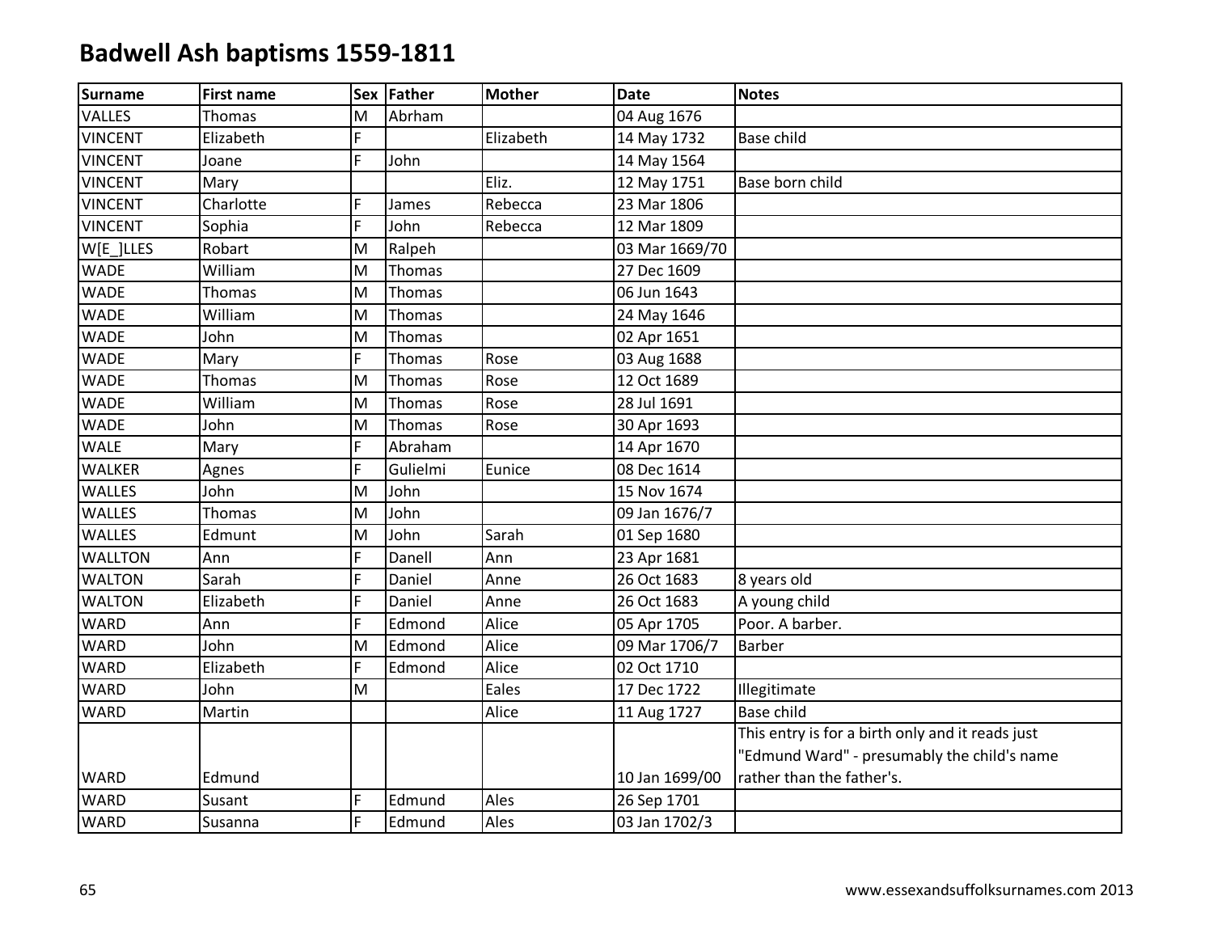# Badwell Ash baptisms 1559-1811

| Surname | First name | Sex | Father | Mother | Date | Notes |
|---|---|---|---|---|---|---|
| VALLES | Thomas | M | Abrham | | 04 Aug 1676 | |
| VINCENT | Elizabeth | F | | Elizabeth | 14 May 1732 | Base child |
| VINCENT | Joane | F | John | | 14 May 1564 | |
| VINCENT | Mary | | | Eliz. | 12 May 1751 | Base born child |
| VINCENT | Charlotte | F | James | Rebecca | 23 Mar 1806 | |
| VINCENT | Sophia | F | John | Rebecca | 12 Mar 1809 | |
| W[E_]LLES | Robart | M | Ralpeh | | 03 Mar 1669/70 | |
| WADE | William | M | Thomas | | 27 Dec 1609 | |
| WADE | Thomas | M | Thomas | | 06 Jun 1643 | |
| WADE | William | M | Thomas | | 24 May 1646 | |
| WADE | John | M | Thomas | | 02 Apr 1651 | |
| WADE | Mary | F | Thomas | Rose | 03 Aug 1688 | |
| WADE | Thomas | M | Thomas | Rose | 12 Oct 1689 | |
| WADE | William | M | Thomas | Rose | 28 Jul 1691 | |
| WADE | John | M | Thomas | Rose | 30 Apr 1693 | |
| WALE | Mary | F | Abraham | | 14 Apr 1670 | |
| WALKER | Agnes | F | Gulielmi | Eunice | 08 Dec 1614 | |
| WALLES | John | M | John | | 15 Nov 1674 | |
| WALLES | Thomas | M | John | | 09 Jan 1676/7 | |
| WALLES | Edmunt | M | John | Sarah | 01 Sep 1680 | |
| WALLTON | Ann | F | Danell | Ann | 23 Apr 1681 | |
| WALTON | Sarah | F | Daniel | Anne | 26 Oct 1683 | 8 years old |
| WALTON | Elizabeth | F | Daniel | Anne | 26 Oct 1683 | A young child |
| WARD | Ann | F | Edmond | Alice | 05 Apr 1705 | Poor. A barber. |
| WARD | John | M | Edmond | Alice | 09 Mar 1706/7 | Barber |
| WARD | Elizabeth | F | Edmond | Alice | 02 Oct 1710 | |
| WARD | John | M | | Eales | 17 Dec 1722 | Illegitimate |
| WARD | Martin | | | Alice | 11 Aug 1727 | Base child |
| WARD | Edmund | | | | 10 Jan 1699/00 | This entry is for a birth only and it reads just "Edmund Ward" - presumably the child's name rather than the father's. |
| WARD | Susant | F | Edmund | Ales | 26 Sep 1701 | |
| WARD | Susanna | F | Edmund | Ales | 03 Jan 1702/3 | |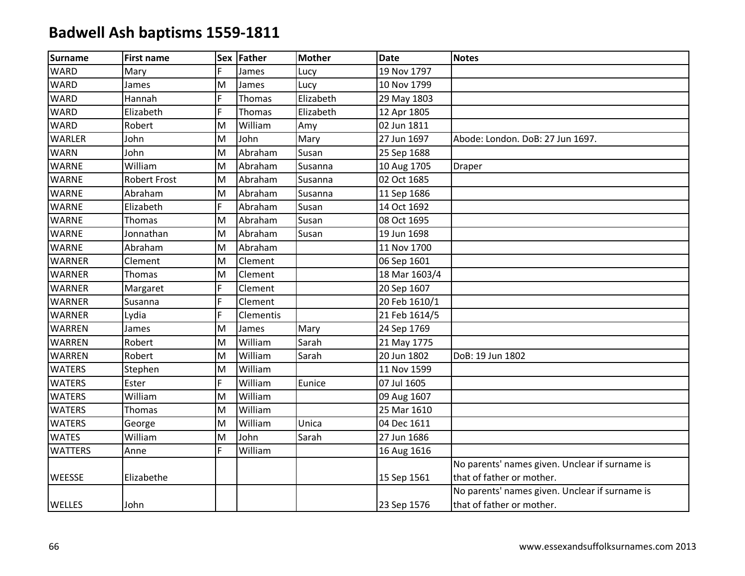# Badwell Ash baptisms 1559-1811

| Surname | First name | Sex | Father | Mother | Date | Notes |
|---|---|---|---|---|---|---|
| WARD | Mary | F | James | Lucy | 19 Nov 1797 | |
| WARD | James | M | James | Lucy | 10 Nov 1799 | |
| WARD | Hannah | F | Thomas | Elizabeth | 29 May 1803 | |
| WARD | Elizabeth | F | Thomas | Elizabeth | 12 Apr 1805 | |
| WARD | Robert | M | William | Amy | 02 Jun 1811 | |
| WARLER | John | M | John | Mary | 27 Jun 1697 | Abode: London. DoB: 27 Jun 1697. |
| WARN | John | M | Abraham | Susan | 25 Sep 1688 | |
| WARNE | William | M | Abraham | Susanna | 10 Aug 1705 | Draper |
| WARNE | Robert Frost | M | Abraham | Susanna | 02 Oct 1685 | |
| WARNE | Abraham | M | Abraham | Susanna | 11 Sep 1686 | |
| WARNE | Elizabeth | F | Abraham | Susan | 14 Oct 1692 | |
| WARNE | Thomas | M | Abraham | Susan | 08 Oct 1695 | |
| WARNE | Jonnathan | M | Abraham | Susan | 19 Jun 1698 | |
| WARNE | Abraham | M | Abraham | | 11 Nov 1700 | |
| WARNER | Clement | M | Clement | | 06 Sep 1601 | |
| WARNER | Thomas | M | Clement | | 18 Mar 1603/4 | |
| WARNER | Margaret | F | Clement | | 20 Sep 1607 | |
| WARNER | Susanna | F | Clement | | 20 Feb 1610/1 | |
| WARNER | Lydia | F | Clementis | | 21 Feb 1614/5 | |
| WARREN | James | M | James | Mary | 24 Sep 1769 | |
| WARREN | Robert | M | William | Sarah | 21 May 1775 | |
| WARREN | Robert | M | William | Sarah | 20 Jun 1802 | DoB: 19 Jun 1802 |
| WATERS | Stephen | M | William | | 11 Nov 1599 | |
| WATERS | Ester | F | William | Eunice | 07 Jul 1605 | |
| WATERS | William | M | William | | 09 Aug 1607 | |
| WATERS | Thomas | M | William | | 25 Mar 1610 | |
| WATERS | George | M | William | Unica | 04 Dec 1611 | |
| WATES | William | M | John | Sarah | 27 Jun 1686 | |
| WATTERS | Anne | F | William | | 16 Aug 1616 | |
| WEESSE | Elizabethe | | | | 15 Sep 1561 | No parents' names given. Unclear if surname is that of father or mother. |
| WELLES | John | | | | 23 Sep 1576 | No parents' names given. Unclear if surname is that of father or mother. |

www.essexandsuffolksurnames.com 2013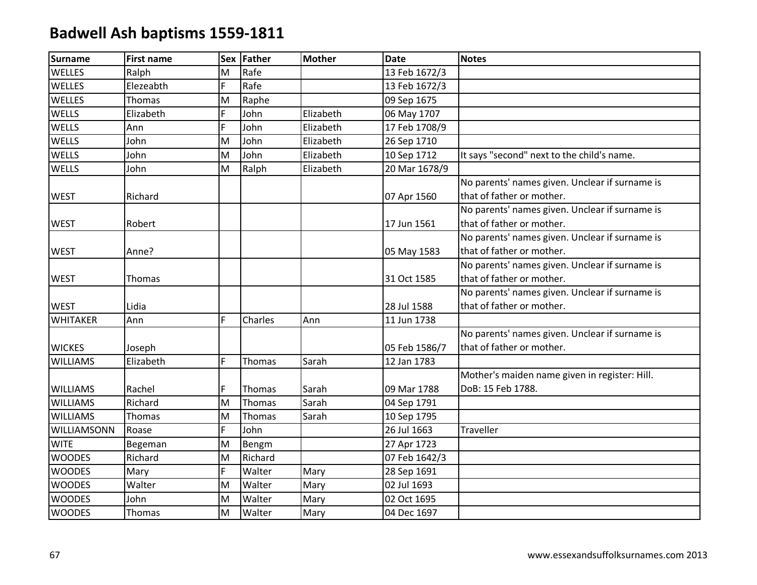# Badwell Ash baptisms 1559-1811

| Surname | First name | Sex | Father | Mother | Date | Notes |
|---|---|---|---|---|---|---|
| WELLES | Ralph | M | Rafe | | 13 Feb 1672/3 | |
| WELLES | Elezeabth | F | Rafe | | 13 Feb 1672/3 | |
| WELLES | Thomas | M | Raphe | | 09 Sep 1675 | |
| WELLS | Elizabeth | F | John | Elizabeth | 06 May 1707 | |
| WELLS | Ann | F | John | Elizabeth | 17 Feb 1708/9 | |
| WELLS | John | M | John | Elizabeth | 26 Sep 1710 | |
| WELLS | John | M | John | Elizabeth | 10 Sep 1712 | It says "second" next to the child's name. |
| WELLS | John | M | Ralph | Elizabeth | 20 Mar 1678/9 | |
| WEST | Richard | | | | 07 Apr 1560 | No parents' names given. Unclear if surname is that of father or mother. |
| WEST | Robert | | | | 17 Jun 1561 | No parents' names given. Unclear if surname is that of father or mother. |
| WEST | Anne? | | | | 05 May 1583 | No parents' names given. Unclear if surname is that of father or mother. |
| WEST | Thomas | | | | 31 Oct 1585 | No parents' names given. Unclear if surname is that of father or mother. |
| WEST | Lidia | | | | 28 Jul 1588 | No parents' names given. Unclear if surname is that of father or mother. |
| WHITAKER | Ann | F | Charles | Ann | 11 Jun 1738 | |
| WICKES | Joseph | | | | 05 Feb 1586/7 | No parents' names given. Unclear if surname is that of father or mother. |
| WILLIAMS | Elizabeth | F | Thomas | Sarah | 12 Jan 1783 | |
| WILLIAMS | Rachel | F | Thomas | Sarah | 09 Mar 1788 | Mother's maiden name given in register: Hill. DoB: 15 Feb 1788. |
| WILLIAMS | Richard | M | Thomas | Sarah | 04 Sep 1791 | |
| WILLIAMS | Thomas | M | Thomas | Sarah | 10 Sep 1795 | |
| WILLIAMSONN | Roase | F | John | | 26 Jul 1663 | Traveller |
| WITE | Begeman | M | Bengm | | 27 Apr 1723 | |
| WOODES | Richard | M | Richard | | 07 Feb 1642/3 | |
| WOODES | Mary | F | Walter | Mary | 28 Sep 1691 | |
| WOODES | Walter | M | Walter | Mary | 02 Jul 1693 | |
| WOODES | John | M | Walter | Mary | 02 Oct 1695 | |
| WOODES | Thomas | M | Walter | Mary | 04 Dec 1697 | |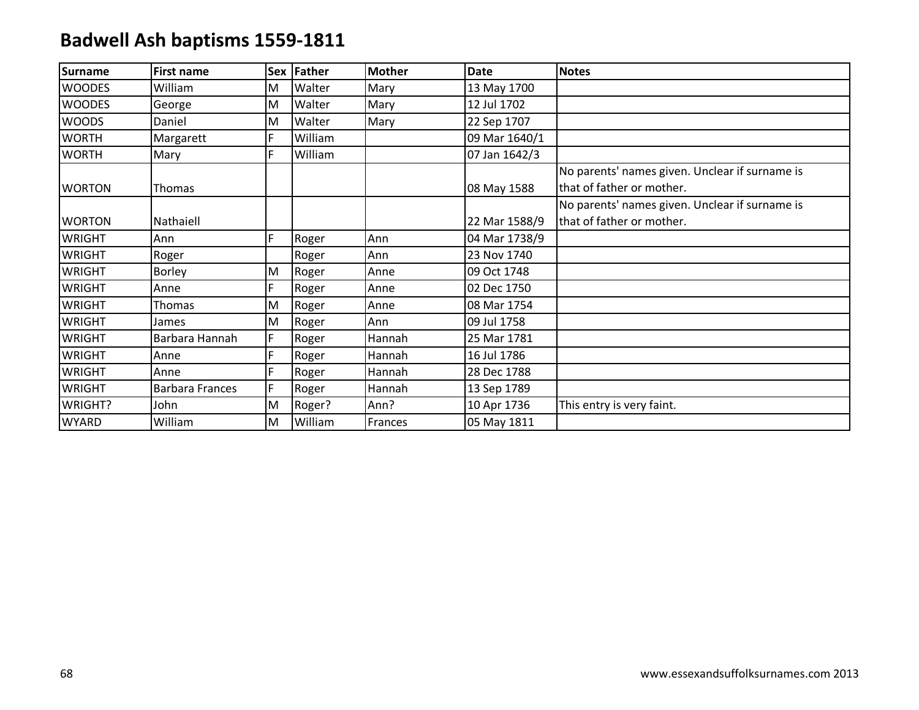# Badwell Ash baptisms 1559-1811

| Surname | First name | Sex | Father | Mother | Date | Notes |
|---|---|---|---|---|---|---|
| WOODES | William | M | Walter | Mary | 13 May 1700 | |
| WOODES | George | M | Walter | Mary | 12 Jul 1702 | |
| WOODS | Daniel | M | Walter | Mary | 22 Sep 1707 | |
| WORTH | Margarett | F | William | | 09 Mar 1640/1 | |
| WORTH | Mary | F | William | | 07 Jan 1642/3 | |
| WORTON | Thomas | | | | 08 May 1588 | No parents' names given. Unclear if surname is that of father or mother. |
| WORTON | Nathaiell | | | | 22 Mar 1588/9 | No parents' names given. Unclear if surname is that of father or mother. |
| WRIGHT | Ann | F | Roger | Ann | 04 Mar 1738/9 | |
| WRIGHT | Roger | | Roger | Ann | 23 Nov 1740 | |
| WRIGHT | Borley | M | Roger | Anne | 09 Oct 1748 | |
| WRIGHT | Anne | F | Roger | Anne | 02 Dec 1750 | |
| WRIGHT | Thomas | M | Roger | Anne | 08 Mar 1754 | |
| WRIGHT | James | M | Roger | Ann | 09 Jul 1758 | |
| WRIGHT | Barbara Hannah | F | Roger | Hannah | 25 Mar 1781 | |
| WRIGHT | Anne | F | Roger | Hannah | 16 Jul 1786 | |
| WRIGHT | Anne | F | Roger | Hannah | 28 Dec 1788 | |
| WRIGHT | Barbara Frances | F | Roger | Hannah | 13 Sep 1789 | |
| WRIGHT? | John | M | Roger? | Ann? | 10 Apr 1736 | This entry is very faint. |
| WYARD | William | M | William | Frances | 05 May 1811 | |

www.essexandsuffolksurnames.com 2013